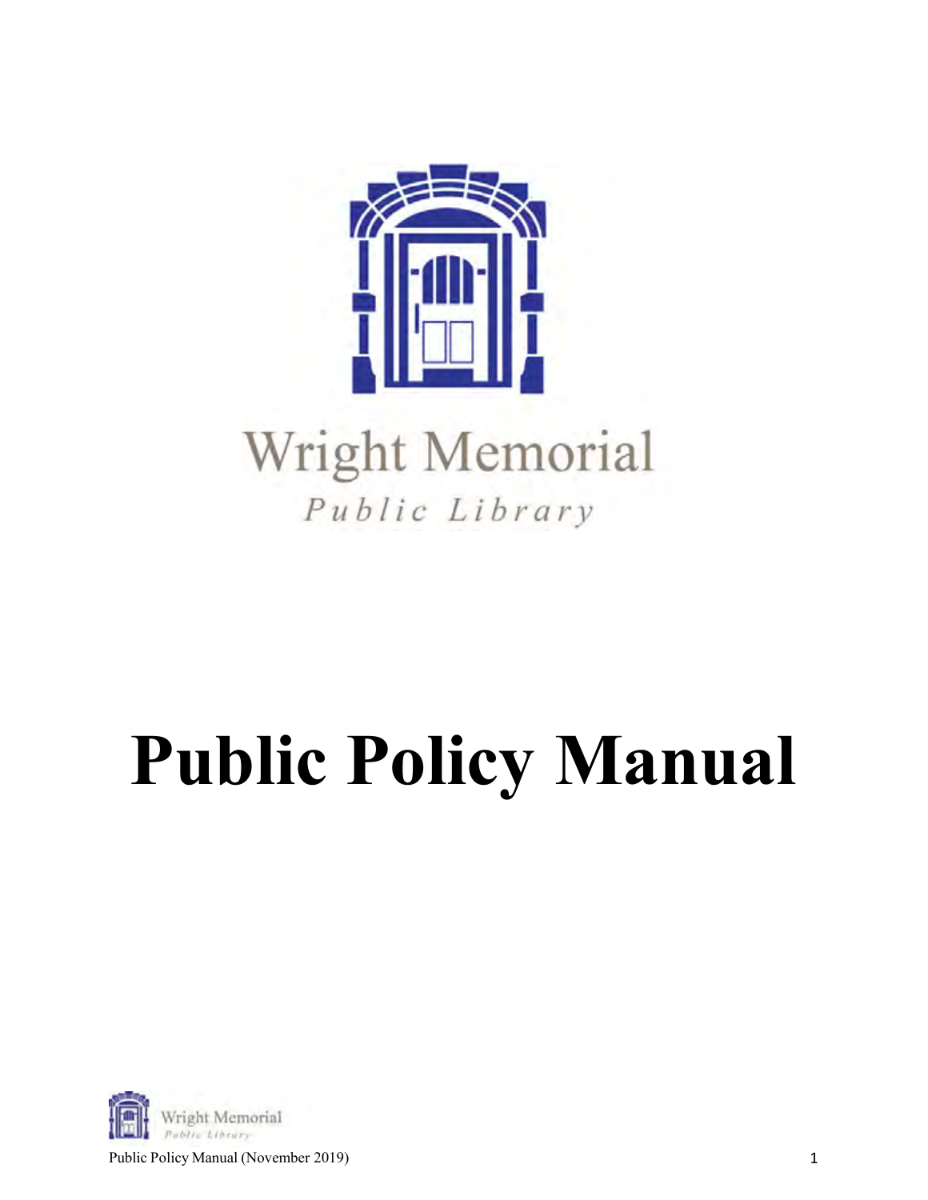Wright Memorial

*Public Library*

# Public Policy Manual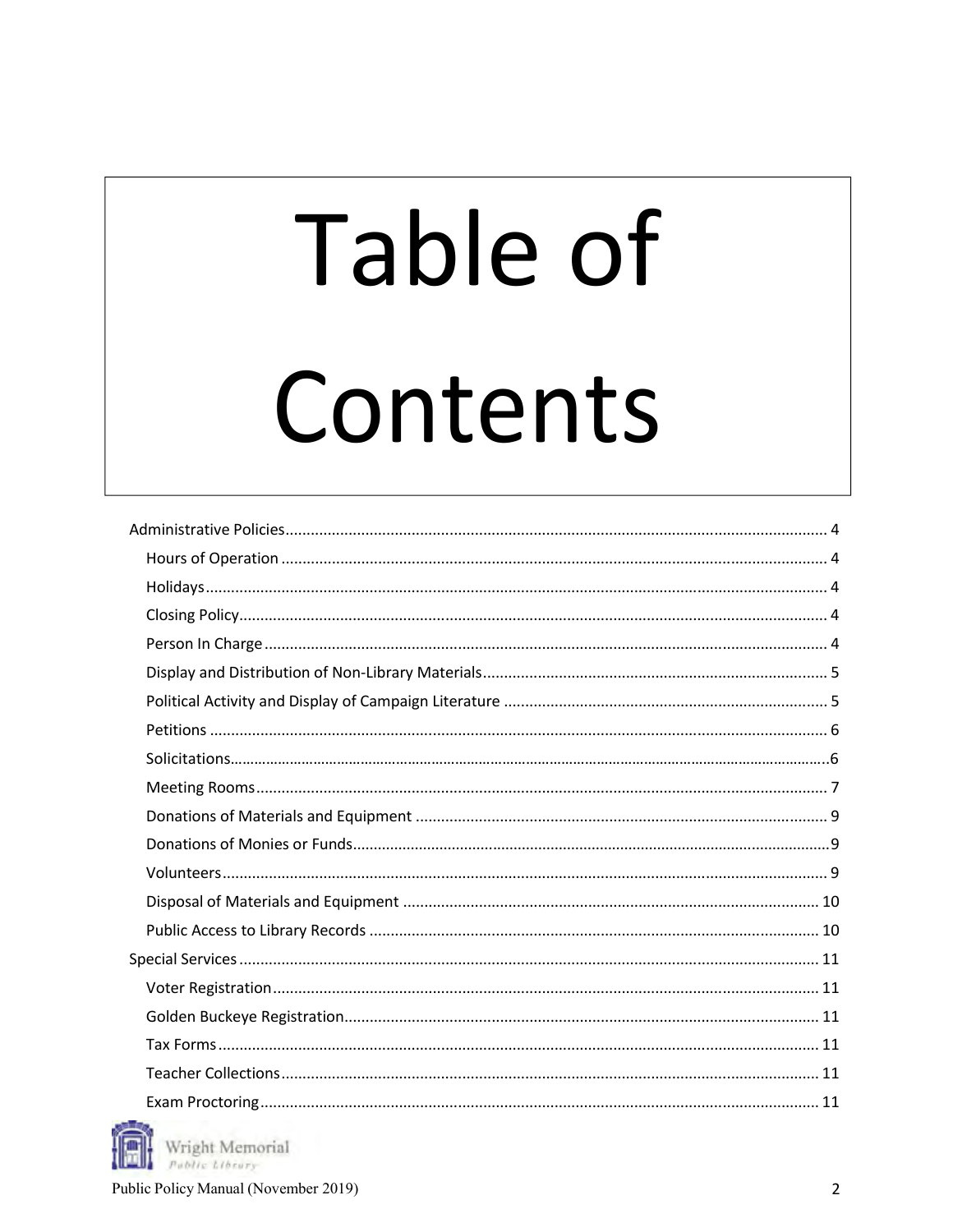# Table of Contents

- Administrative Policies ..... 4
  - Hours of Operation ..... 4
  - Holidays ..... 4
  - Closing Policy ..... 4
  - Person In Charge ..... 4
  - Display and Distribution of Non-Library Materials ..... 5
  - Political Activity and Display of Campaign Literature ..... 5
  - Petitions ..... 6
  - Solicitations ..... 6
  - Meeting Rooms ..... 7
  - Donations of Materials and Equipment ..... 9
  - Donations of Monies or Funds ..... 9
  - Volunteers ..... 9
  - Disposal of Materials and Equipment ..... 10
  - Public Access to Library Records ..... 10
- Special Services ..... 11
  - Voter Registration ..... 11
  - Golden Buckeye Registration ..... 11
  - Tax Forms ..... 11
  - Teacher Collections ..... 11
  - Exam Proctoring ..... 11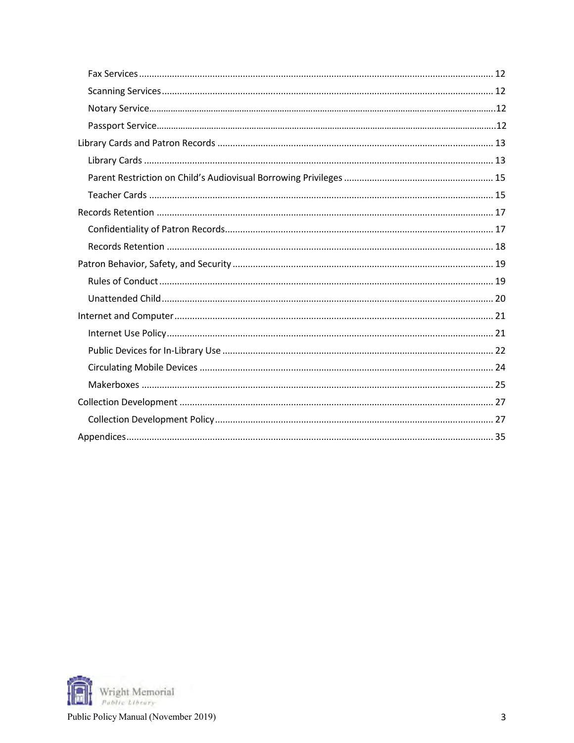- Fax Services ........ 12
- Scanning Services ........ 12
- Notary Service ........ 12
- Passport Service ........ 12

Library Cards and Patron Records ........ 13

- Library Cards ........ 13
- Parent Restriction on Child's Audiovisual Borrowing Privileges ........ 15
- Teacher Cards ........ 15

Records Retention ........ 17

- Confidentiality of Patron Records ........ 17
- Records Retention ........ 18

Patron Behavior, Safety, and Security ........ 19

- Rules of Conduct ........ 19
- Unattended Child ........ 20

Internet and Computer ........ 21

- Internet Use Policy ........ 21
- Public Devices for In-Library Use ........ 22
- Circulating Mobile Devices ........ 24
- Makerboxes ........ 25

Collection Development ........ 27

- Collection Development Policy ........ 27

Appendices ........ 35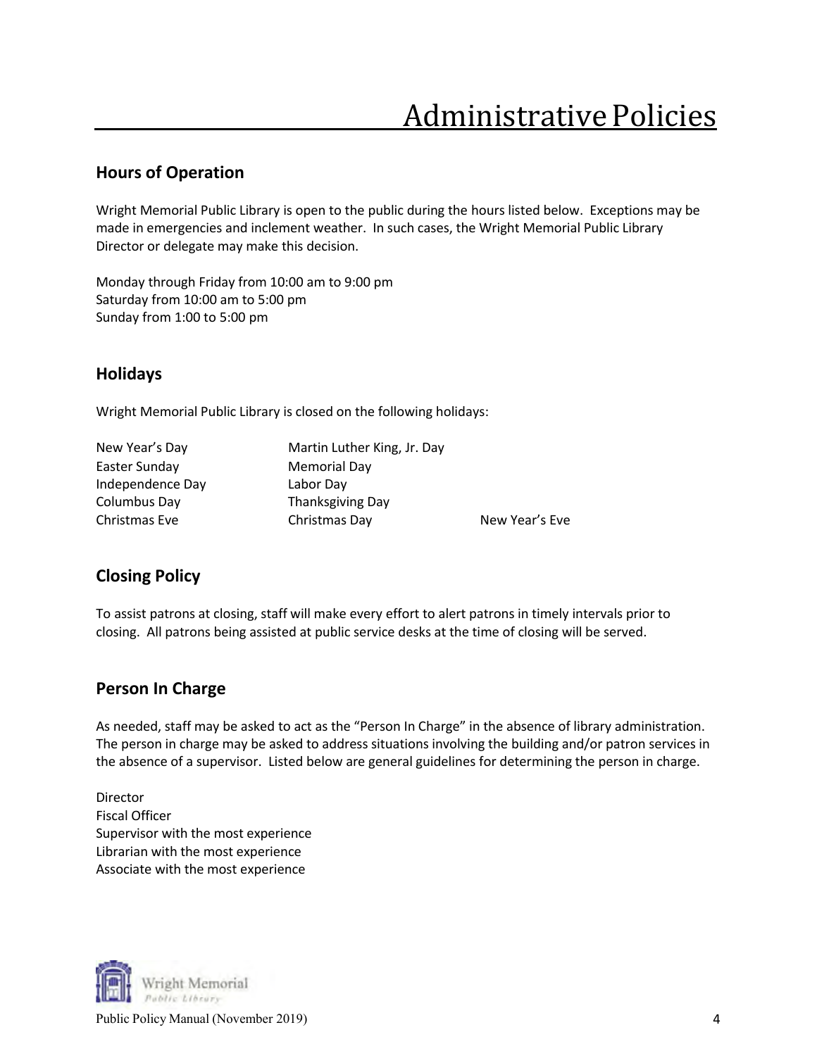# Administrative Policies

## Hours of Operation

Wright Memorial Public Library is open to the public during the hours listed below. Exceptions may be made in emergencies and inclement weather. In such cases, the Wright Memorial Public Library Director or delegate may make this decision.

Monday through Friday from 10:00 am to 9:00 pm
Saturday from 10:00 am to 5:00 pm
Sunday from 1:00 to 5:00 pm

## Holidays

Wright Memorial Public Library is closed on the following holidays:

| | | |
|---|---|---|
| New Year's Day | Martin Luther King, Jr. Day | |
| Easter Sunday | Memorial Day | |
| Independence Day | Labor Day | |
| Columbus Day | Thanksgiving Day | |
| Christmas Eve | Christmas Day | New Year's Eve |

## Closing Policy

To assist patrons at closing, staff will make every effort to alert patrons in timely intervals prior to closing. All patrons being assisted at public service desks at the time of closing will be served.

## Person In Charge

As needed, staff may be asked to act as the "Person In Charge" in the absence of library administration. The person in charge may be asked to address situations involving the building and/or patron services in the absence of a supervisor. Listed below are general guidelines for determining the person in charge.

Director
Fiscal Officer
Supervisor with the most experience
Librarian with the most experience
Associate with the most experience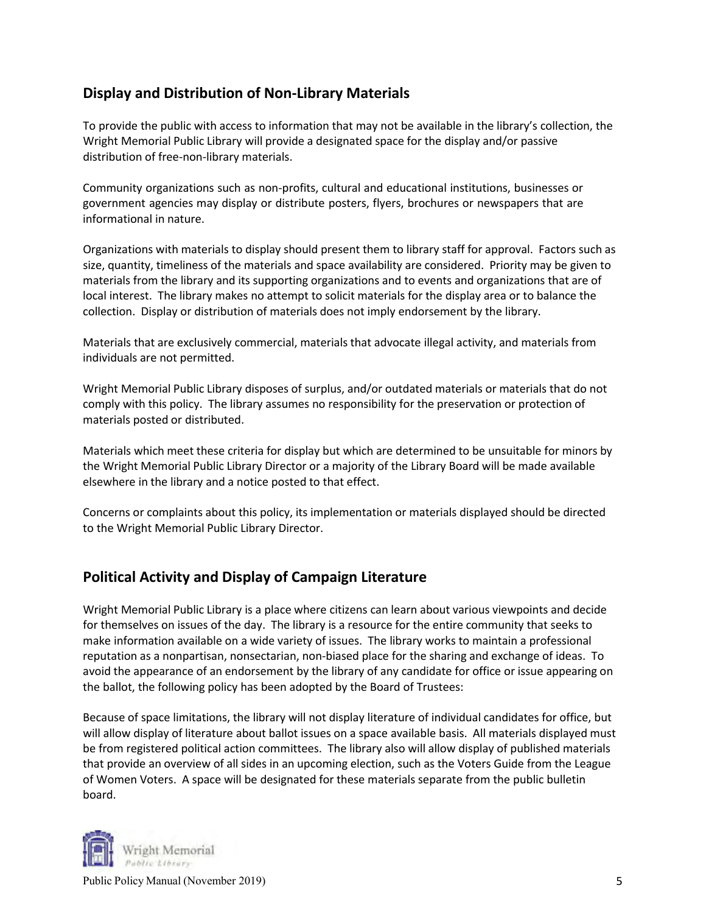## Display and Distribution of Non-Library Materials

To provide the public with access to information that may not be available in the library's collection, the Wright Memorial Public Library will provide a designated space for the display and/or passive distribution of free-non-library materials.

Community organizations such as non-profits, cultural and educational institutions, businesses or government agencies may display or distribute posters, flyers, brochures or newspapers that are informational in nature.

Organizations with materials to display should present them to library staff for approval. Factors such as size, quantity, timeliness of the materials and space availability are considered. Priority may be given to materials from the library and its supporting organizations and to events and organizations that are of local interest. The library makes no attempt to solicit materials for the display area or to balance the collection. Display or distribution of materials does not imply endorsement by the library.

Materials that are exclusively commercial, materials that advocate illegal activity, and materials from individuals are not permitted.

Wright Memorial Public Library disposes of surplus, and/or outdated materials or materials that do not comply with this policy. The library assumes no responsibility for the preservation or protection of materials posted or distributed.

Materials which meet these criteria for display but which are determined to be unsuitable for minors by the Wright Memorial Public Library Director or a majority of the Library Board will be made available elsewhere in the library and a notice posted to that effect.

Concerns or complaints about this policy, its implementation or materials displayed should be directed to the Wright Memorial Public Library Director.

## Political Activity and Display of Campaign Literature

Wright Memorial Public Library is a place where citizens can learn about various viewpoints and decide for themselves on issues of the day. The library is a resource for the entire community that seeks to make information available on a wide variety of issues. The library works to maintain a professional reputation as a nonpartisan, nonsectarian, non-biased place for the sharing and exchange of ideas. To avoid the appearance of an endorsement by the library of any candidate for office or issue appearing on the ballot, the following policy has been adopted by the Board of Trustees:

Because of space limitations, the library will not display literature of individual candidates for office, but will allow display of literature about ballot issues on a space available basis. All materials displayed must be from registered political action committees. The library also will allow display of published materials that provide an overview of all sides in an upcoming election, such as the Voters Guide from the League of Women Voters. A space will be designated for these materials separate from the public bulletin board.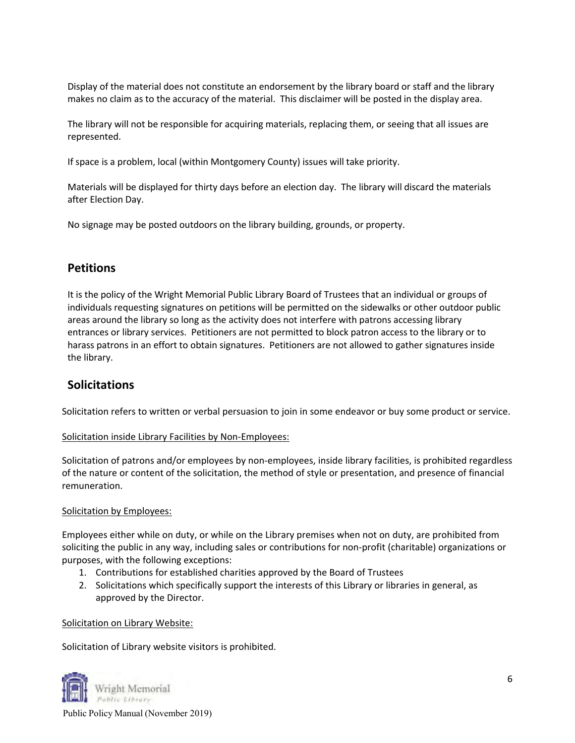Display of the material does not constitute an endorsement by the library board or staff and the library makes no claim as to the accuracy of the material. This disclaimer will be posted in the display area.

The library will not be responsible for acquiring materials, replacing them, or seeing that all issues are represented.

If space is a problem, local (within Montgomery County) issues will take priority.

Materials will be displayed for thirty days before an election day. The library will discard the materials after Election Day.

No signage may be posted outdoors on the library building, grounds, or property.

## Petitions

It is the policy of the Wright Memorial Public Library Board of Trustees that an individual or groups of individuals requesting signatures on petitions will be permitted on the sidewalks or other outdoor public areas around the library so long as the activity does not interfere with patrons accessing library entrances or library services. Petitioners are not permitted to block patron access to the library or to harass patrons in an effort to obtain signatures. Petitioners are not allowed to gather signatures inside the library.

## Solicitations

Solicitation refers to written or verbal persuasion to join in some endeavor or buy some product or service.

<u>Solicitation inside Library Facilities by Non-Employees:</u>

Solicitation of patrons and/or employees by non-employees, inside library facilities, is prohibited regardless of the nature or content of the solicitation, the method of style or presentation, and presence of financial remuneration.

<u>Solicitation by Employees:</u>

Employees either while on duty, or while on the Library premises when not on duty, are prohibited from soliciting the public in any way, including sales or contributions for non-profit (charitable) organizations or purposes, with the following exceptions:

1. Contributions for established charities approved by the Board of Trustees
2. Solicitations which specifically support the interests of this Library or libraries in general, as approved by the Director.

<u>Solicitation on Library Website:</u>

Solicitation of Library website visitors is prohibited.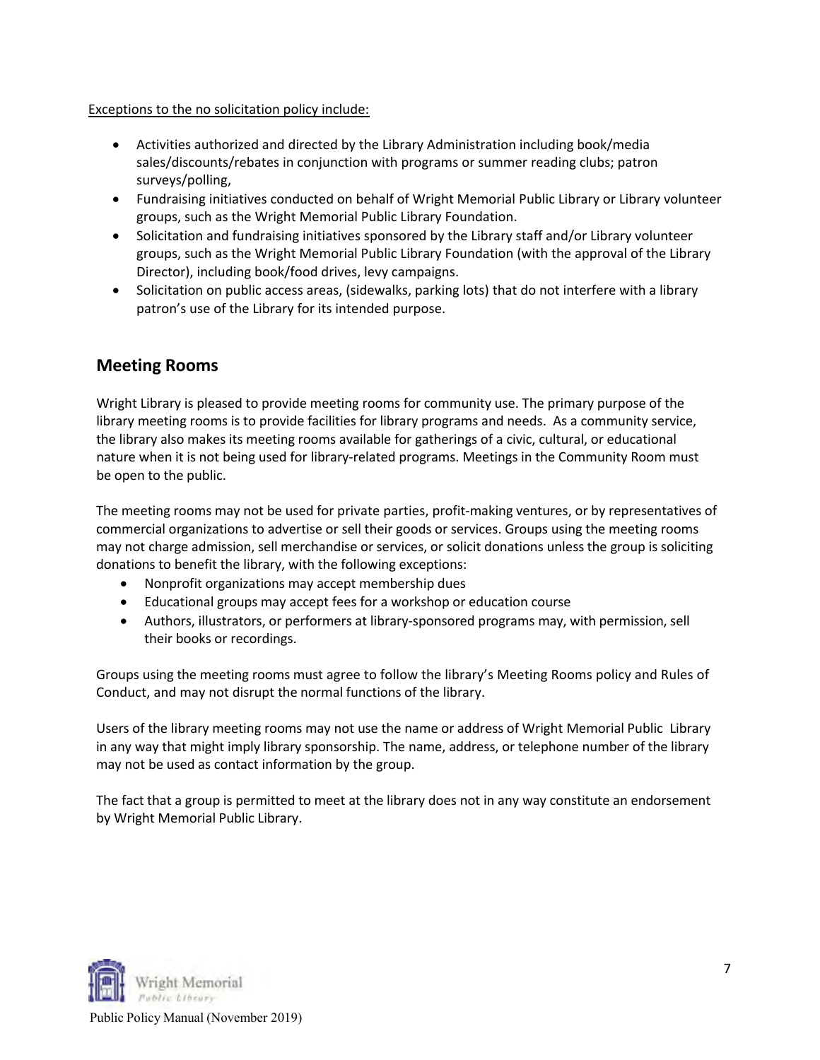Exceptions to the no solicitation policy include:

- Activities authorized and directed by the Library Administration including book/media sales/discounts/rebates in conjunction with programs or summer reading clubs; patron surveys/polling,
- Fundraising initiatives conducted on behalf of Wright Memorial Public Library or Library volunteer groups, such as the Wright Memorial Public Library Foundation.
- Solicitation and fundraising initiatives sponsored by the Library staff and/or Library volunteer groups, such as the Wright Memorial Public Library Foundation (with the approval of the Library Director), including book/food drives, levy campaigns.
- Solicitation on public access areas, (sidewalks, parking lots) that do not interfere with a library patron's use of the Library for its intended purpose.

## Meeting Rooms

Wright Library is pleased to provide meeting rooms for community use. The primary purpose of the library meeting rooms is to provide facilities for library programs and needs. As a community service, the library also makes its meeting rooms available for gatherings of a civic, cultural, or educational nature when it is not being used for library-related programs. Meetings in the Community Room must be open to the public.

The meeting rooms may not be used for private parties, profit-making ventures, or by representatives of commercial organizations to advertise or sell their goods or services. Groups using the meeting rooms may not charge admission, sell merchandise or services, or solicit donations unless the group is soliciting donations to benefit the library, with the following exceptions:

- Nonprofit organizations may accept membership dues
- Educational groups may accept fees for a workshop or education course
- Authors, illustrators, or performers at library-sponsored programs may, with permission, sell their books or recordings.

Groups using the meeting rooms must agree to follow the library's Meeting Rooms policy and Rules of Conduct, and may not disrupt the normal functions of the library.

Users of the library meeting rooms may not use the name or address of Wright Memorial Public Library in any way that might imply library sponsorship. The name, address, or telephone number of the library may not be used as contact information by the group.

The fact that a group is permitted to meet at the library does not in any way constitute an endorsement by Wright Memorial Public Library.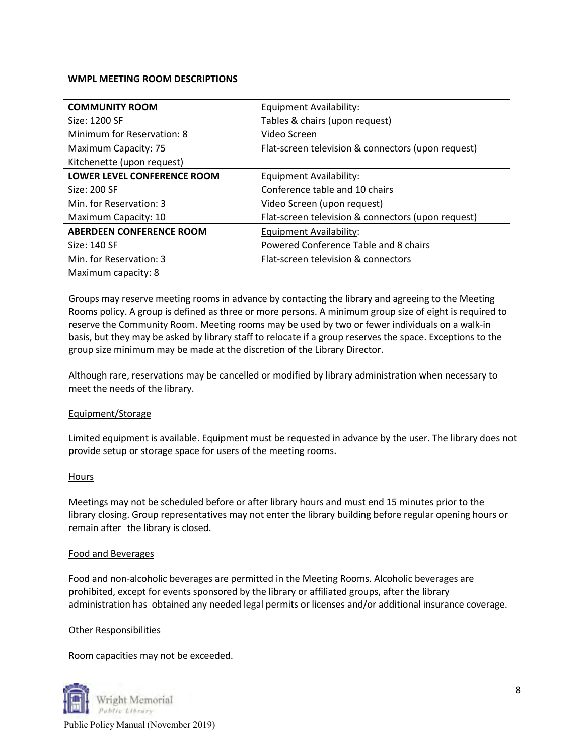**WMPL MEETING ROOM DESCRIPTIONS**

| | |
|---|---|
| **COMMUNITY ROOM** | Equipment Availability: |
| Size: 1200 SF | Tables & chairs (upon request) |
| Minimum for Reservation: 8 | Video Screen |
| Maximum Capacity: 75 | Flat-screen television & connectors (upon request) |
| Kitchenette (upon request) | |
| **LOWER LEVEL CONFERENCE ROOM** | Equipment Availability: |
| Size: 200 SF | Conference table and 10 chairs |
| Min. for Reservation: 3 | Video Screen (upon request) |
| Maximum Capacity: 10 | Flat-screen television & connectors (upon request) |
| **ABERDEEN CONFERENCE ROOM** | Equipment Availability: |
| Size: 140 SF | Powered Conference Table and 8 chairs |
| Min. for Reservation: 3 | Flat-screen television & connectors |
| Maximum capacity: 8 | |

Groups may reserve meeting rooms in advance by contacting the library and agreeing to the Meeting Rooms policy. A group is defined as three or more persons. A minimum group size of eight is required to reserve the Community Room. Meeting rooms may be used by two or fewer individuals on a walk-in basis, but they may be asked by library staff to relocate if a group reserves the space. Exceptions to the group size minimum may be made at the discretion of the Library Director.

Although rare, reservations may be cancelled or modified by library administration when necessary to meet the needs of the library.

Equipment/Storage

Limited equipment is available. Equipment must be requested in advance by the user. The library does not provide setup or storage space for users of the meeting rooms.

Hours

Meetings may not be scheduled before or after library hours and must end 15 minutes prior to the library closing. Group representatives may not enter the library building before regular opening hours or remain after the library is closed.

Food and Beverages

Food and non-alcoholic beverages are permitted in the Meeting Rooms. Alcoholic beverages are prohibited, except for events sponsored by the library or affiliated groups, after the library administration has obtained any needed legal permits or licenses and/or additional insurance coverage.

Other Responsibilities

Room capacities may not be exceeded.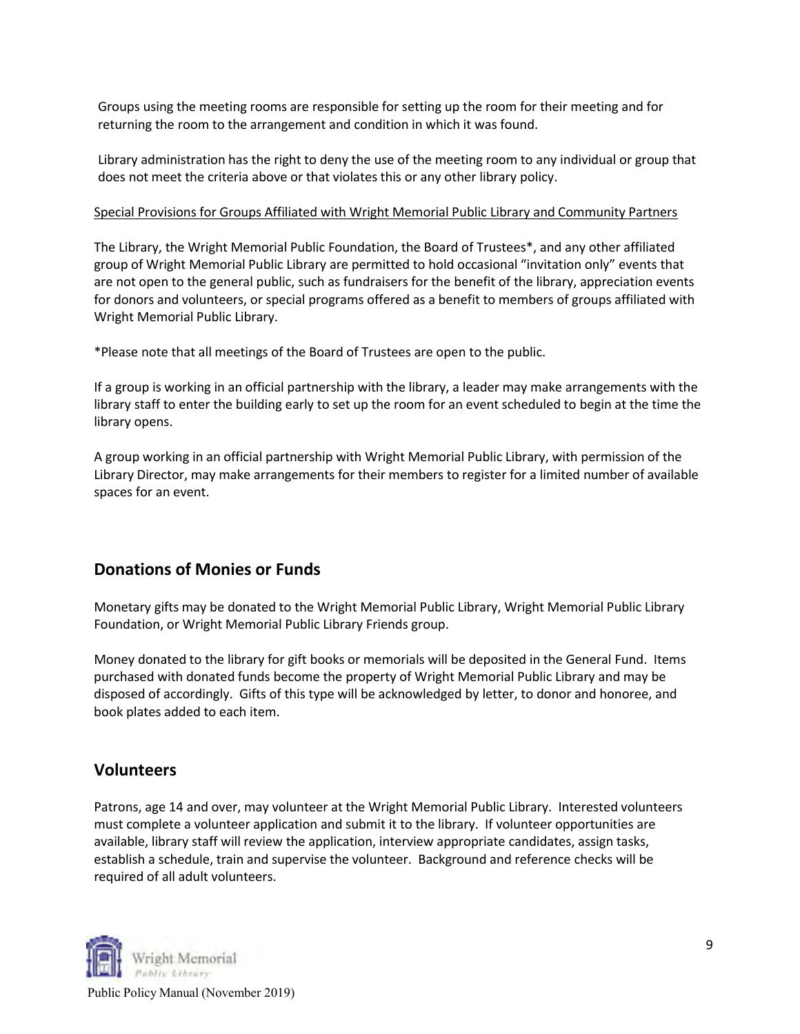Groups using the meeting rooms are responsible for setting up the room for their meeting and for returning the room to the arrangement and condition in which it was found.

Library administration has the right to deny the use of the meeting room to any individual or group that does not meet the criteria above or that violates this or any other library policy.

Special Provisions for Groups Affiliated with Wright Memorial Public Library and Community Partners

The Library, the Wright Memorial Public Foundation, the Board of Trustees*, and any other affiliated group of Wright Memorial Public Library are permitted to hold occasional "invitation only" events that are not open to the general public, such as fundraisers for the benefit of the library, appreciation events for donors and volunteers, or special programs offered as a benefit to members of groups affiliated with Wright Memorial Public Library.

*Please note that all meetings of the Board of Trustees are open to the public.

If a group is working in an official partnership with the library, a leader may make arrangements with the library staff to enter the building early to set up the room for an event scheduled to begin at the time the library opens.

A group working in an official partnership with Wright Memorial Public Library, with permission of the Library Director, may make arrangements for their members to register for a limited number of available spaces for an event.

## Donations of Monies or Funds

Monetary gifts may be donated to the Wright Memorial Public Library, Wright Memorial Public Library Foundation, or Wright Memorial Public Library Friends group.

Money donated to the library for gift books or memorials will be deposited in the General Fund. Items purchased with donated funds become the property of Wright Memorial Public Library and may be disposed of accordingly. Gifts of this type will be acknowledged by letter, to donor and honoree, and book plates added to each item.

## Volunteers

Patrons, age 14 and over, may volunteer at the Wright Memorial Public Library. Interested volunteers must complete a volunteer application and submit it to the library. If volunteer opportunities are available, library staff will review the application, interview appropriate candidates, assign tasks, establish a schedule, train and supervise the volunteer. Background and reference checks will be required of all adult volunteers.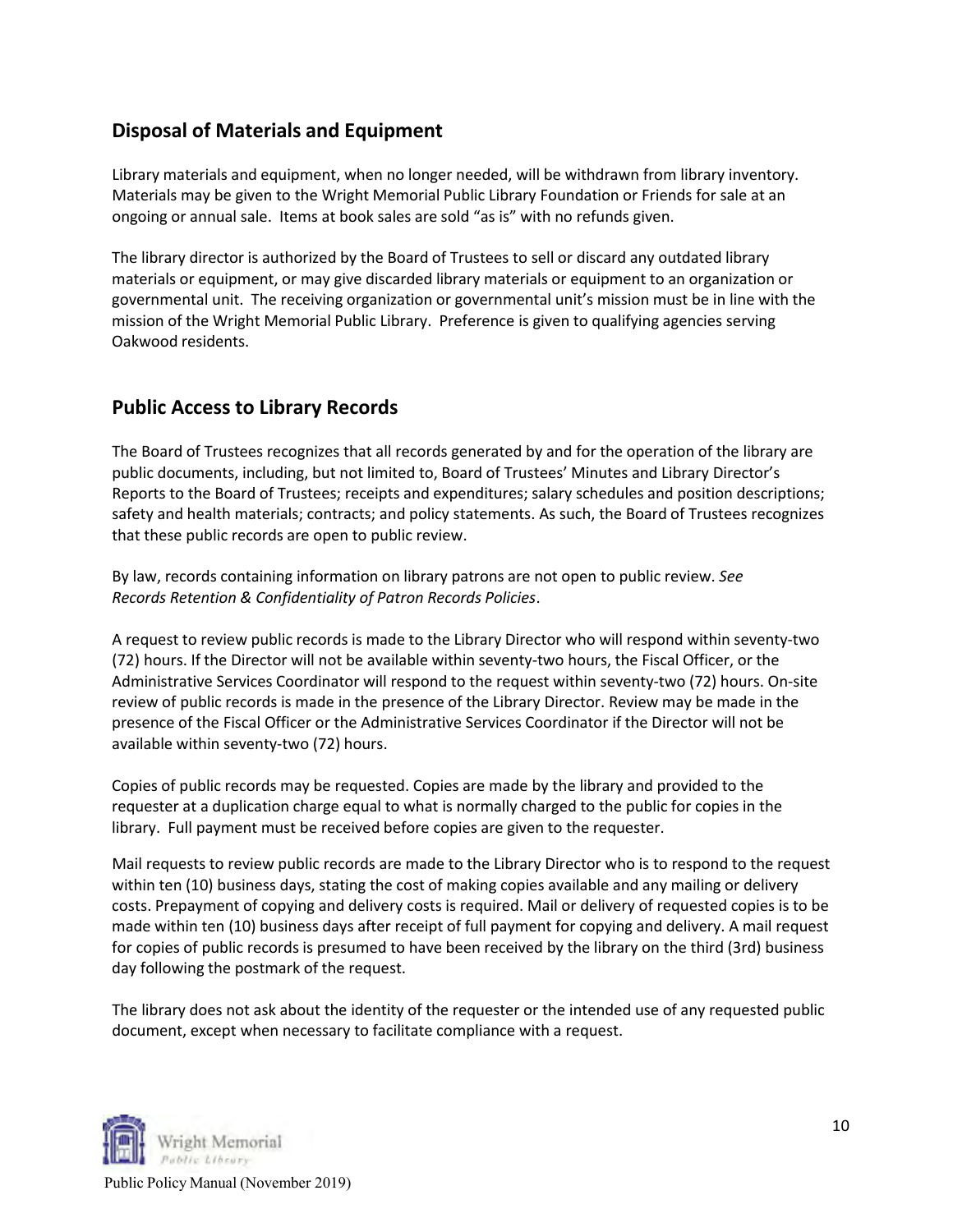## Disposal of Materials and Equipment

Library materials and equipment, when no longer needed, will be withdrawn from library inventory. Materials may be given to the Wright Memorial Public Library Foundation or Friends for sale at an ongoing or annual sale. Items at book sales are sold "as is" with no refunds given.

The library director is authorized by the Board of Trustees to sell or discard any outdated library materials or equipment, or may give discarded library materials or equipment to an organization or governmental unit. The receiving organization or governmental unit's mission must be in line with the mission of the Wright Memorial Public Library. Preference is given to qualifying agencies serving Oakwood residents.

## Public Access to Library Records

The Board of Trustees recognizes that all records generated by and for the operation of the library are public documents, including, but not limited to, Board of Trustees' Minutes and Library Director's Reports to the Board of Trustees; receipts and expenditures; salary schedules and position descriptions; safety and health materials; contracts; and policy statements. As such, the Board of Trustees recognizes that these public records are open to public review.

By law, records containing information on library patrons are not open to public review. *See Records Retention & Confidentiality of Patron Records Policies*.

A request to review public records is made to the Library Director who will respond within seventy-two (72) hours. If the Director will not be available within seventy-two hours, the Fiscal Officer, or the Administrative Services Coordinator will respond to the request within seventy-two (72) hours. On-site review of public records is made in the presence of the Library Director. Review may be made in the presence of the Fiscal Officer or the Administrative Services Coordinator if the Director will not be available within seventy-two (72) hours.

Copies of public records may be requested. Copies are made by the library and provided to the requester at a duplication charge equal to what is normally charged to the public for copies in the library. Full payment must be received before copies are given to the requester.

Mail requests to review public records are made to the Library Director who is to respond to the request within ten (10) business days, stating the cost of making copies available and any mailing or delivery costs. Prepayment of copying and delivery costs is required. Mail or delivery of requested copies is to be made within ten (10) business days after receipt of full payment for copying and delivery. A mail request for copies of public records is presumed to have been received by the library on the third (3rd) business day following the postmark of the request.

The library does not ask about the identity of the requester or the intended use of any requested public document, except when necessary to facilitate compliance with a request.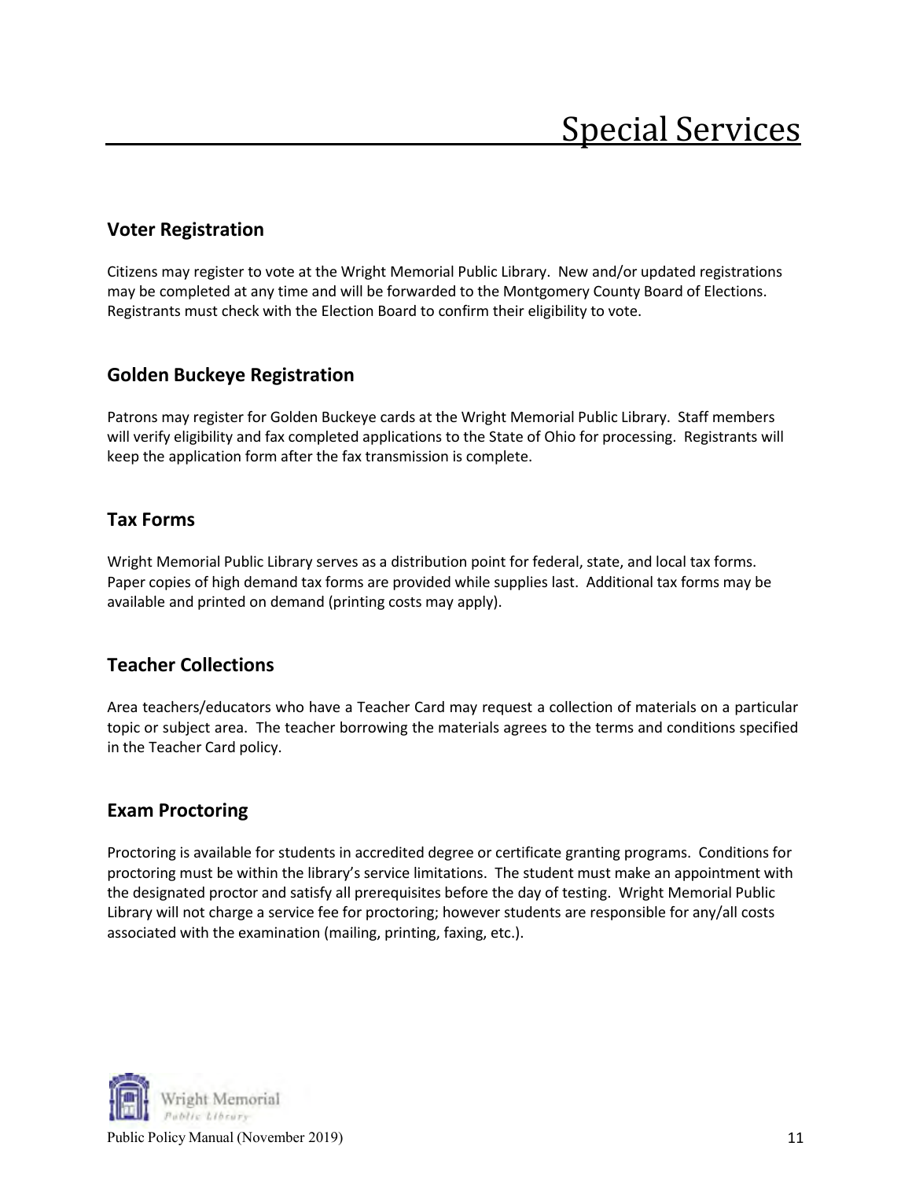# Special Services

## Voter Registration

Citizens may register to vote at the Wright Memorial Public Library. New and/or updated registrations may be completed at any time and will be forwarded to the Montgomery County Board of Elections. Registrants must check with the Election Board to confirm their eligibility to vote.

## Golden Buckeye Registration

Patrons may register for Golden Buckeye cards at the Wright Memorial Public Library. Staff members will verify eligibility and fax completed applications to the State of Ohio for processing. Registrants will keep the application form after the fax transmission is complete.

## Tax Forms

Wright Memorial Public Library serves as a distribution point for federal, state, and local tax forms. Paper copies of high demand tax forms are provided while supplies last. Additional tax forms may be available and printed on demand (printing costs may apply).

## Teacher Collections

Area teachers/educators who have a Teacher Card may request a collection of materials on a particular topic or subject area. The teacher borrowing the materials agrees to the terms and conditions specified in the Teacher Card policy.

## Exam Proctoring

Proctoring is available for students in accredited degree or certificate granting programs. Conditions for proctoring must be within the library's service limitations. The student must make an appointment with the designated proctor and satisfy all prerequisites before the day of testing. Wright Memorial Public Library will not charge a service fee for proctoring; however students are responsible for any/all costs associated with the examination (mailing, printing, faxing, etc.).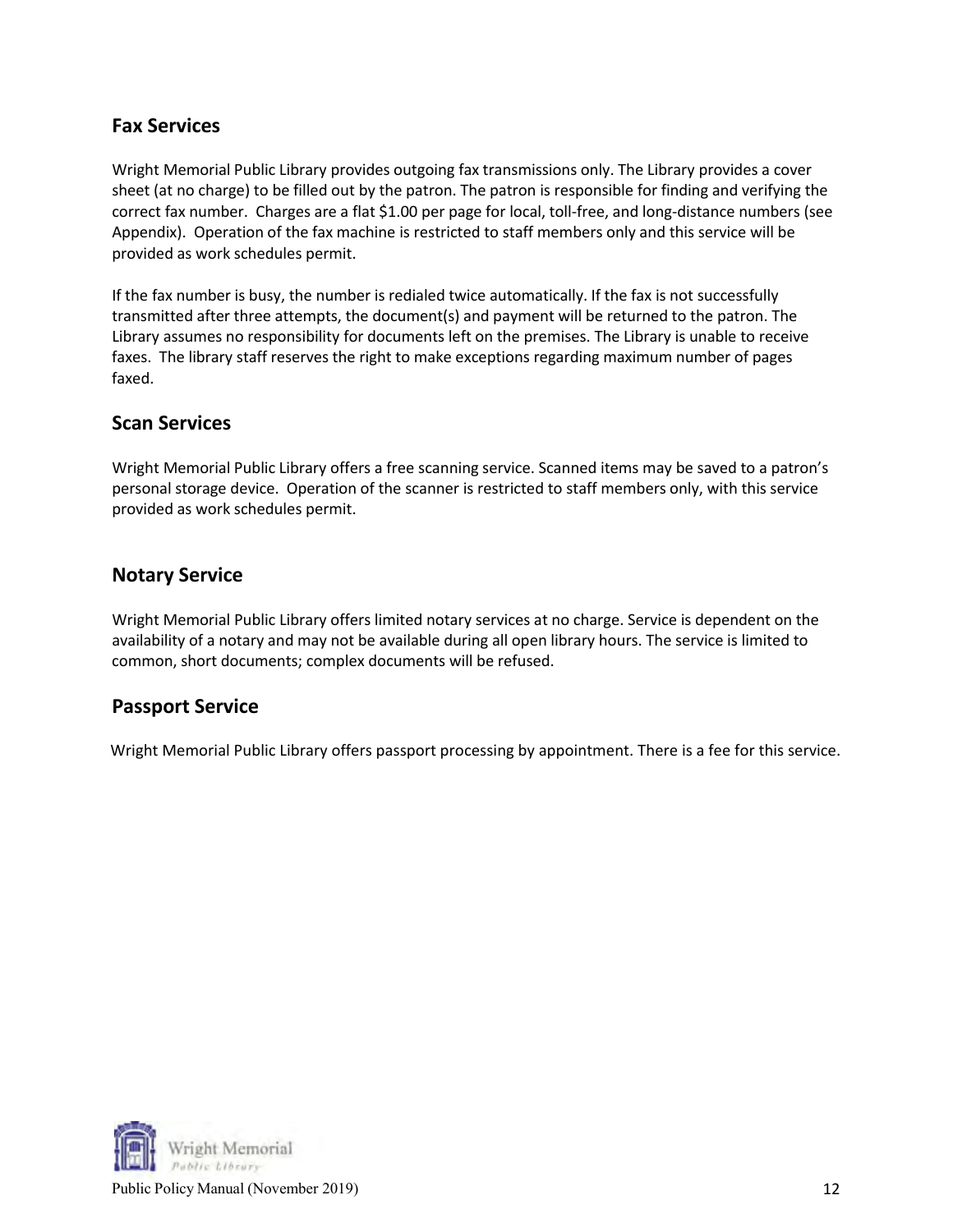## Fax Services

Wright Memorial Public Library provides outgoing fax transmissions only. The Library provides a cover sheet (at no charge) to be filled out by the patron. The patron is responsible for finding and verifying the correct fax number. Charges are a flat $1.00 per page for local, toll-free, and long-distance numbers (see Appendix). Operation of the fax machine is restricted to staff members only and this service will be provided as work schedules permit.

If the fax number is busy, the number is redialed twice automatically. If the fax is not successfully transmitted after three attempts, the document(s) and payment will be returned to the patron. The Library assumes no responsibility for documents left on the premises. The Library is unable to receive faxes. The library staff reserves the right to make exceptions regarding maximum number of pages faxed.

## Scan Services

Wright Memorial Public Library offers a free scanning service. Scanned items may be saved to a patron's personal storage device. Operation of the scanner is restricted to staff members only, with this service provided as work schedules permit.

## Notary Service

Wright Memorial Public Library offers limited notary services at no charge. Service is dependent on the availability of a notary and may not be available during all open library hours. The service is limited to common, short documents; complex documents will be refused.

## Passport Service

Wright Memorial Public Library offers passport processing by appointment. There is a fee for this service.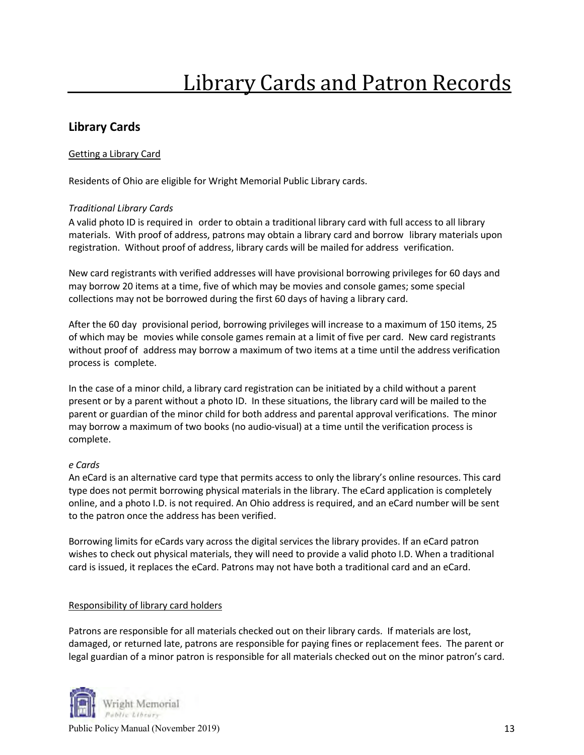# Library Cards and Patron Records

## Library Cards

Getting a Library Card

Residents of Ohio are eligible for Wright Memorial Public Library cards.

*Traditional Library Cards*

A valid photo ID is required in order to obtain a traditional library card with full access to all library materials. With proof of address, patrons may obtain a library card and borrow library materials upon registration. Without proof of address, library cards will be mailed for address verification.

New card registrants with verified addresses will have provisional borrowing privileges for 60 days and may borrow 20 items at a time, five of which may be movies and console games; some special collections may not be borrowed during the first 60 days of having a library card.

After the 60 day provisional period, borrowing privileges will increase to a maximum of 150 items, 25 of which may be movies while console games remain at a limit of five per card. New card registrants without proof of address may borrow a maximum of two items at a time until the address verification process is complete.

In the case of a minor child, a library card registration can be initiated by a child without a parent present or by a parent without a photo ID. In these situations, the library card will be mailed to the parent or guardian of the minor child for both address and parental approval verifications. The minor may borrow a maximum of two books (no audio-visual) at a time until the verification process is complete.

*e Cards*

An eCard is an alternative card type that permits access to only the library's online resources. This card type does not permit borrowing physical materials in the library. The eCard application is completely online, and a photo I.D. is not required. An Ohio address is required, and an eCard number will be sent to the patron once the address has been verified.

Borrowing limits for eCards vary across the digital services the library provides. If an eCard patron wishes to check out physical materials, they will need to provide a valid photo I.D. When a traditional card is issued, it replaces the eCard. Patrons may not have both a traditional card and an eCard.

Responsibility of library card holders

Patrons are responsible for all materials checked out on their library cards. If materials are lost, damaged, or returned late, patrons are responsible for paying fines or replacement fees. The parent or legal guardian of a minor patron is responsible for all materials checked out on the minor patron's card.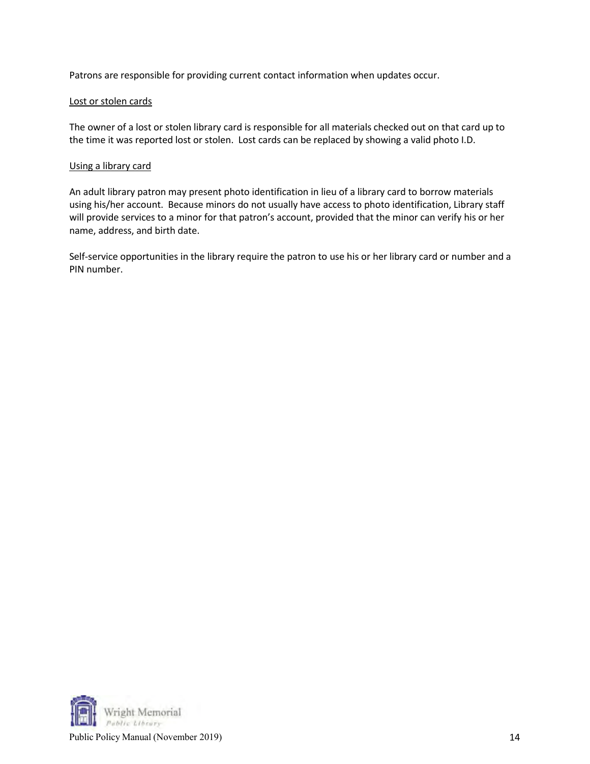Patrons are responsible for providing current contact information when updates occur.

Lost or stolen cards

The owner of a lost or stolen library card is responsible for all materials checked out on that card up to the time it was reported lost or stolen.  Lost cards can be replaced by showing a valid photo I.D.

Using a library card

An adult library patron may present photo identification in lieu of a library card to borrow materials using his/her account.  Because minors do not usually have access to photo identification, Library staff will provide services to a minor for that patron's account, provided that the minor can verify his or her name, address, and birth date.

Self-service opportunities in the library require the patron to use his or her library card or number and a PIN number.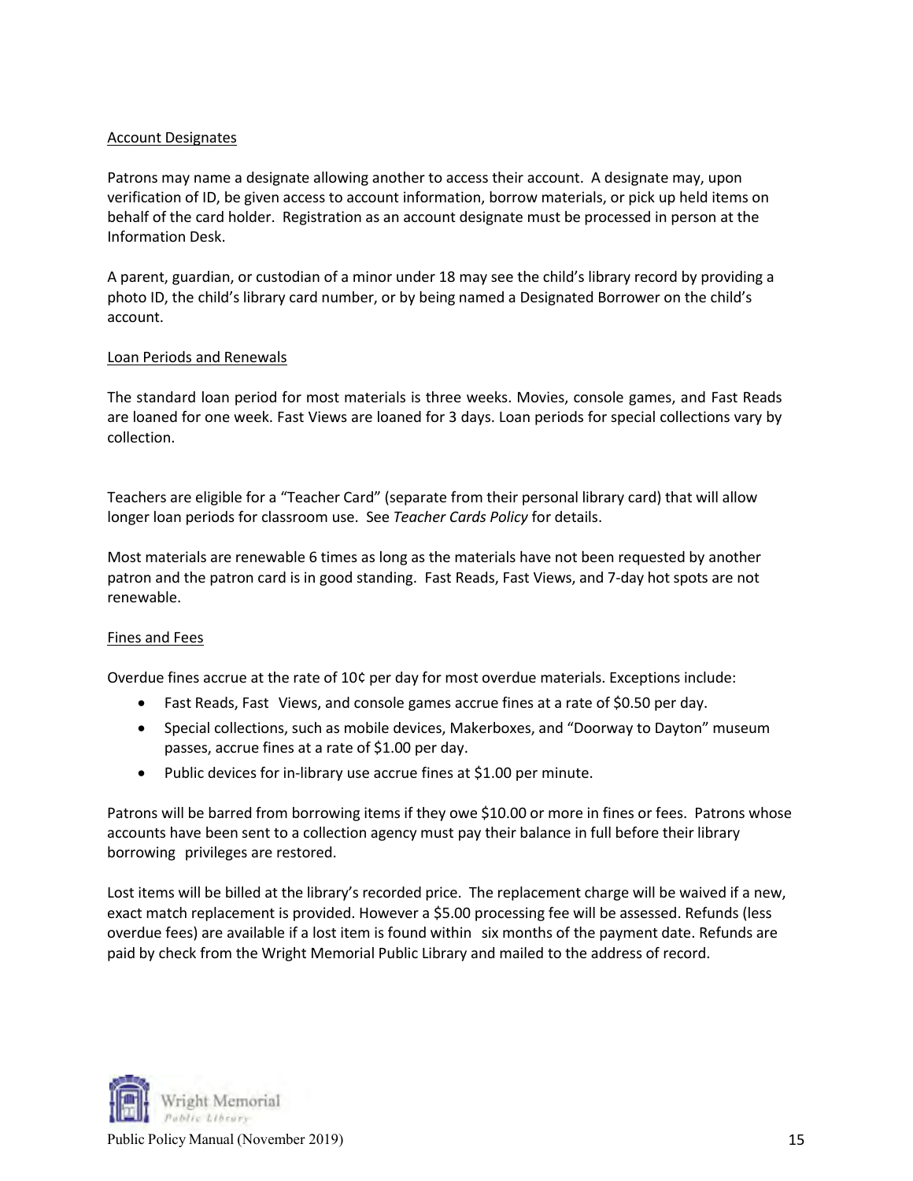Account Designates

Patrons may name a designate allowing another to access their account. A designate may, upon verification of ID, be given access to account information, borrow materials, or pick up held items on behalf of the card holder. Registration as an account designate must be processed in person at the Information Desk.

A parent, guardian, or custodian of a minor under 18 may see the child's library record by providing a photo ID, the child's library card number, or by being named a Designated Borrower on the child's account.

Loan Periods and Renewals

The standard loan period for most materials is three weeks. Movies, console games, and Fast Reads are loaned for one week. Fast Views are loaned for 3 days. Loan periods for special collections vary by collection.

Teachers are eligible for a "Teacher Card" (separate from their personal library card) that will allow longer loan periods for classroom use. See *Teacher Cards Policy* for details.

Most materials are renewable 6 times as long as the materials have not been requested by another patron and the patron card is in good standing. Fast Reads, Fast Views, and 7-day hot spots are not renewable.

Fines and Fees

Overdue fines accrue at the rate of 10¢ per day for most overdue materials. Exceptions include:

- Fast Reads, Fast Views, and console games accrue fines at a rate of $0.50 per day.
- Special collections, such as mobile devices, Makerboxes, and "Doorway to Dayton" museum passes, accrue fines at a rate of $1.00 per day.
- Public devices for in-library use accrue fines at $1.00 per minute.

Patrons will be barred from borrowing items if they owe $10.00 or more in fines or fees. Patrons whose accounts have been sent to a collection agency must pay their balance in full before their library borrowing privileges are restored.

Lost items will be billed at the library's recorded price. The replacement charge will be waived if a new, exact match replacement is provided. However a $5.00 processing fee will be assessed. Refunds (less overdue fees) are available if a lost item is found within six months of the payment date. Refunds are paid by check from the Wright Memorial Public Library and mailed to the address of record.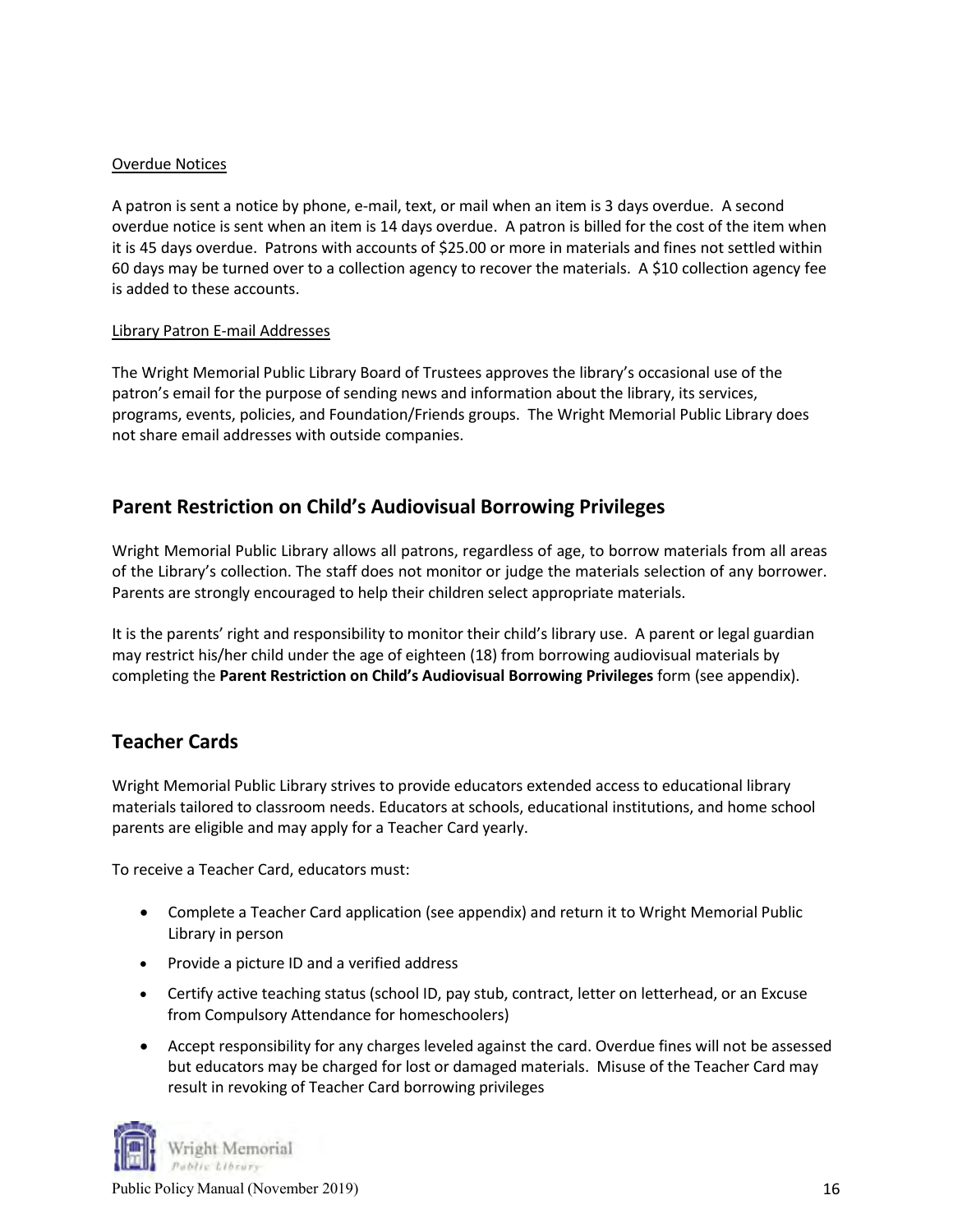Overdue Notices

A patron is sent a notice by phone, e-mail, text, or mail when an item is 3 days overdue. A second overdue notice is sent when an item is 14 days overdue. A patron is billed for the cost of the item when it is 45 days overdue. Patrons with accounts of $25.00 or more in materials and fines not settled within 60 days may be turned over to a collection agency to recover the materials. A $10 collection agency fee is added to these accounts.

Library Patron E-mail Addresses

The Wright Memorial Public Library Board of Trustees approves the library's occasional use of the patron's email for the purpose of sending news and information about the library, its services, programs, events, policies, and Foundation/Friends groups. The Wright Memorial Public Library does not share email addresses with outside companies.

## Parent Restriction on Child's Audiovisual Borrowing Privileges

Wright Memorial Public Library allows all patrons, regardless of age, to borrow materials from all areas of the Library's collection. The staff does not monitor or judge the materials selection of any borrower. Parents are strongly encouraged to help their children select appropriate materials.

It is the parents' right and responsibility to monitor their child's library use. A parent or legal guardian may restrict his/her child under the age of eighteen (18) from borrowing audiovisual materials by completing the **Parent Restriction on Child's Audiovisual Borrowing Privileges** form (see appendix).

## Teacher Cards

Wright Memorial Public Library strives to provide educators extended access to educational library materials tailored to classroom needs. Educators at schools, educational institutions, and home school parents are eligible and may apply for a Teacher Card yearly.

To receive a Teacher Card, educators must:

- Complete a Teacher Card application (see appendix) and return it to Wright Memorial Public Library in person
- Provide a picture ID and a verified address
- Certify active teaching status (school ID, pay stub, contract, letter on letterhead, or an Excuse from Compulsory Attendance for homeschoolers)
- Accept responsibility for any charges leveled against the card. Overdue fines will not be assessed but educators may be charged for lost or damaged materials. Misuse of the Teacher Card may result in revoking of Teacher Card borrowing privileges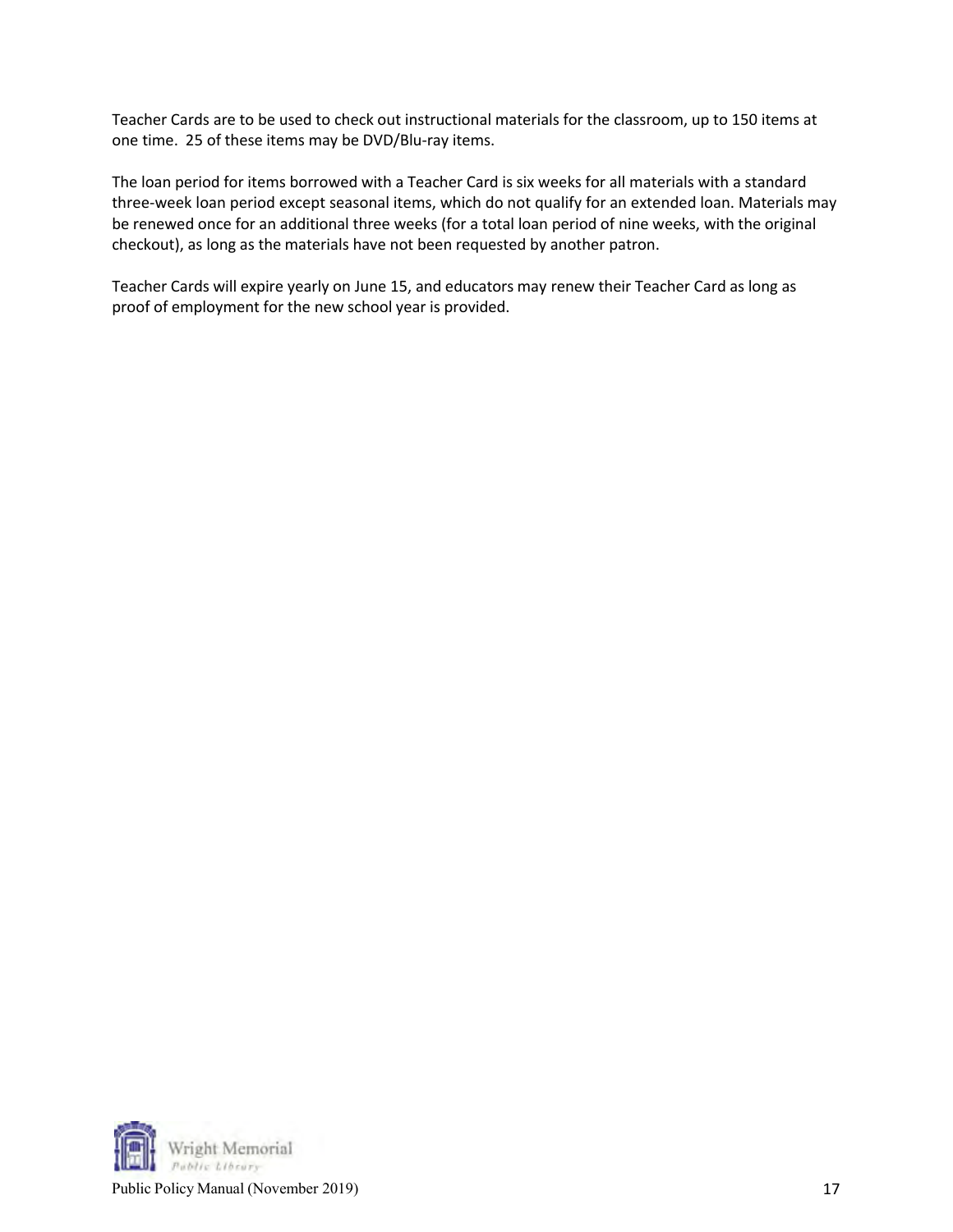Teacher Cards are to be used to check out instructional materials for the classroom, up to 150 items at one time. 25 of these items may be DVD/Blu-ray items.

The loan period for items borrowed with a Teacher Card is six weeks for all materials with a standard three-week loan period except seasonal items, which do not qualify for an extended loan. Materials may be renewed once for an additional three weeks (for a total loan period of nine weeks, with the original checkout), as long as the materials have not been requested by another patron.

Teacher Cards will expire yearly on June 15, and educators may renew their Teacher Card as long as proof of employment for the new school year is provided.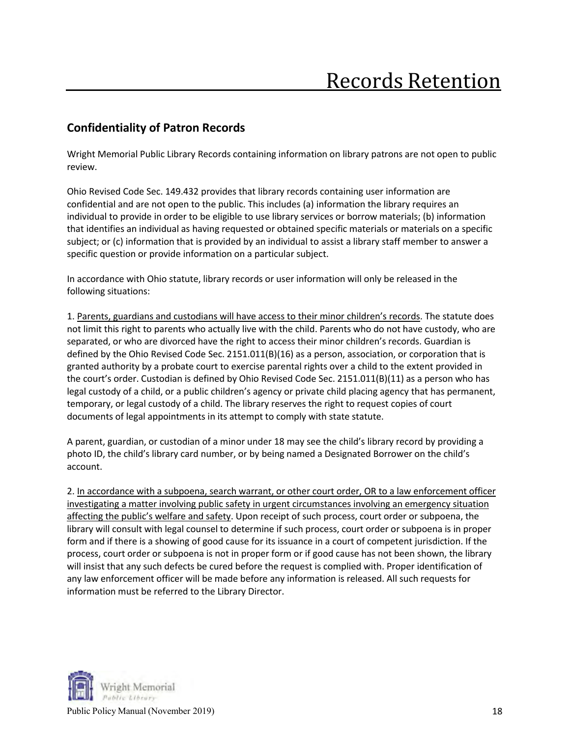# Records Retention

## Confidentiality of Patron Records

Wright Memorial Public Library Records containing information on library patrons are not open to public review.

Ohio Revised Code Sec. 149.432 provides that library records containing user information are confidential and are not open to the public. This includes (a) information the library requires an individual to provide in order to be eligible to use library services or borrow materials; (b) information that identifies an individual as having requested or obtained specific materials or materials on a specific subject; or (c) information that is provided by an individual to assist a library staff member to answer a specific question or provide information on a particular subject.

In accordance with Ohio statute, library records or user information will only be released in the following situations:

1. Parents, guardians and custodians will have access to their minor children's records. The statute does not limit this right to parents who actually live with the child. Parents who do not have custody, who are separated, or who are divorced have the right to access their minor children's records. Guardian is defined by the Ohio Revised Code Sec. 2151.011(B)(16) as a person, association, or corporation that is granted authority by a probate court to exercise parental rights over a child to the extent provided in the court's order. Custodian is defined by Ohio Revised Code Sec. 2151.011(B)(11) as a person who has legal custody of a child, or a public children's agency or private child placing agency that has permanent, temporary, or legal custody of a child. The library reserves the right to request copies of court documents of legal appointments in its attempt to comply with state statute.

A parent, guardian, or custodian of a minor under 18 may see the child's library record by providing a photo ID, the child's library card number, or by being named a Designated Borrower on the child's account.

2. In accordance with a subpoena, search warrant, or other court order, OR to a law enforcement officer investigating a matter involving public safety in urgent circumstances involving an emergency situation affecting the public's welfare and safety. Upon receipt of such process, court order or subpoena, the library will consult with legal counsel to determine if such process, court order or subpoena is in proper form and if there is a showing of good cause for its issuance in a court of competent jurisdiction. If the process, court order or subpoena is not in proper form or if good cause has not been shown, the library will insist that any such defects be cured before the request is complied with. Proper identification of any law enforcement officer will be made before any information is released. All such requests for information must be referred to the Library Director.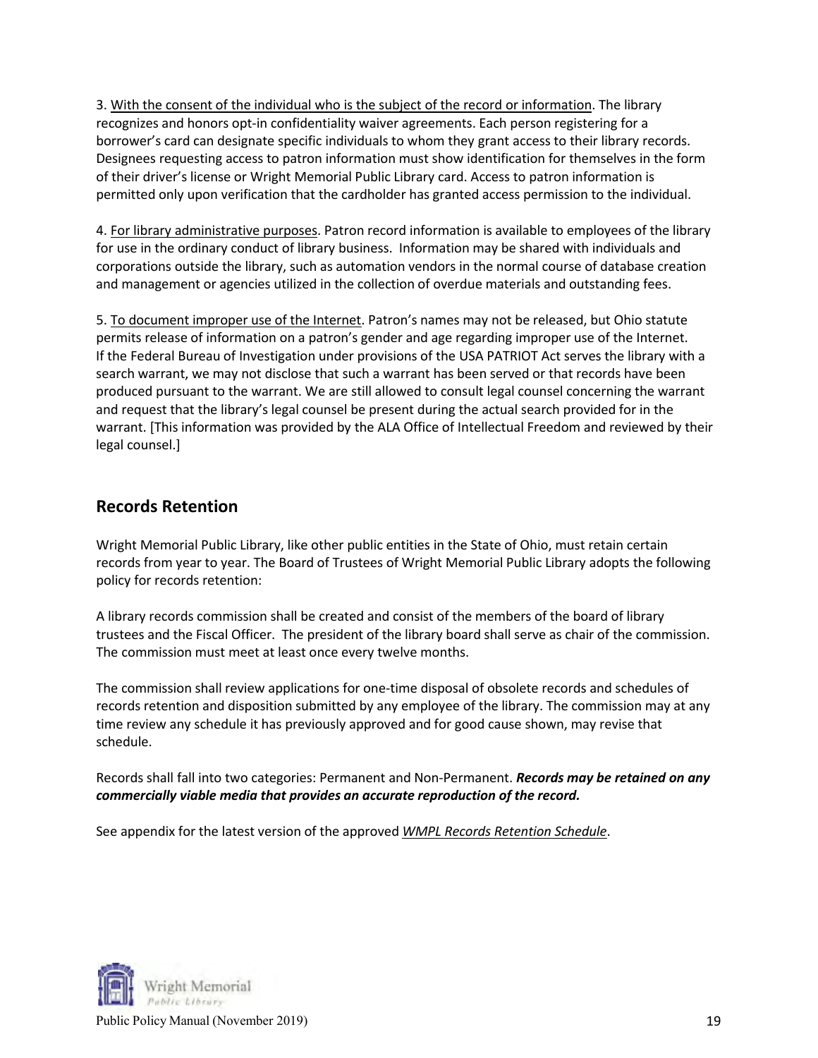3. <u>With the consent of the individual who is the subject of the record or information</u>. The library recognizes and honors opt-in confidentiality waiver agreements. Each person registering for a borrower's card can designate specific individuals to whom they grant access to their library records. Designees requesting access to patron information must show identification for themselves in the form of their driver's license or Wright Memorial Public Library card. Access to patron information is permitted only upon verification that the cardholder has granted access permission to the individual.

4. <u>For library administrative purposes</u>. Patron record information is available to employees of the library for use in the ordinary conduct of library business. Information may be shared with individuals and corporations outside the library, such as automation vendors in the normal course of database creation and management or agencies utilized in the collection of overdue materials and outstanding fees.

5. <u>To document improper use of the Internet</u>. Patron's names may not be released, but Ohio statute permits release of information on a patron's gender and age regarding improper use of the Internet. If the Federal Bureau of Investigation under provisions of the USA PATRIOT Act serves the library with a search warrant, we may not disclose that such a warrant has been served or that records have been produced pursuant to the warrant. We are still allowed to consult legal counsel concerning the warrant and request that the library's legal counsel be present during the actual search provided for in the warrant. [This information was provided by the ALA Office of Intellectual Freedom and reviewed by their legal counsel.]

## Records Retention

Wright Memorial Public Library, like other public entities in the State of Ohio, must retain certain records from year to year. The Board of Trustees of Wright Memorial Public Library adopts the following policy for records retention:

A library records commission shall be created and consist of the members of the board of library trustees and the Fiscal Officer. The president of the library board shall serve as chair of the commission. The commission must meet at least once every twelve months.

The commission shall review applications for one-time disposal of obsolete records and schedules of records retention and disposition submitted by any employee of the library. The commission may at any time review any schedule it has previously approved and for good cause shown, may revise that schedule.

Records shall fall into two categories: Permanent and Non-Permanent. ***Records may be retained on any commercially viable media that provides an accurate reproduction of the record.***

See appendix for the latest version of the approved *<u>WMPL Records Retention Schedule</u>*.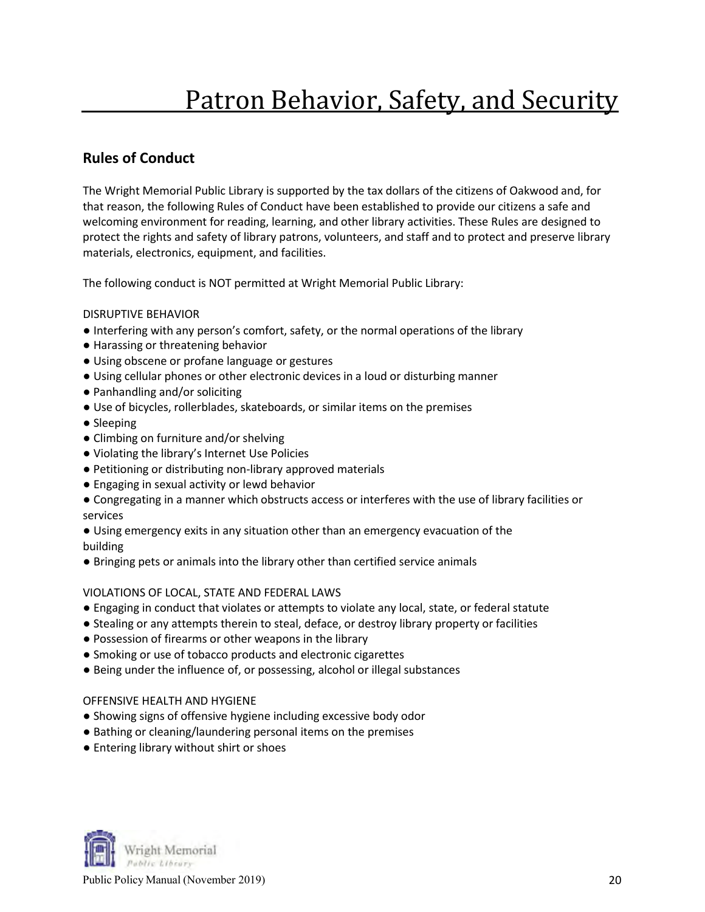# Patron Behavior, Safety, and Security

## Rules of Conduct

The Wright Memorial Public Library is supported by the tax dollars of the citizens of Oakwood and, for that reason, the following Rules of Conduct have been established to provide our citizens a safe and welcoming environment for reading, learning, and other library activities. These Rules are designed to protect the rights and safety of library patrons, volunteers, and staff and to protect and preserve library materials, electronics, equipment, and facilities.

The following conduct is NOT permitted at Wright Memorial Public Library:

DISRUPTIVE BEHAVIOR

- Interfering with any person's comfort, safety, or the normal operations of the library
- Harassing or threatening behavior
- Using obscene or profane language or gestures
- Using cellular phones or other electronic devices in a loud or disturbing manner
- Panhandling and/or soliciting
- Use of bicycles, rollerblades, skateboards, or similar items on the premises
- Sleeping
- Climbing on furniture and/or shelving
- Violating the library's Internet Use Policies
- Petitioning or distributing non-library approved materials
- Engaging in sexual activity or lewd behavior
- Congregating in a manner which obstructs access or interferes with the use of library facilities or services
- Using emergency exits in any situation other than an emergency evacuation of the building
- Bringing pets or animals into the library other than certified service animals

VIOLATIONS OF LOCAL, STATE AND FEDERAL LAWS

- Engaging in conduct that violates or attempts to violate any local, state, or federal statute
- Stealing or any attempts therein to steal, deface, or destroy library property or facilities
- Possession of firearms or other weapons in the library
- Smoking or use of tobacco products and electronic cigarettes
- Being under the influence of, or possessing, alcohol or illegal substances

OFFENSIVE HEALTH AND HYGIENE

- Showing signs of offensive hygiene including excessive body odor
- Bathing or cleaning/laundering personal items on the premises
- Entering library without shirt or shoes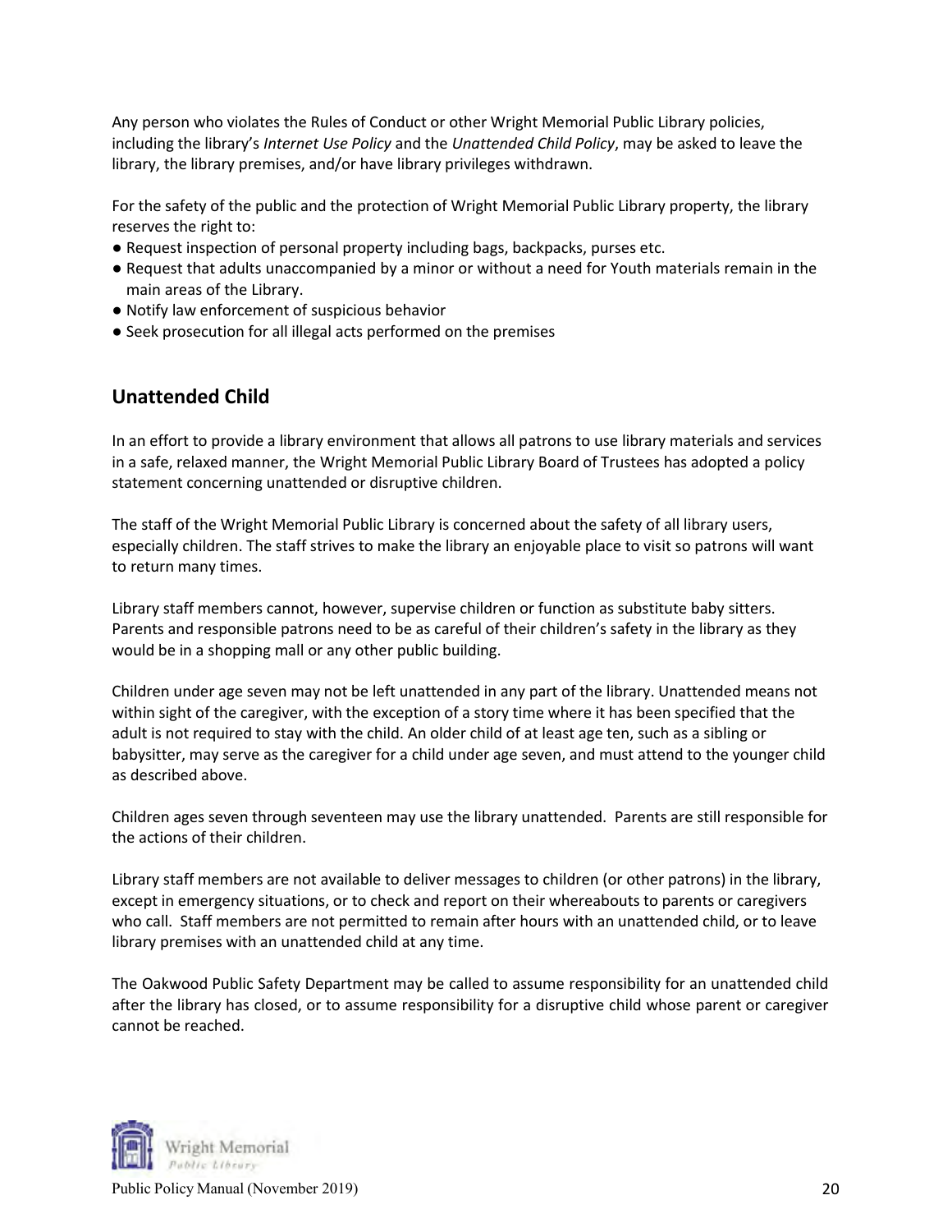Any person who violates the Rules of Conduct or other Wright Memorial Public Library policies, including the library's *Internet Use Policy* and the *Unattended Child Policy*, may be asked to leave the library, the library premises, and/or have library privileges withdrawn.

For the safety of the public and the protection of Wright Memorial Public Library property, the library reserves the right to:

- Request inspection of personal property including bags, backpacks, purses etc.
- Request that adults unaccompanied by a minor or without a need for Youth materials remain in the main areas of the Library.
- Notify law enforcement of suspicious behavior
- Seek prosecution for all illegal acts performed on the premises

## Unattended Child

In an effort to provide a library environment that allows all patrons to use library materials and services in a safe, relaxed manner, the Wright Memorial Public Library Board of Trustees has adopted a policy statement concerning unattended or disruptive children.

The staff of the Wright Memorial Public Library is concerned about the safety of all library users, especially children. The staff strives to make the library an enjoyable place to visit so patrons will want to return many times.

Library staff members cannot, however, supervise children or function as substitute baby sitters. Parents and responsible patrons need to be as careful of their children's safety in the library as they would be in a shopping mall or any other public building.

Children under age seven may not be left unattended in any part of the library. Unattended means not within sight of the caregiver, with the exception of a story time where it has been specified that the adult is not required to stay with the child. An older child of at least age ten, such as a sibling or babysitter, may serve as the caregiver for a child under age seven, and must attend to the younger child as described above.

Children ages seven through seventeen may use the library unattended. Parents are still responsible for the actions of their children.

Library staff members are not available to deliver messages to children (or other patrons) in the library, except in emergency situations, or to check and report on their whereabouts to parents or caregivers who call. Staff members are not permitted to remain after hours with an unattended child, or to leave library premises with an unattended child at any time.

The Oakwood Public Safety Department may be called to assume responsibility for an unattended child after the library has closed, or to assume responsibility for a disruptive child whose parent or caregiver cannot be reached.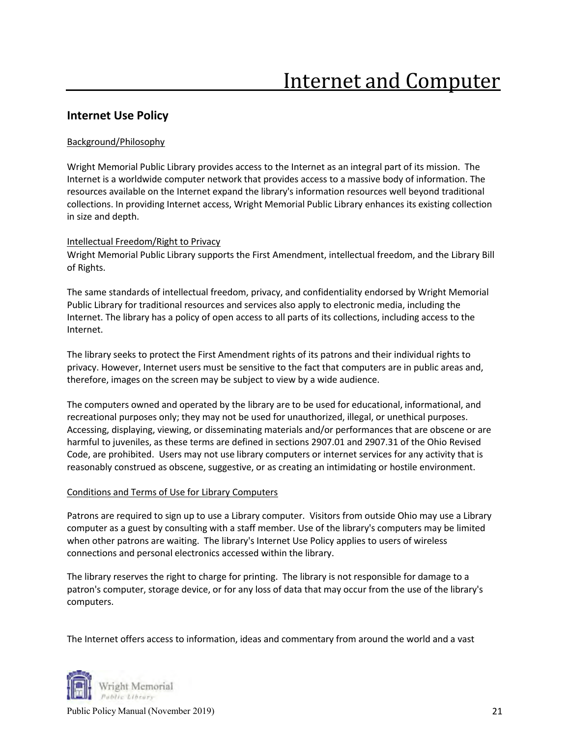# Internet and Computer

## Internet Use Policy

Background/Philosophy

Wright Memorial Public Library provides access to the Internet as an integral part of its mission. The Internet is a worldwide computer network that provides access to a massive body of information. The resources available on the Internet expand the library's information resources well beyond traditional collections. In providing Internet access, Wright Memorial Public Library enhances its existing collection in size and depth.

Intellectual Freedom/Right to Privacy

Wright Memorial Public Library supports the First Amendment, intellectual freedom, and the Library Bill of Rights.

The same standards of intellectual freedom, privacy, and confidentiality endorsed by Wright Memorial Public Library for traditional resources and services also apply to electronic media, including the Internet. The library has a policy of open access to all parts of its collections, including access to the Internet.

The library seeks to protect the First Amendment rights of its patrons and their individual rights to privacy. However, Internet users must be sensitive to the fact that computers are in public areas and, therefore, images on the screen may be subject to view by a wide audience.

The computers owned and operated by the library are to be used for educational, informational, and recreational purposes only; they may not be used for unauthorized, illegal, or unethical purposes. Accessing, displaying, viewing, or disseminating materials and/or performances that are obscene or are harmful to juveniles, as these terms are defined in sections 2907.01 and 2907.31 of the Ohio Revised Code, are prohibited. Users may not use library computers or internet services for any activity that is reasonably construed as obscene, suggestive, or as creating an intimidating or hostile environment.

Conditions and Terms of Use for Library Computers

Patrons are required to sign up to use a Library computer. Visitors from outside Ohio may use a Library computer as a guest by consulting with a staff member. Use of the library's computers may be limited when other patrons are waiting. The library's Internet Use Policy applies to users of wireless connections and personal electronics accessed within the library.

The library reserves the right to charge for printing. The library is not responsible for damage to a patron's computer, storage device, or for any loss of data that may occur from the use of the library's computers.

The Internet offers access to information, ideas and commentary from around the world and a vast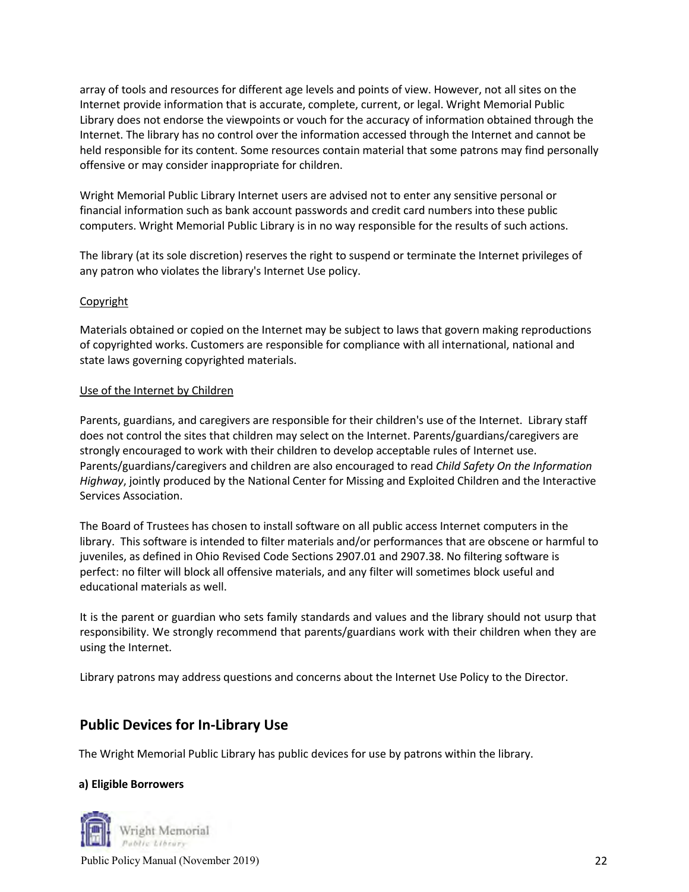array of tools and resources for different age levels and points of view. However, not all sites on the Internet provide information that is accurate, complete, current, or legal. Wright Memorial Public Library does not endorse the viewpoints or vouch for the accuracy of information obtained through the Internet. The library has no control over the information accessed through the Internet and cannot be held responsible for its content. Some resources contain material that some patrons may find personally offensive or may consider inappropriate for children.

Wright Memorial Public Library Internet users are advised not to enter any sensitive personal or financial information such as bank account passwords and credit card numbers into these public computers. Wright Memorial Public Library is in no way responsible for the results of such actions.

The library (at its sole discretion) reserves the right to suspend or terminate the Internet privileges of any patron who violates the library's Internet Use policy.

Copyright

Materials obtained or copied on the Internet may be subject to laws that govern making reproductions of copyrighted works. Customers are responsible for compliance with all international, national and state laws governing copyrighted materials.

Use of the Internet by Children

Parents, guardians, and caregivers are responsible for their children's use of the Internet. Library staff does not control the sites that children may select on the Internet. Parents/guardians/caregivers are strongly encouraged to work with their children to develop acceptable rules of Internet use. Parents/guardians/caregivers and children are also encouraged to read *Child Safety On the Information Highway*, jointly produced by the National Center for Missing and Exploited Children and the Interactive Services Association.

The Board of Trustees has chosen to install software on all public access Internet computers in the library. This software is intended to filter materials and/or performances that are obscene or harmful to juveniles, as defined in Ohio Revised Code Sections 2907.01 and 2907.38. No filtering software is perfect: no filter will block all offensive materials, and any filter will sometimes block useful and educational materials as well.

It is the parent or guardian who sets family standards and values and the library should not usurp that responsibility. We strongly recommend that parents/guardians work with their children when they are using the Internet.

Library patrons may address questions and concerns about the Internet Use Policy to the Director.

## Public Devices for In-Library Use

The Wright Memorial Public Library has public devices for use by patrons within the library.

**a) Eligible Borrowers**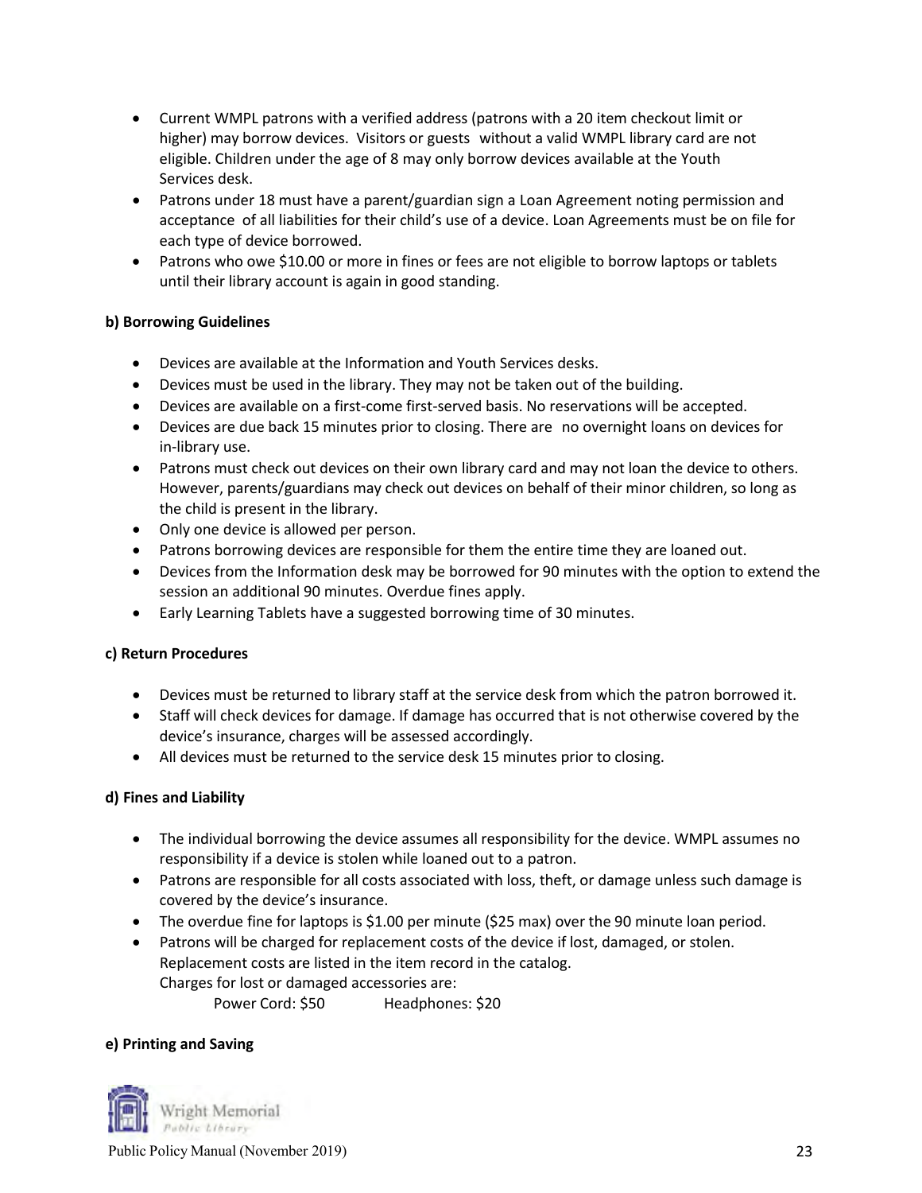- Current WMPL patrons with a verified address (patrons with a 20 item checkout limit or higher) may borrow devices. Visitors or guests without a valid WMPL library card are not eligible. Children under the age of 8 may only borrow devices available at the Youth Services desk.
- Patrons under 18 must have a parent/guardian sign a Loan Agreement noting permission and acceptance of all liabilities for their child's use of a device. Loan Agreements must be on file for each type of device borrowed.
- Patrons who owe $10.00 or more in fines or fees are not eligible to borrow laptops or tablets until their library account is again in good standing.

**b) Borrowing Guidelines**

- Devices are available at the Information and Youth Services desks.
- Devices must be used in the library. They may not be taken out of the building.
- Devices are available on a first-come first-served basis. No reservations will be accepted.
- Devices are due back 15 minutes prior to closing. There are no overnight loans on devices for in-library use.
- Patrons must check out devices on their own library card and may not loan the device to others. However, parents/guardians may check out devices on behalf of their minor children, so long as the child is present in the library.
- Only one device is allowed per person.
- Patrons borrowing devices are responsible for them the entire time they are loaned out.
- Devices from the Information desk may be borrowed for 90 minutes with the option to extend the session an additional 90 minutes. Overdue fines apply.
- Early Learning Tablets have a suggested borrowing time of 30 minutes.

**c) Return Procedures**

- Devices must be returned to library staff at the service desk from which the patron borrowed it.
- Staff will check devices for damage. If damage has occurred that is not otherwise covered by the device's insurance, charges will be assessed accordingly.
- All devices must be returned to the service desk 15 minutes prior to closing.

**d) Fines and Liability**

- The individual borrowing the device assumes all responsibility for the device. WMPL assumes no responsibility if a device is stolen while loaned out to a patron.
- Patrons are responsible for all costs associated with loss, theft, or damage unless such damage is covered by the device's insurance.
- The overdue fine for laptops is $1.00 per minute ($25 max) over the 90 minute loan period.
- Patrons will be charged for replacement costs of the device if lost, damaged, or stolen. Replacement costs are listed in the item record in the catalog.
  Charges for lost or damaged accessories are:
  Power Cord: $50 Headphones: $20

**e) Printing and Saving**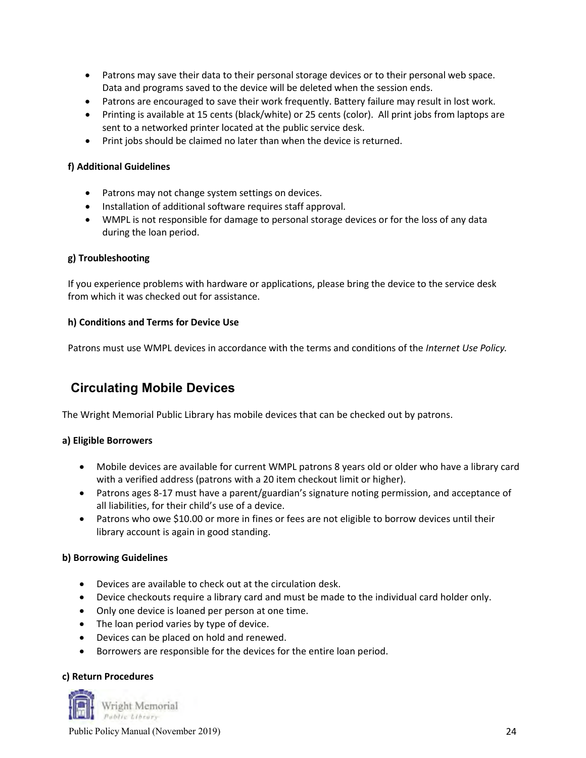- Patrons may save their data to their personal storage devices or to their personal web space. Data and programs saved to the device will be deleted when the session ends.
- Patrons are encouraged to save their work frequently. Battery failure may result in lost work.
- Printing is available at 15 cents (black/white) or 25 cents (color). All print jobs from laptops are sent to a networked printer located at the public service desk.
- Print jobs should be claimed no later than when the device is returned.

**f) Additional Guidelines**

- Patrons may not change system settings on devices.
- Installation of additional software requires staff approval.
- WMPL is not responsible for damage to personal storage devices or for the loss of any data during the loan period.

**g) Troubleshooting**

If you experience problems with hardware or applications, please bring the device to the service desk from which it was checked out for assistance.

**h) Conditions and Terms for Device Use**

Patrons must use WMPL devices in accordance with the terms and conditions of the *Internet Use Policy.*

## Circulating Mobile Devices

The Wright Memorial Public Library has mobile devices that can be checked out by patrons.

**a) Eligible Borrowers**

- Mobile devices are available for current WMPL patrons 8 years old or older who have a library card with a verified address (patrons with a 20 item checkout limit or higher).
- Patrons ages 8-17 must have a parent/guardian's signature noting permission, and acceptance of all liabilities, for their child's use of a device.
- Patrons who owe $10.00 or more in fines or fees are not eligible to borrow devices until their library account is again in good standing.

**b) Borrowing Guidelines**

- Devices are available to check out at the circulation desk.
- Device checkouts require a library card and must be made to the individual card holder only.
- Only one device is loaned per person at one time.
- The loan period varies by type of device.
- Devices can be placed on hold and renewed.
- Borrowers are responsible for the devices for the entire loan period.

**c) Return Procedures**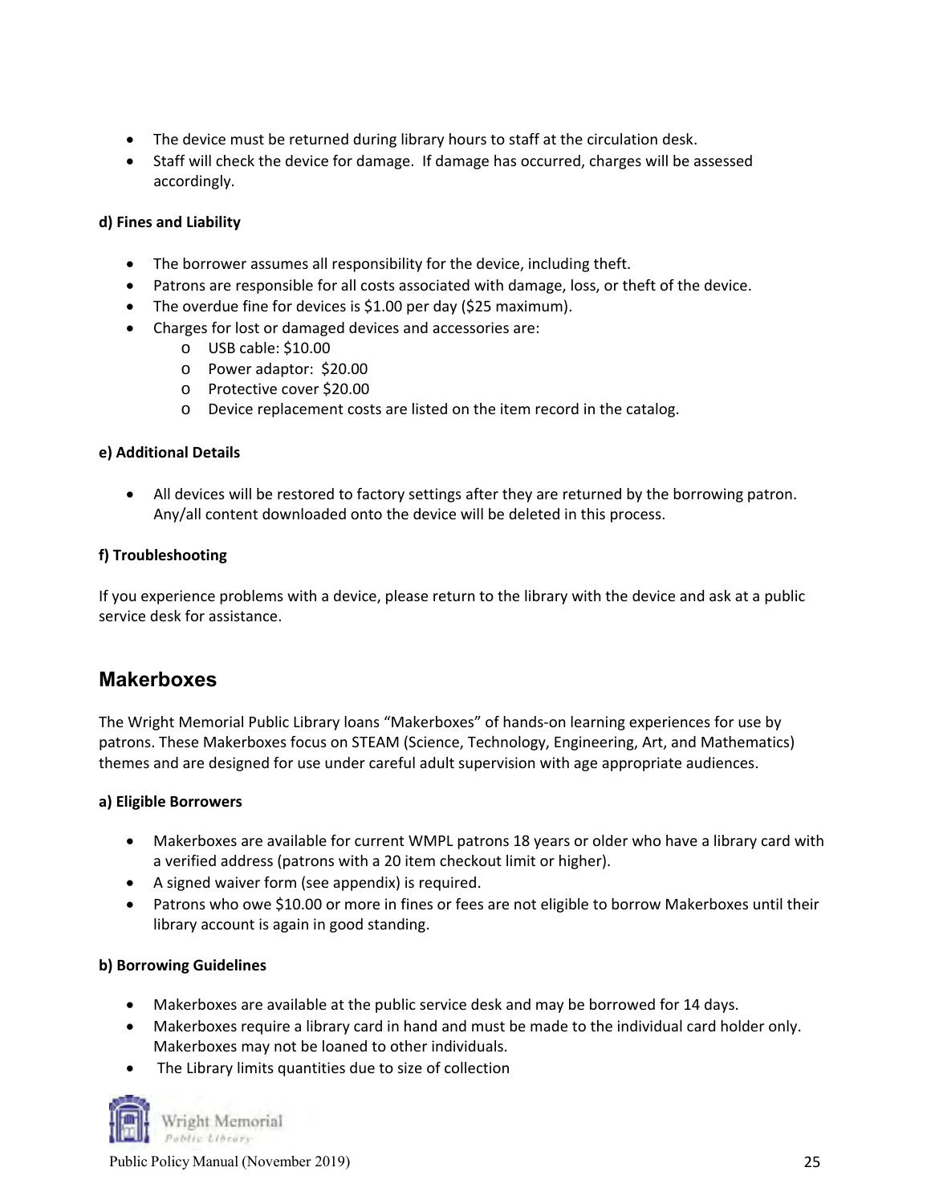- The device must be returned during library hours to staff at the circulation desk.
- Staff will check the device for damage. If damage has occurred, charges will be assessed accordingly.

**d) Fines and Liability**

- The borrower assumes all responsibility for the device, including theft.
- Patrons are responsible for all costs associated with damage, loss, or theft of the device.
- The overdue fine for devices is $1.00 per day ($25 maximum).
- Charges for lost or damaged devices and accessories are:
  - USB cable: $10.00
  - Power adaptor: $20.00
  - Protective cover $20.00
  - Device replacement costs are listed on the item record in the catalog.

**e) Additional Details**

- All devices will be restored to factory settings after they are returned by the borrowing patron. Any/all content downloaded onto the device will be deleted in this process.

**f) Troubleshooting**

If you experience problems with a device, please return to the library with the device and ask at a public service desk for assistance.

## Makerboxes

The Wright Memorial Public Library loans "Makerboxes" of hands-on learning experiences for use by patrons. These Makerboxes focus on STEAM (Science, Technology, Engineering, Art, and Mathematics) themes and are designed for use under careful adult supervision with age appropriate audiences.

**a) Eligible Borrowers**

- Makerboxes are available for current WMPL patrons 18 years or older who have a library card with a verified address (patrons with a 20 item checkout limit or higher).
- A signed waiver form (see appendix) is required.
- Patrons who owe $10.00 or more in fines or fees are not eligible to borrow Makerboxes until their library account is again in good standing.

**b) Borrowing Guidelines**

- Makerboxes are available at the public service desk and may be borrowed for 14 days.
- Makerboxes require a library card in hand and must be made to the individual card holder only. Makerboxes may not be loaned to other individuals.
- The Library limits quantities due to size of collection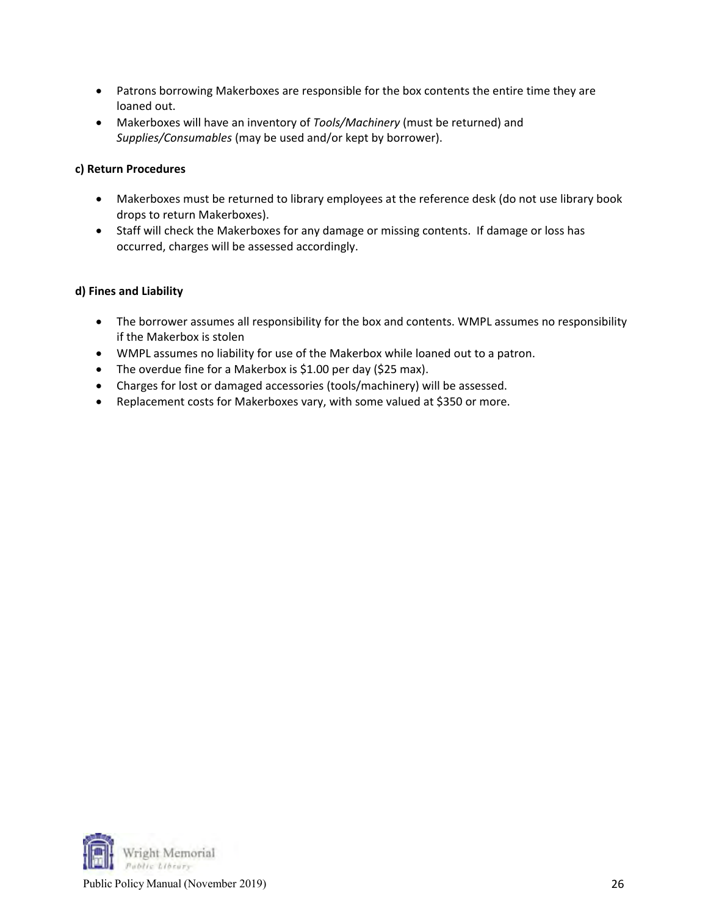- Patrons borrowing Makerboxes are responsible for the box contents the entire time they are loaned out.
- Makerboxes will have an inventory of *Tools/Machinery* (must be returned) and *Supplies/Consumables* (may be used and/or kept by borrower).

**c) Return Procedures**

- Makerboxes must be returned to library employees at the reference desk (do not use library book drops to return Makerboxes).
- Staff will check the Makerboxes for any damage or missing contents. If damage or loss has occurred, charges will be assessed accordingly.

**d) Fines and Liability**

- The borrower assumes all responsibility for the box and contents. WMPL assumes no responsibility if the Makerbox is stolen
- WMPL assumes no liability for use of the Makerbox while loaned out to a patron.
- The overdue fine for a Makerbox is $1.00 per day ($25 max).
- Charges for lost or damaged accessories (tools/machinery) will be assessed.
- Replacement costs for Makerboxes vary, with some valued at $350 or more.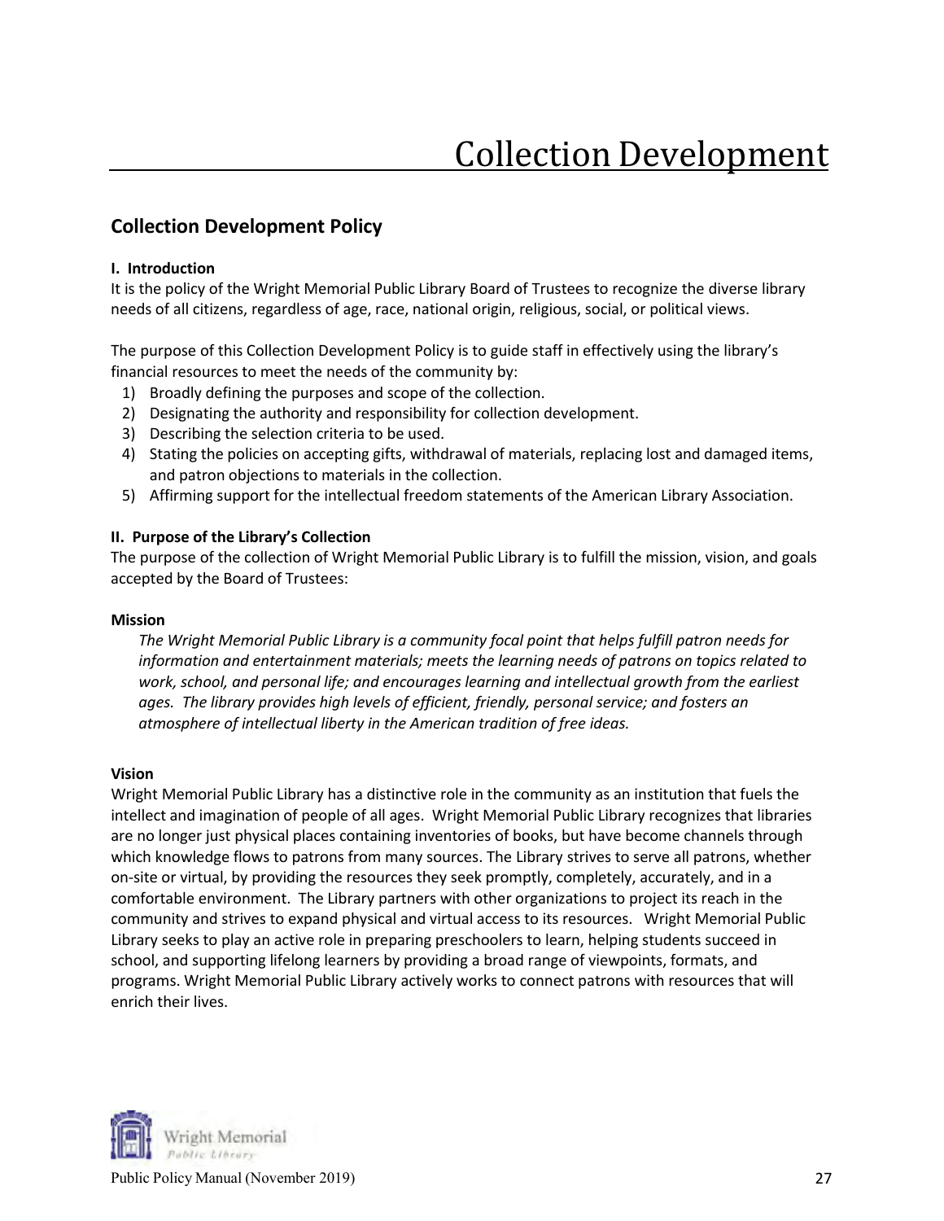# Collection Development

## Collection Development Policy

**I. Introduction**

It is the policy of the Wright Memorial Public Library Board of Trustees to recognize the diverse library needs of all citizens, regardless of age, race, national origin, religious, social, or political views.

The purpose of this Collection Development Policy is to guide staff in effectively using the library's financial resources to meet the needs of the community by:

1) Broadly defining the purposes and scope of the collection.
2) Designating the authority and responsibility for collection development.
3) Describing the selection criteria to be used.
4) Stating the policies on accepting gifts, withdrawal of materials, replacing lost and damaged items, and patron objections to materials in the collection.
5) Affirming support for the intellectual freedom statements of the American Library Association.

**II. Purpose of the Library's Collection**

The purpose of the collection of Wright Memorial Public Library is to fulfill the mission, vision, and goals accepted by the Board of Trustees:

**Mission**

*The Wright Memorial Public Library is a community focal point that helps fulfill patron needs for information and entertainment materials; meets the learning needs of patrons on topics related to work, school, and personal life; and encourages learning and intellectual growth from the earliest ages. The library provides high levels of efficient, friendly, personal service; and fosters an atmosphere of intellectual liberty in the American tradition of free ideas.*

**Vision**

Wright Memorial Public Library has a distinctive role in the community as an institution that fuels the intellect and imagination of people of all ages. Wright Memorial Public Library recognizes that libraries are no longer just physical places containing inventories of books, but have become channels through which knowledge flows to patrons from many sources. The Library strives to serve all patrons, whether on-site or virtual, by providing the resources they seek promptly, completely, accurately, and in a comfortable environment. The Library partners with other organizations to project its reach in the community and strives to expand physical and virtual access to its resources. Wright Memorial Public Library seeks to play an active role in preparing preschoolers to learn, helping students succeed in school, and supporting lifelong learners by providing a broad range of viewpoints, formats, and programs. Wright Memorial Public Library actively works to connect patrons with resources that will enrich their lives.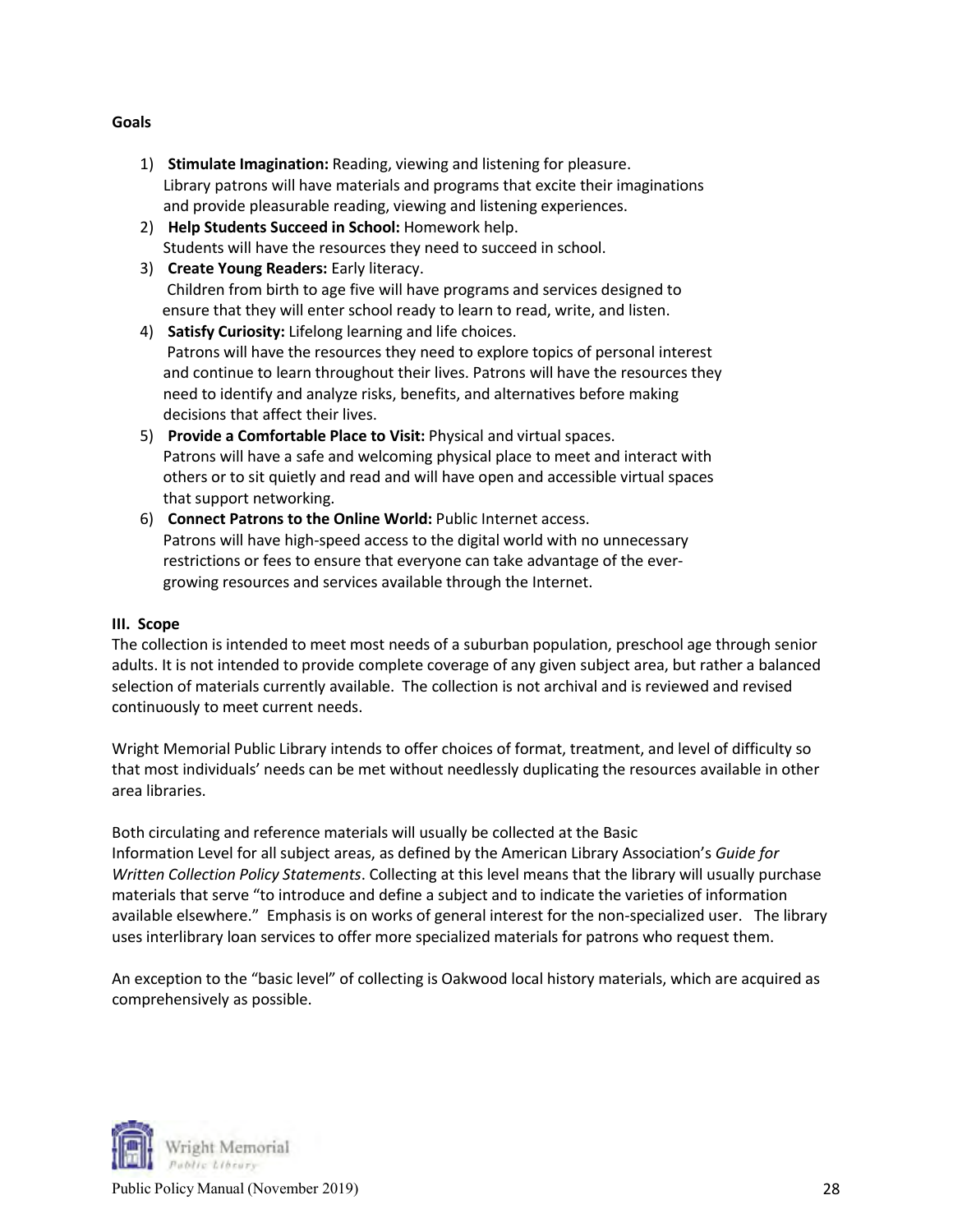**Goals**

1) **Stimulate Imagination:** Reading, viewing and listening for pleasure.
   Library patrons will have materials and programs that excite their imaginations and provide pleasurable reading, viewing and listening experiences.
2) **Help Students Succeed in School:** Homework help.
   Students will have the resources they need to succeed in school.
3) **Create Young Readers:** Early literacy.
   Children from birth to age five will have programs and services designed to ensure that they will enter school ready to learn to read, write, and listen.
4) **Satisfy Curiosity:** Lifelong learning and life choices.
   Patrons will have the resources they need to explore topics of personal interest and continue to learn throughout their lives. Patrons will have the resources they need to identify and analyze risks, benefits, and alternatives before making decisions that affect their lives.
5) **Provide a Comfortable Place to Visit:** Physical and virtual spaces.
   Patrons will have a safe and welcoming physical place to meet and interact with others or to sit quietly and read and will have open and accessible virtual spaces that support networking.
6) **Connect Patrons to the Online World:** Public Internet access.
   Patrons will have high-speed access to the digital world with no unnecessary restrictions or fees to ensure that everyone can take advantage of the ever-growing resources and services available through the Internet.

**III. Scope**

The collection is intended to meet most needs of a suburban population, preschool age through senior adults. It is not intended to provide complete coverage of any given subject area, but rather a balanced selection of materials currently available. The collection is not archival and is reviewed and revised continuously to meet current needs.

Wright Memorial Public Library intends to offer choices of format, treatment, and level of difficulty so that most individuals' needs can be met without needlessly duplicating the resources available in other area libraries.

Both circulating and reference materials will usually be collected at the Basic Information Level for all subject areas, as defined by the American Library Association's *Guide for Written Collection Policy Statements*. Collecting at this level means that the library will usually purchase materials that serve "to introduce and define a subject and to indicate the varieties of information available elsewhere." Emphasis is on works of general interest for the non-specialized user. The library uses interlibrary loan services to offer more specialized materials for patrons who request them.

An exception to the "basic level" of collecting is Oakwood local history materials, which are acquired as comprehensively as possible.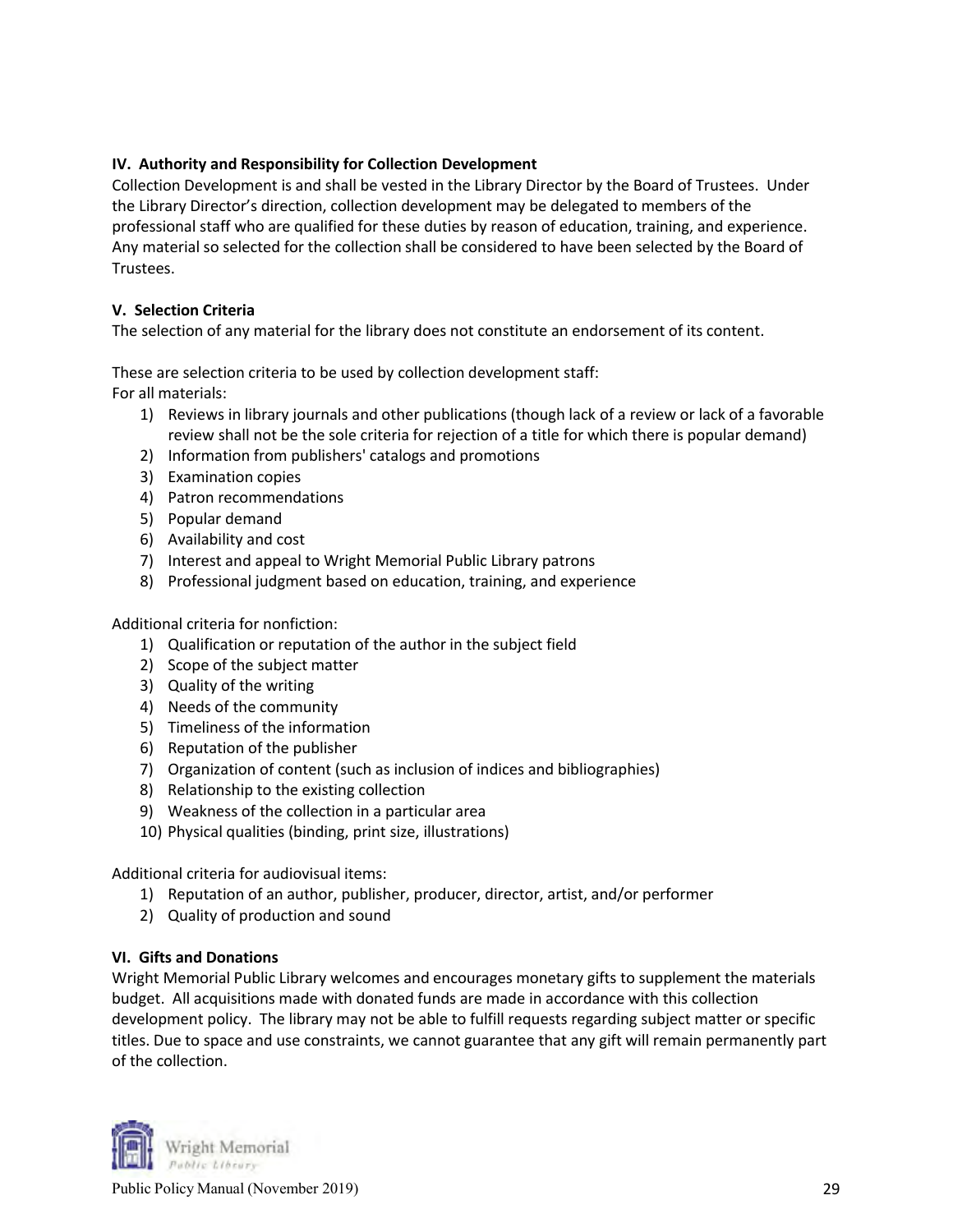### IV. Authority and Responsibility for Collection Development

Collection Development is and shall be vested in the Library Director by the Board of Trustees. Under the Library Director's direction, collection development may be delegated to members of the professional staff who are qualified for these duties by reason of education, training, and experience. Any material so selected for the collection shall be considered to have been selected by the Board of Trustees.

### V. Selection Criteria

The selection of any material for the library does not constitute an endorsement of its content.

These are selection criteria to be used by collection development staff:
For all materials:

1) Reviews in library journals and other publications (though lack of a review or lack of a favorable review shall not be the sole criteria for rejection of a title for which there is popular demand)
2) Information from publishers' catalogs and promotions
3) Examination copies
4) Patron recommendations
5) Popular demand
6) Availability and cost
7) Interest and appeal to Wright Memorial Public Library patrons
8) Professional judgment based on education, training, and experience

Additional criteria for nonfiction:

1) Qualification or reputation of the author in the subject field
2) Scope of the subject matter
3) Quality of the writing
4) Needs of the community
5) Timeliness of the information
6) Reputation of the publisher
7) Organization of content (such as inclusion of indices and bibliographies)
8) Relationship to the existing collection
9) Weakness of the collection in a particular area
10) Physical qualities (binding, print size, illustrations)

Additional criteria for audiovisual items:

1) Reputation of an author, publisher, producer, director, artist, and/or performer
2) Quality of production and sound

### VI. Gifts and Donations

Wright Memorial Public Library welcomes and encourages monetary gifts to supplement the materials budget. All acquisitions made with donated funds are made in accordance with this collection development policy. The library may not be able to fulfill requests regarding subject matter or specific titles. Due to space and use constraints, we cannot guarantee that any gift will remain permanently part of the collection.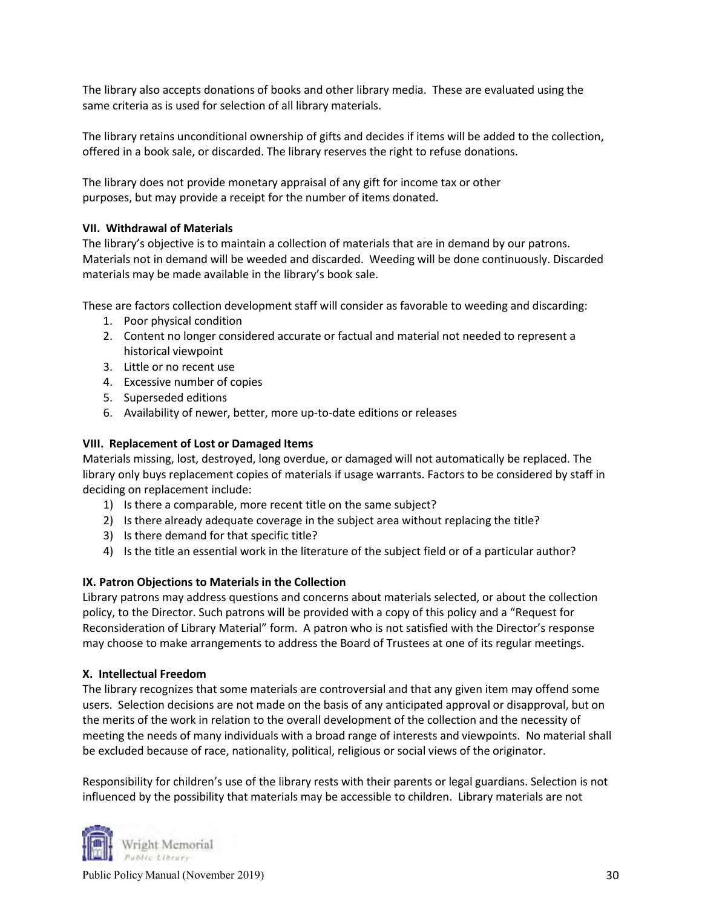The library also accepts donations of books and other library media. These are evaluated using the same criteria as is used for selection of all library materials.

The library retains unconditional ownership of gifts and decides if items will be added to the collection, offered in a book sale, or discarded. The library reserves the right to refuse donations.

The library does not provide monetary appraisal of any gift for income tax or other purposes, but may provide a receipt for the number of items donated.

**VII. Withdrawal of Materials**

The library's objective is to maintain a collection of materials that are in demand by our patrons. Materials not in demand will be weeded and discarded. Weeding will be done continuously. Discarded materials may be made available in the library's book sale.

These are factors collection development staff will consider as favorable to weeding and discarding:

1. Poor physical condition
2. Content no longer considered accurate or factual and material not needed to represent a historical viewpoint
3. Little or no recent use
4. Excessive number of copies
5. Superseded editions
6. Availability of newer, better, more up-to-date editions or releases

**VIII. Replacement of Lost or Damaged Items**

Materials missing, lost, destroyed, long overdue, or damaged will not automatically be replaced. The library only buys replacement copies of materials if usage warrants. Factors to be considered by staff in deciding on replacement include:

1) Is there a comparable, more recent title on the same subject?
2) Is there already adequate coverage in the subject area without replacing the title?
3) Is there demand for that specific title?
4) Is the title an essential work in the literature of the subject field or of a particular author?

**IX. Patron Objections to Materials in the Collection**

Library patrons may address questions and concerns about materials selected, or about the collection policy, to the Director. Such patrons will be provided with a copy of this policy and a "Request for Reconsideration of Library Material" form. A patron who is not satisfied with the Director's response may choose to make arrangements to address the Board of Trustees at one of its regular meetings.

**X. Intellectual Freedom**

The library recognizes that some materials are controversial and that any given item may offend some users. Selection decisions are not made on the basis of any anticipated approval or disapproval, but on the merits of the work in relation to the overall development of the collection and the necessity of meeting the needs of many individuals with a broad range of interests and viewpoints. No material shall be excluded because of race, nationality, political, religious or social views of the originator.

Responsibility for children's use of the library rests with their parents or legal guardians. Selection is not influenced by the possibility that materials may be accessible to children. Library materials are not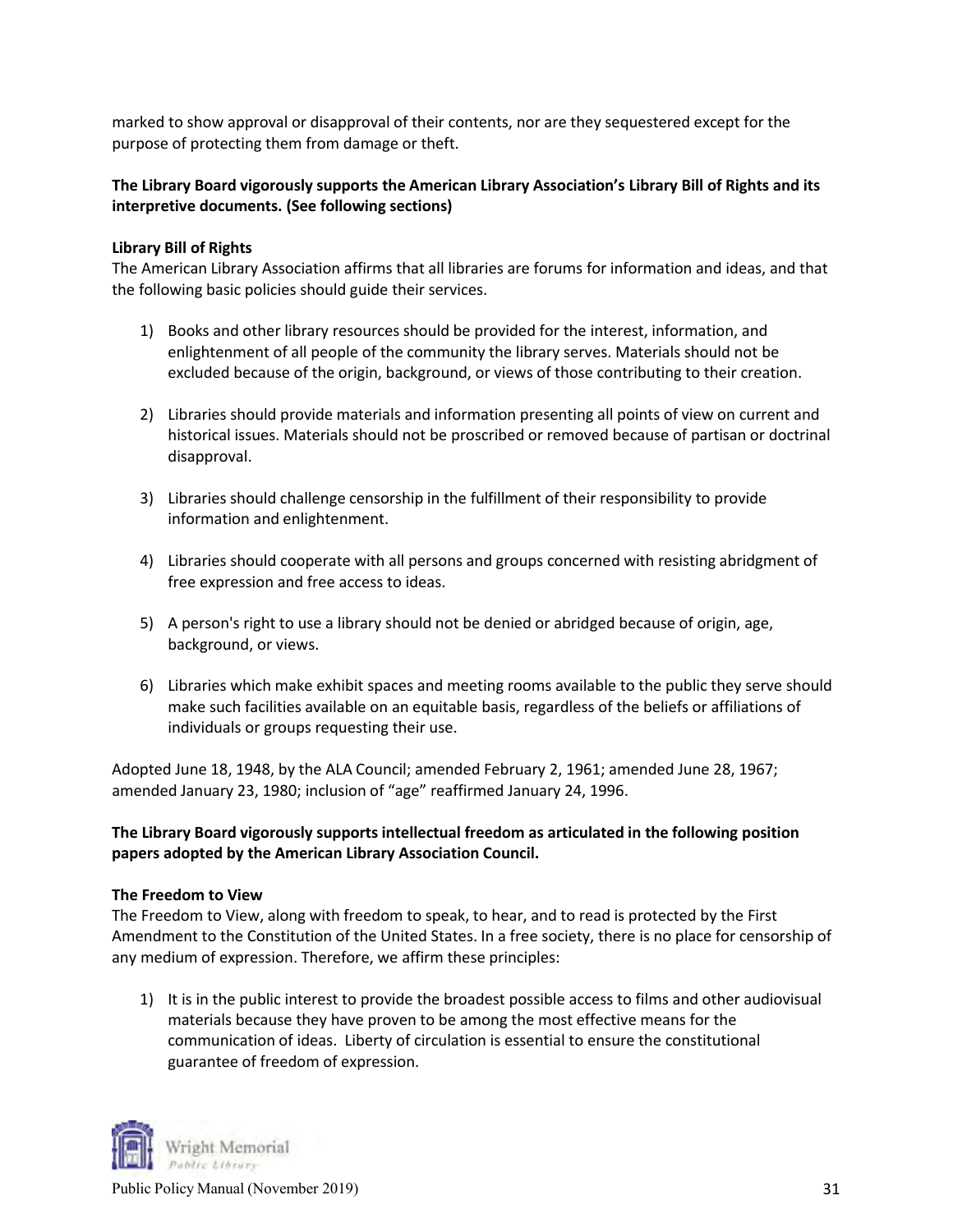marked to show approval or disapproval of their contents, nor are they sequestered except for the purpose of protecting them from damage or theft.

**The Library Board vigorously supports the American Library Association's Library Bill of Rights and its interpretive documents. (See following sections)**

**Library Bill of Rights**

The American Library Association affirms that all libraries are forums for information and ideas, and that the following basic policies should guide their services.

1) Books and other library resources should be provided for the interest, information, and enlightenment of all people of the community the library serves. Materials should not be excluded because of the origin, background, or views of those contributing to their creation.

2) Libraries should provide materials and information presenting all points of view on current and historical issues. Materials should not be proscribed or removed because of partisan or doctrinal disapproval.

3) Libraries should challenge censorship in the fulfillment of their responsibility to provide information and enlightenment.

4) Libraries should cooperate with all persons and groups concerned with resisting abridgment of free expression and free access to ideas.

5) A person's right to use a library should not be denied or abridged because of origin, age, background, or views.

6) Libraries which make exhibit spaces and meeting rooms available to the public they serve should make such facilities available on an equitable basis, regardless of the beliefs or affiliations of individuals or groups requesting their use.

Adopted June 18, 1948, by the ALA Council; amended February 2, 1961; amended June 28, 1967; amended January 23, 1980; inclusion of "age" reaffirmed January 24, 1996.

**The Library Board vigorously supports intellectual freedom as articulated in the following position papers adopted by the American Library Association Council.**

**The Freedom to View**

The Freedom to View, along with freedom to speak, to hear, and to read is protected by the First Amendment to the Constitution of the United States. In a free society, there is no place for censorship of any medium of expression. Therefore, we affirm these principles:

1) It is in the public interest to provide the broadest possible access to films and other audiovisual materials because they have proven to be among the most effective means for the communication of ideas. Liberty of circulation is essential to ensure the constitutional guarantee of freedom of expression.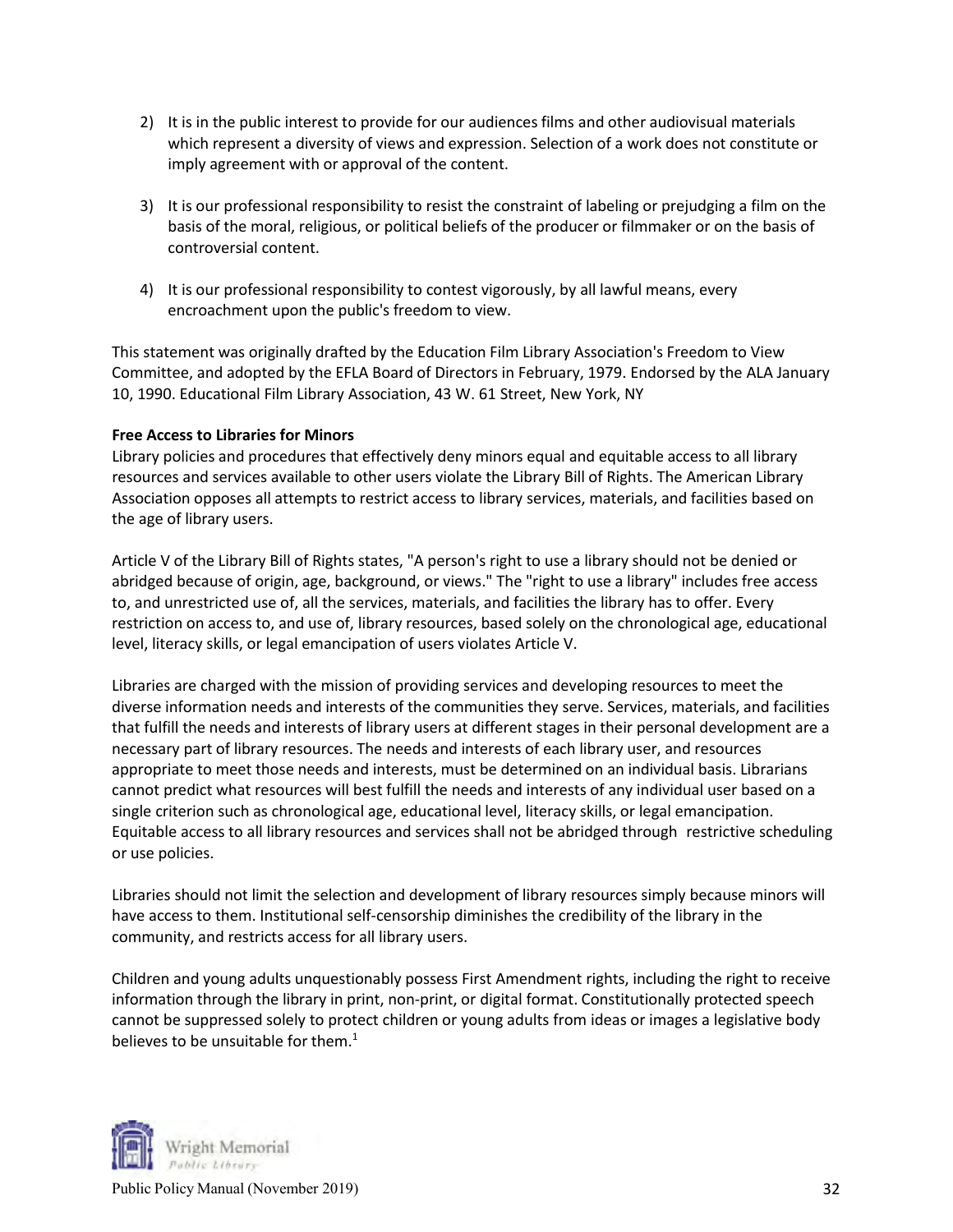2) It is in the public interest to provide for our audiences films and other audiovisual materials which represent a diversity of views and expression. Selection of a work does not constitute or imply agreement with or approval of the content.

3) It is our professional responsibility to resist the constraint of labeling or prejudging a film on the basis of the moral, religious, or political beliefs of the producer or filmmaker or on the basis of controversial content.

4) It is our professional responsibility to contest vigorously, by all lawful means, every encroachment upon the public's freedom to view.

This statement was originally drafted by the Education Film Library Association's Freedom to View Committee, and adopted by the EFLA Board of Directors in February, 1979. Endorsed by the ALA January 10, 1990. Educational Film Library Association, 43 W. 61 Street, New York, NY

**Free Access to Libraries for Minors**

Library policies and procedures that effectively deny minors equal and equitable access to all library resources and services available to other users violate the Library Bill of Rights. The American Library Association opposes all attempts to restrict access to library services, materials, and facilities based on the age of library users.

Article V of the Library Bill of Rights states, "A person's right to use a library should not be denied or abridged because of origin, age, background, or views." The "right to use a library" includes free access to, and unrestricted use of, all the services, materials, and facilities the library has to offer. Every restriction on access to, and use of, library resources, based solely on the chronological age, educational level, literacy skills, or legal emancipation of users violates Article V.

Libraries are charged with the mission of providing services and developing resources to meet the diverse information needs and interests of the communities they serve. Services, materials, and facilities that fulfill the needs and interests of library users at different stages in their personal development are a necessary part of library resources. The needs and interests of each library user, and resources appropriate to meet those needs and interests, must be determined on an individual basis. Librarians cannot predict what resources will best fulfill the needs and interests of any individual user based on a single criterion such as chronological age, educational level, literacy skills, or legal emancipation. Equitable access to all library resources and services shall not be abridged through restrictive scheduling or use policies.

Libraries should not limit the selection and development of library resources simply because minors will have access to them. Institutional self-censorship diminishes the credibility of the library in the community, and restricts access for all library users.

Children and young adults unquestionably possess First Amendment rights, including the right to receive information through the library in print, non-print, or digital format. Constitutionally protected speech cannot be suppressed solely to protect children or young adults from ideas or images a legislative body believes to be unsuitable for them.[1]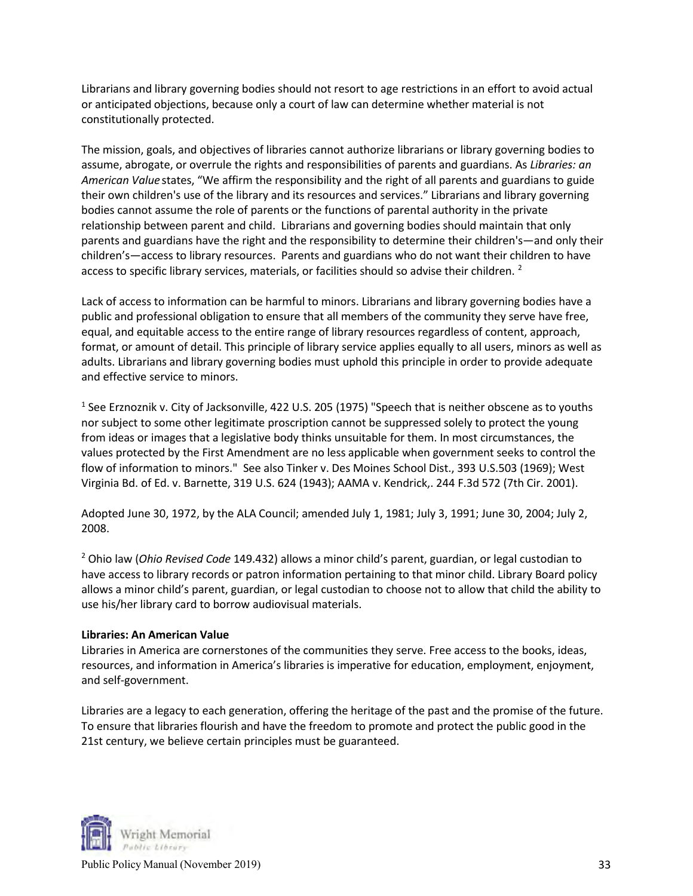Librarians and library governing bodies should not resort to age restrictions in an effort to avoid actual or anticipated objections, because only a court of law can determine whether material is not constitutionally protected.

The mission, goals, and objectives of libraries cannot authorize librarians or library governing bodies to assume, abrogate, or overrule the rights and responsibilities of parents and guardians. As *Libraries: an American Value* states, “We affirm the responsibility and the right of all parents and guardians to guide their own children's use of the library and its resources and services.” Librarians and library governing bodies cannot assume the role of parents or the functions of parental authority in the private relationship between parent and child. Librarians and governing bodies should maintain that only parents and guardians have the right and the responsibility to determine their children's—and only their children’s—access to library resources. Parents and guardians who do not want their children to have access to specific library services, materials, or facilities should so advise their children. [2]

Lack of access to information can be harmful to minors. Librarians and library governing bodies have a public and professional obligation to ensure that all members of the community they serve have free, equal, and equitable access to the entire range of library resources regardless of content, approach, format, or amount of detail. This principle of library service applies equally to all users, minors as well as adults. Librarians and library governing bodies must uphold this principle in order to provide adequate and effective service to minors.

[1] See Erznoznik v. City of Jacksonville, 422 U.S. 205 (1975) "Speech that is neither obscene as to youths nor subject to some other legitimate proscription cannot be suppressed solely to protect the young from ideas or images that a legislative body thinks unsuitable for them. In most circumstances, the values protected by the First Amendment are no less applicable when government seeks to control the flow of information to minors." See also Tinker v. Des Moines School Dist., 393 U.S.503 (1969); West Virginia Bd. of Ed. v. Barnette, 319 U.S. 624 (1943); AAMA v. Kendrick,. 244 F.3d 572 (7th Cir. 2001).

Adopted June 30, 1972, by the ALA Council; amended July 1, 1981; July 3, 1991; June 30, 2004; July 2, 2008.

[2] Ohio law (*Ohio Revised Code* 149.432) allows a minor child’s parent, guardian, or legal custodian to have access to library records or patron information pertaining to that minor child. Library Board policy allows a minor child’s parent, guardian, or legal custodian to choose not to allow that child the ability to use his/her library card to borrow audiovisual materials.

**Libraries: An American Value**

Libraries in America are cornerstones of the communities they serve. Free access to the books, ideas, resources, and information in America’s libraries is imperative for education, employment, enjoyment, and self-government.

Libraries are a legacy to each generation, offering the heritage of the past and the promise of the future. To ensure that libraries flourish and have the freedom to promote and protect the public good in the 21st century, we believe certain principles must be guaranteed.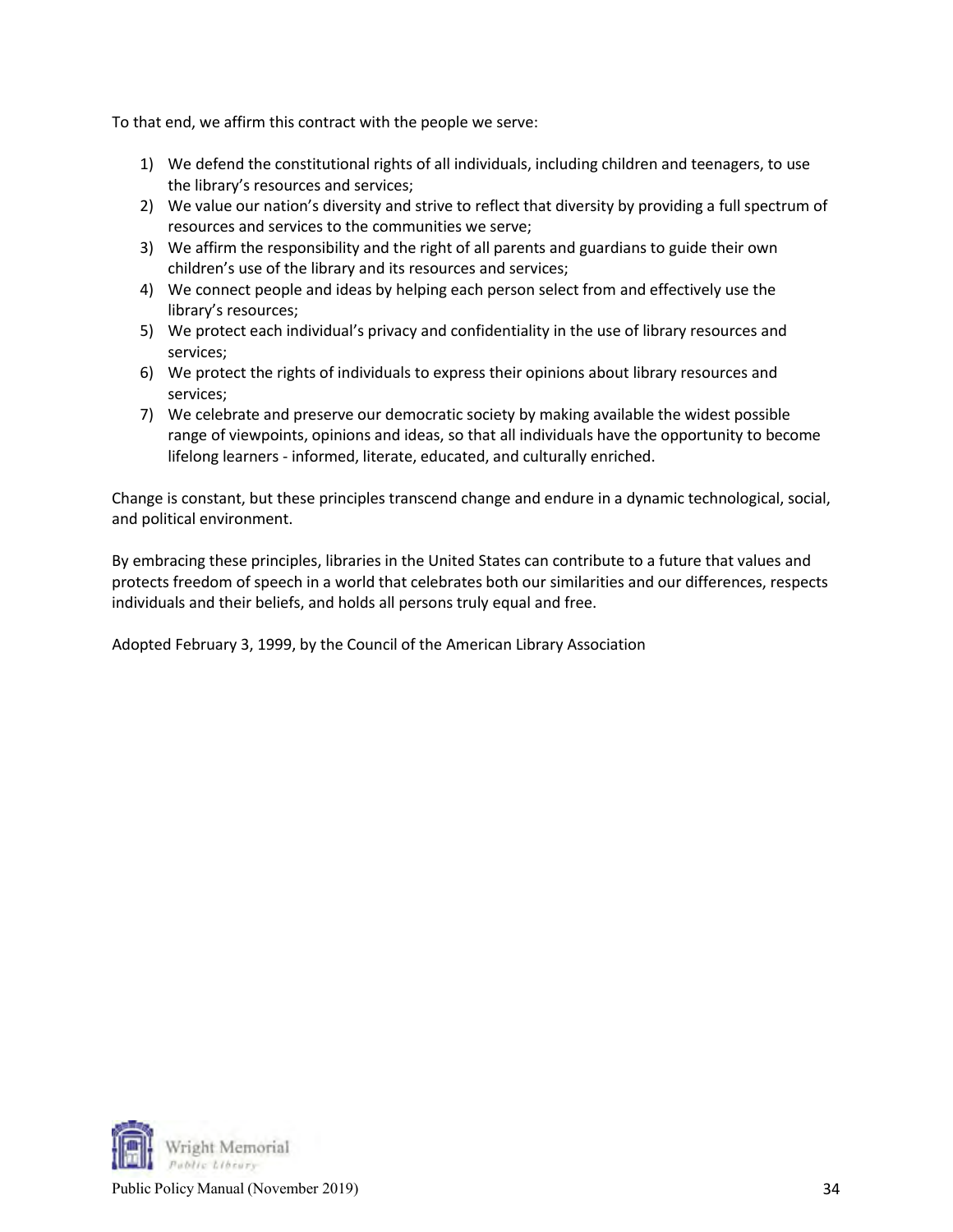To that end, we affirm this contract with the people we serve:

1) We defend the constitutional rights of all individuals, including children and teenagers, to use the library's resources and services;
2) We value our nation's diversity and strive to reflect that diversity by providing a full spectrum of resources and services to the communities we serve;
3) We affirm the responsibility and the right of all parents and guardians to guide their own children's use of the library and its resources and services;
4) We connect people and ideas by helping each person select from and effectively use the library's resources;
5) We protect each individual's privacy and confidentiality in the use of library resources and services;
6) We protect the rights of individuals to express their opinions about library resources and services;
7) We celebrate and preserve our democratic society by making available the widest possible range of viewpoints, opinions and ideas, so that all individuals have the opportunity to become lifelong learners - informed, literate, educated, and culturally enriched.

Change is constant, but these principles transcend change and endure in a dynamic technological, social, and political environment.

By embracing these principles, libraries in the United States can contribute to a future that values and protects freedom of speech in a world that celebrates both our similarities and our differences, respects individuals and their beliefs, and holds all persons truly equal and free.

Adopted February 3, 1999, by the Council of the American Library Association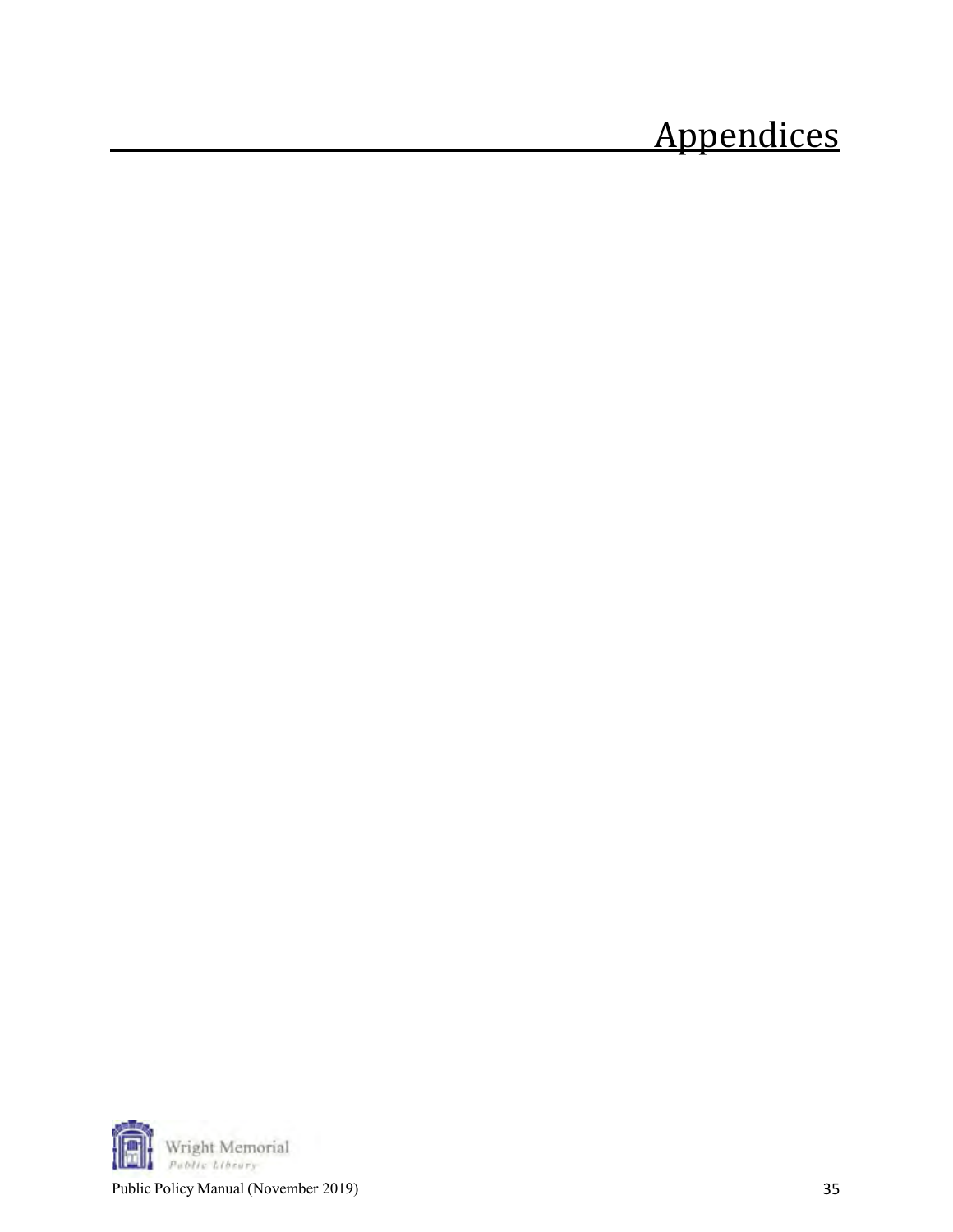# Appendices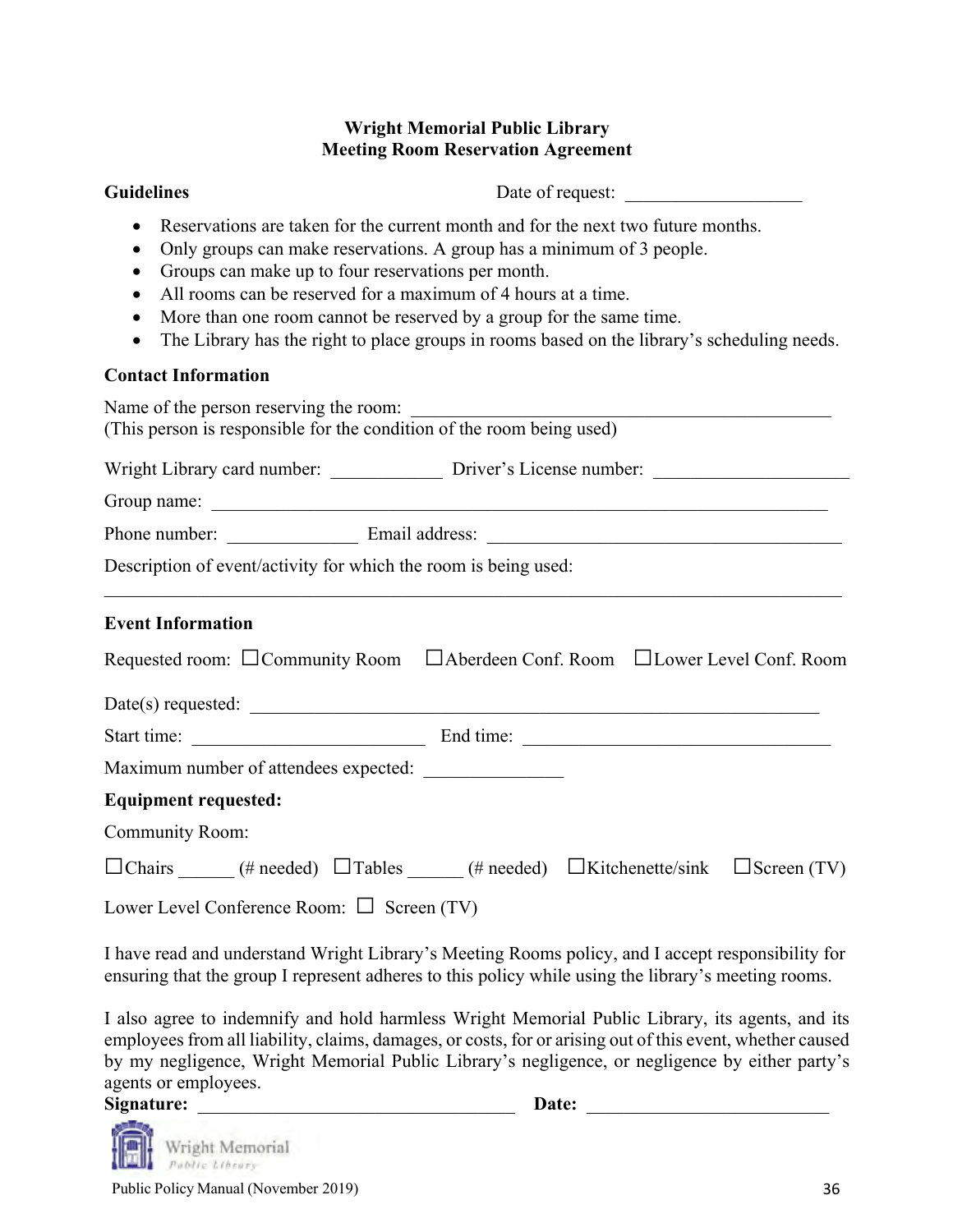**Wright Memorial Public Library**
**Meeting Room Reservation Agreement**

**Guidelines** Date of request: ___________________

- Reservations are taken for the current month and for the next two future months.
- Only groups can make reservations. A group has a minimum of 3 people.
- Groups can make up to four reservations per month.
- All rooms can be reserved for a maximum of 4 hours at a time.
- More than one room cannot be reserved by a group for the same time.
- The Library has the right to place groups in rooms based on the library's scheduling needs.

**Contact Information**

Name of the person reserving the room: ______________________________________________
(This person is responsible for the condition of the room being used)

Wright Library card number: ____________ Driver's License number: _____________________

Group name: ____________________________________________________________________

Phone number: ______________ Email address: ______________________________________

Description of event/activity for which the room is being used:
_____________________________________________________________________________

**Event Information**

Requested room: ☐Community Room ☐Aberdeen Conf. Room ☐Lower Level Conf. Room

Date(s) requested: _______________________________________________________________

Start time: _________________________ End time: __________________________________

Maximum number of attendees expected: _______________

**Equipment requested:**

Community Room:

☐Chairs ______ (# needed) ☐Tables ______ (# needed) ☐Kitchenette/sink ☐Screen (TV)

Lower Level Conference Room: ☐ Screen (TV)

I have read and understand Wright Library's Meeting Rooms policy, and I accept responsibility for ensuring that the group I represent adheres to this policy while using the library's meeting rooms.

I also agree to indemnify and hold harmless Wright Memorial Public Library, its agents, and its employees from all liability, claims, damages, or costs, for or arising out of this event, whether caused by my negligence, Wright Memorial Public Library's negligence, or negligence by either party's agents or employees.

**Signature:** ___________________________________ **Date:** __________________________

Wright Memorial Public Library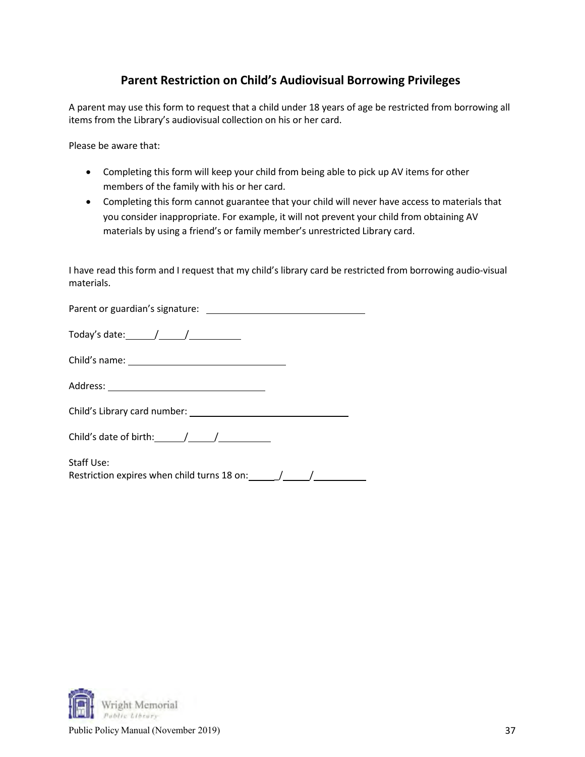## Parent Restriction on Child's Audiovisual Borrowing Privileges

A parent may use this form to request that a child under 18 years of age be restricted from borrowing all items from the Library's audiovisual collection on his or her card.

Please be aware that:

- Completing this form will keep your child from being able to pick up AV items for other members of the family with his or her card.
- Completing this form cannot guarantee that your child will never have access to materials that you consider inappropriate. For example, it will not prevent your child from obtaining AV materials by using a friend's or family member's unrestricted Library card.

I have read this form and I request that my child's library card be restricted from borrowing audio-visual materials.

Parent or guardian's signature: ______________________________

Today's date: _____/_____/__________

Child's name: ______________________________

Address: ______________________________

Child's Library card number: ______________________________

Child's date of birth: _____/_____/__________

Staff Use:
Restriction expires when child turns 18 on: _____/_____/__________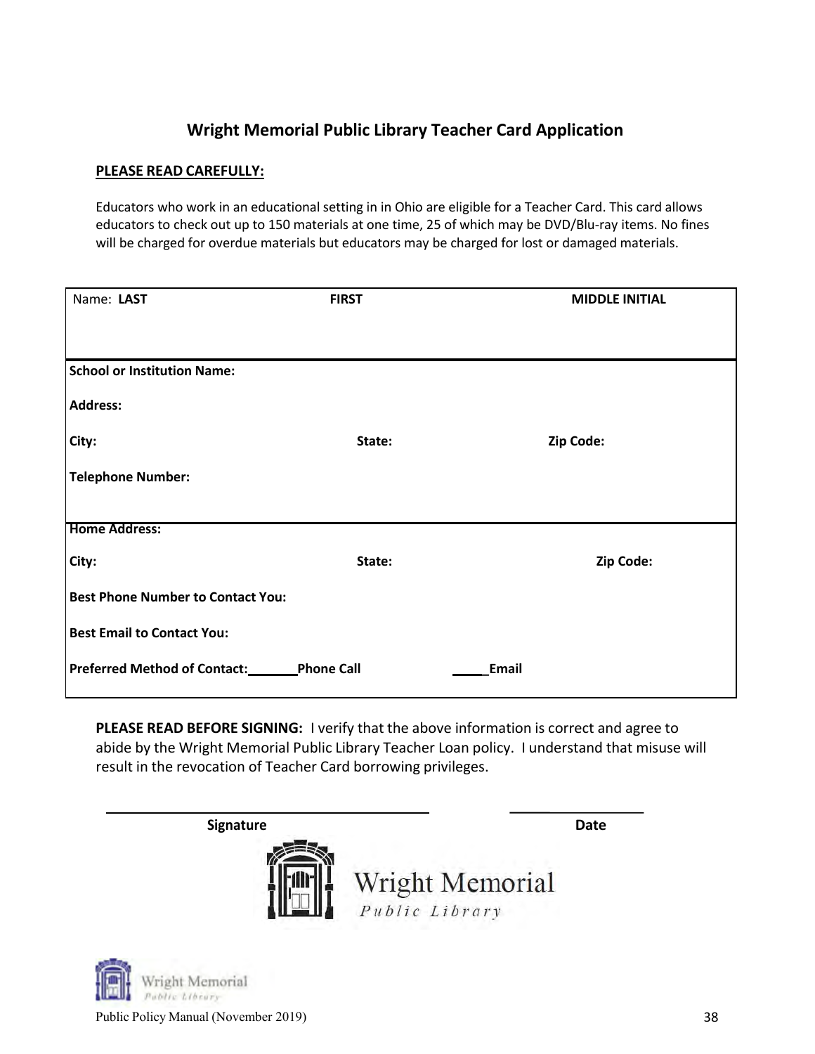## Wright Memorial Public Library Teacher Card Application

**PLEASE READ CAREFULLY:**

Educators who work in an educational setting in in Ohio are eligible for a Teacher Card. This card allows educators to check out up to 150 materials at one time, 25 of which may be DVD/Blu-ray items. No fines will be charged for overdue materials but educators may be charged for lost or damaged materials.

| Name: **LAST** | **FIRST** | **MIDDLE INITIAL** |
|---|---|---|
| | | |
| **School or Institution Name:** | | |
| **Address:** | | |
| **City:** | **State:** | **Zip Code:** |
| **Telephone Number:** | | |
| **Home Address:** | | |
| **City:** | **State:** | **Zip Code:** |
| **Best Phone Number to Contact You:** | | |
| **Best Email to Contact You:** | | |
| **Preferred Method of Contact:_______Phone Call** | | **_____Email** |

**PLEASE READ BEFORE SIGNING:** I verify that the above information is correct and agree to abide by the Wright Memorial Public Library Teacher Loan policy. I understand that misuse will result in the revocation of Teacher Card borrowing privileges.

______________________________ &nbsp;&nbsp;&nbsp;&nbsp; ______________

**Signature** &nbsp;&nbsp;&nbsp;&nbsp; **Date**

Wright Memorial
*Public Library*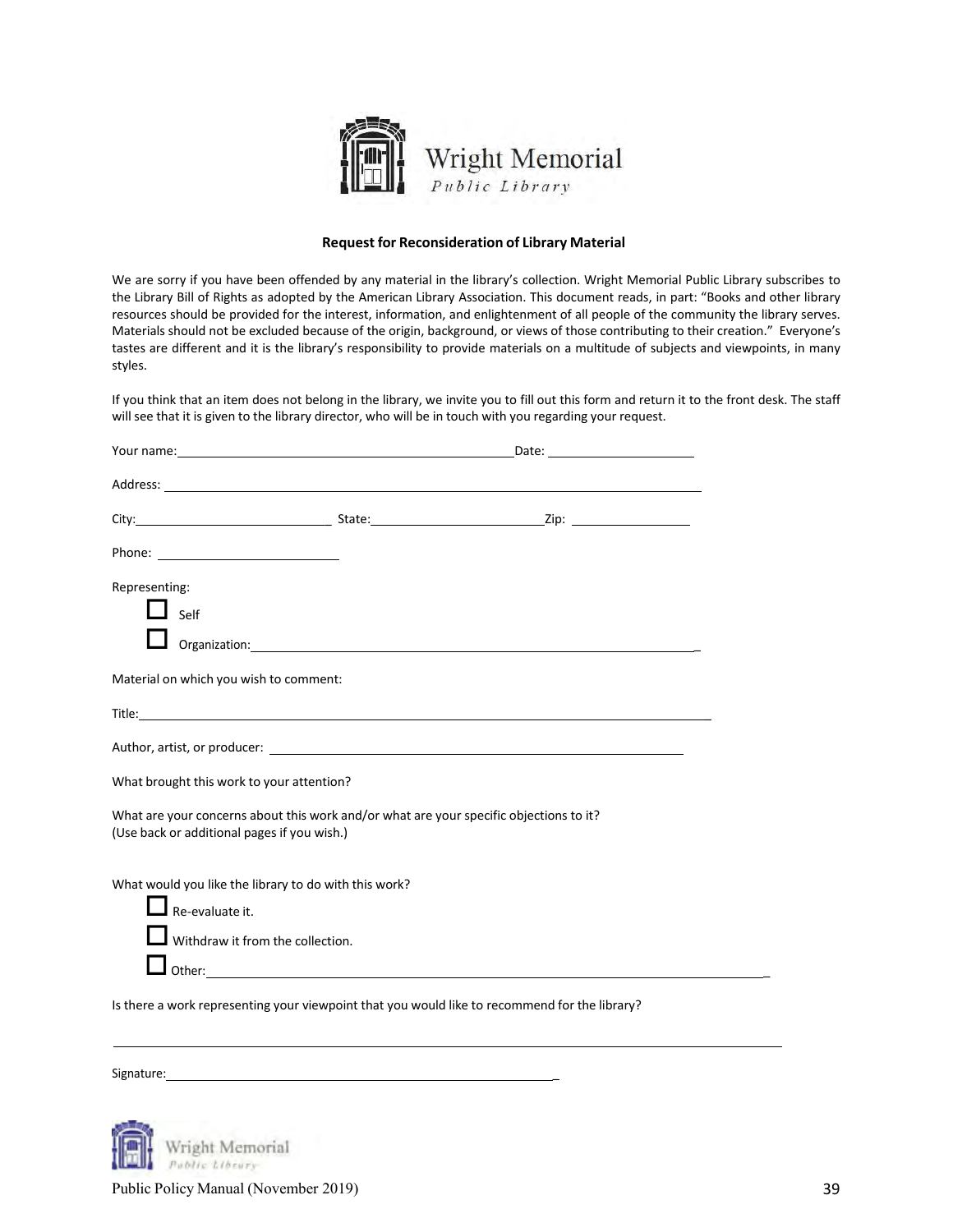Wright Memorial
*Public Library*

**Request for Reconsideration of Library Material**

We are sorry if you have been offended by any material in the library's collection. Wright Memorial Public Library subscribes to the Library Bill of Rights as adopted by the American Library Association. This document reads, in part: "Books and other library resources should be provided for the interest, information, and enlightenment of all people of the community the library serves. Materials should not be excluded because of the origin, background, or views of those contributing to their creation." Everyone's tastes are different and it is the library's responsibility to provide materials on a multitude of subjects and viewpoints, in many styles.

If you think that an item does not belong in the library, we invite you to fill out this form and return it to the front desk. The staff will see that it is given to the library director, who will be in touch with you regarding your request.

Your name:_______________________________________ Date: ____________________

Address: ___________________________________________________________________

City:_______________________ State:_____________________ Zip: _______________

Phone: ______________________

Representing:

- ☐ Self
- ☐ Organization:_______________________________________________________

Material on which you wish to comment:

Title:______________________________________________________________________

Author, artist, or producer: ______________________________________________

What brought this work to your attention?

What are your concerns about this work and/or what are your specific objections to it?
(Use back or additional pages if you wish.)

What would you like the library to do with this work?

- ☐ Re-evaluate it.
- ☐ Withdraw it from the collection.
- ☐ Other:___________________________________________________________________

Is there a work representing your viewpoint that you would like to recommend for the library?

____________________________________________________________________________

Signature:_______________________________________________

Wright Memorial
*Public Library*

Public Policy Manual (November 2019)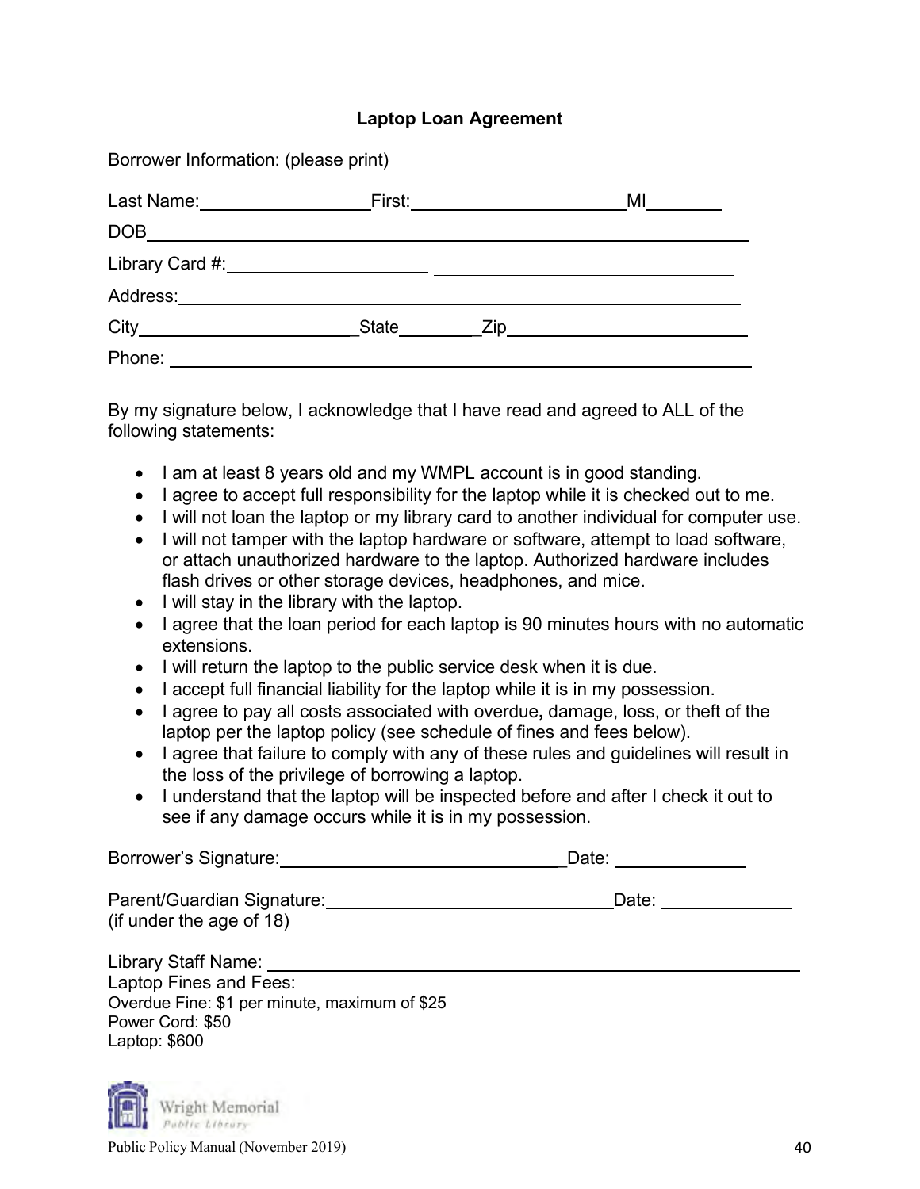## Laptop Loan Agreement

Borrower Information: (please print)

Last Name:__________________First:________________________MI________

DOB_____________________________________________________________

Library Card #:_____________________ _______________________________

Address:________________________________________________________

City______________________State________Zip_______________________

Phone: __________________________________________________________

By my signature below, I acknowledge that I have read and agreed to ALL of the following statements:

- I am at least 8 years old and my WMPL account is in good standing.
- I agree to accept full responsibility for the laptop while it is checked out to me.
- I will not loan the laptop or my library card to another individual for computer use.
- I will not tamper with the laptop hardware or software, attempt to load software, or attach unauthorized hardware to the laptop. Authorized hardware includes flash drives or other storage devices, headphones, and mice.
- I will stay in the library with the laptop.
- I agree that the loan period for each laptop is 90 minutes hours with no automatic extensions.
- I will return the laptop to the public service desk when it is due.
- I accept full financial liability for the laptop while it is in my possession.
- I agree to pay all costs associated with overdue**,** damage, loss, or theft of the laptop per the laptop policy (see schedule of fines and fees below).
- I agree that failure to comply with any of these rules and guidelines will result in the loss of the privilege of borrowing a laptop.
- I understand that the laptop will be inspected before and after I check it out to see if any damage occurs while it is in my possession.

Borrower's Signature:_______________________________Date: _____________

Parent/Guardian Signature:_______________________________Date: _____________
(if under the age of 18)

Library Staff Name: _______________________________________________

Laptop Fines and Fees:
Overdue Fine: $1 per minute, maximum of $25
Power Cord: $50
Laptop: $600

Wright Memorial Public Library

Public Policy Manual (November 2019)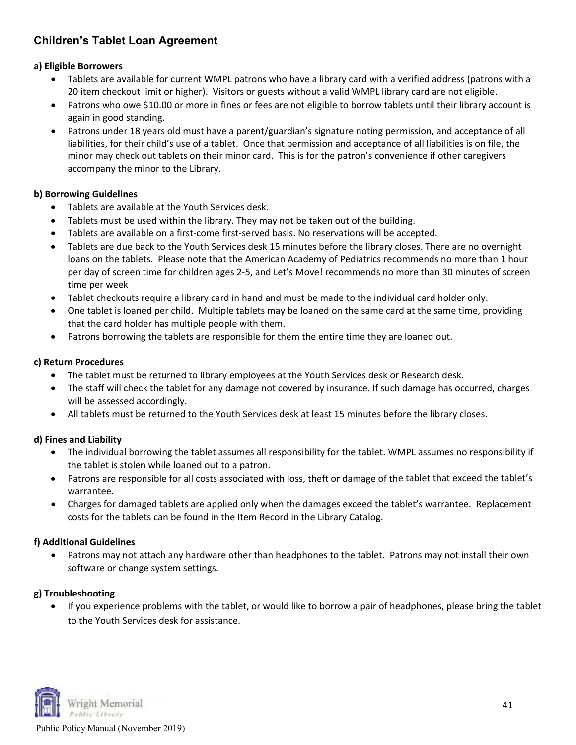## Children's Tablet Loan Agreement

**a) Eligible Borrowers**

- Tablets are available for current WMPL patrons who have a library card with a verified address (patrons with a 20 item checkout limit or higher). Visitors or guests without a valid WMPL library card are not eligible.
- Patrons who owe $10.00 or more in fines or fees are not eligible to borrow tablets until their library account is again in good standing.
- Patrons under 18 years old must have a parent/guardian's signature noting permission, and acceptance of all liabilities, for their child's use of a tablet. Once that permission and acceptance of all liabilities is on file, the minor may check out tablets on their minor card. This is for the patron's convenience if other caregivers accompany the minor to the Library.

**b) Borrowing Guidelines**

- Tablets are available at the Youth Services desk.
- Tablets must be used within the library. They may not be taken out of the building.
- Tablets are available on a first-come first-served basis. No reservations will be accepted.
- Tablets are due back to the Youth Services desk 15 minutes before the library closes. There are no overnight loans on the tablets. Please note that the American Academy of Pediatrics recommends no more than 1 hour per day of screen time for children ages 2-5, and Let's Move! recommends no more than 30 minutes of screen time per week
- Tablet checkouts require a library card in hand and must be made to the individual card holder only.
- One tablet is loaned per child. Multiple tablets may be loaned on the same card at the same time, providing that the card holder has multiple people with them.
- Patrons borrowing the tablets are responsible for them the entire time they are loaned out.

**c) Return Procedures**

- The tablet must be returned to library employees at the Youth Services desk or Research desk.
- The staff will check the tablet for any damage not covered by insurance. If such damage has occurred, charges will be assessed accordingly.
- All tablets must be returned to the Youth Services desk at least 15 minutes before the library closes.

**d) Fines and Liability**

- The individual borrowing the tablet assumes all responsibility for the tablet. WMPL assumes no responsibility if the tablet is stolen while loaned out to a patron.
- Patrons are responsible for all costs associated with loss, theft or damage of the tablet that exceed the tablet's warrantee.
- Charges for damaged tablets are applied only when the damages exceed the tablet's warrantee. Replacement costs for the tablets can be found in the Item Record in the Library Catalog.

**f) Additional Guidelines**

- Patrons may not attach any hardware other than headphones to the tablet. Patrons may not install their own software or change system settings.

**g) Troubleshooting**

- If you experience problems with the tablet, or would like to borrow a pair of headphones, please bring the tablet to the Youth Services desk for assistance.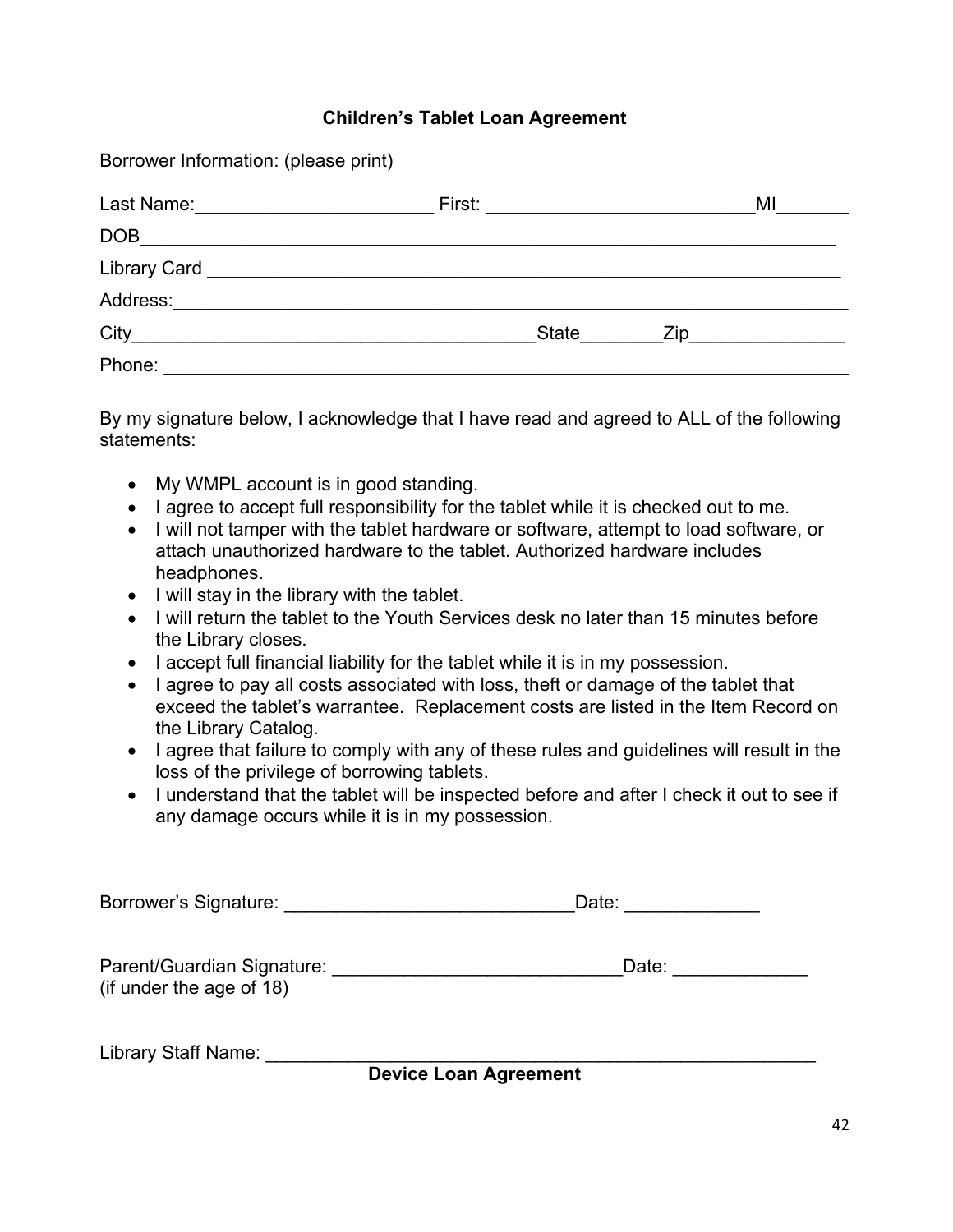## Children's Tablet Loan Agreement

Borrower Information: (please print)

Last Name:______________________ First: _________________________MI_______

DOB___________________________________________________________________

Library Card ____________________________________________________________

Address:_______________________________________________________________

City______________________________________State________Zip_______________

Phone: ________________________________________________________________

By my signature below, I acknowledge that I have read and agreed to ALL of the following statements:

- My WMPL account is in good standing.
- I agree to accept full responsibility for the tablet while it is checked out to me.
- I will not tamper with the tablet hardware or software, attempt to load software, or attach unauthorized hardware to the tablet. Authorized hardware includes headphones.
- I will stay in the library with the tablet.
- I will return the tablet to the Youth Services desk no later than 15 minutes before the Library closes.
- I accept full financial liability for the tablet while it is in my possession.
- I agree to pay all costs associated with loss, theft or damage of the tablet that exceed the tablet's warrantee. Replacement costs are listed in the Item Record on the Library Catalog.
- I agree that failure to comply with any of these rules and guidelines will result in the loss of the privilege of borrowing tablets.
- I understand that the tablet will be inspected before and after I check it out to see if any damage occurs while it is in my possession.

Borrower's Signature: ___________________________Date: _____________

Parent/Guardian Signature: ___________________________Date: _____________
(if under the age of 18)

Library Staff Name: _____________________________________________________

**Device Loan Agreement**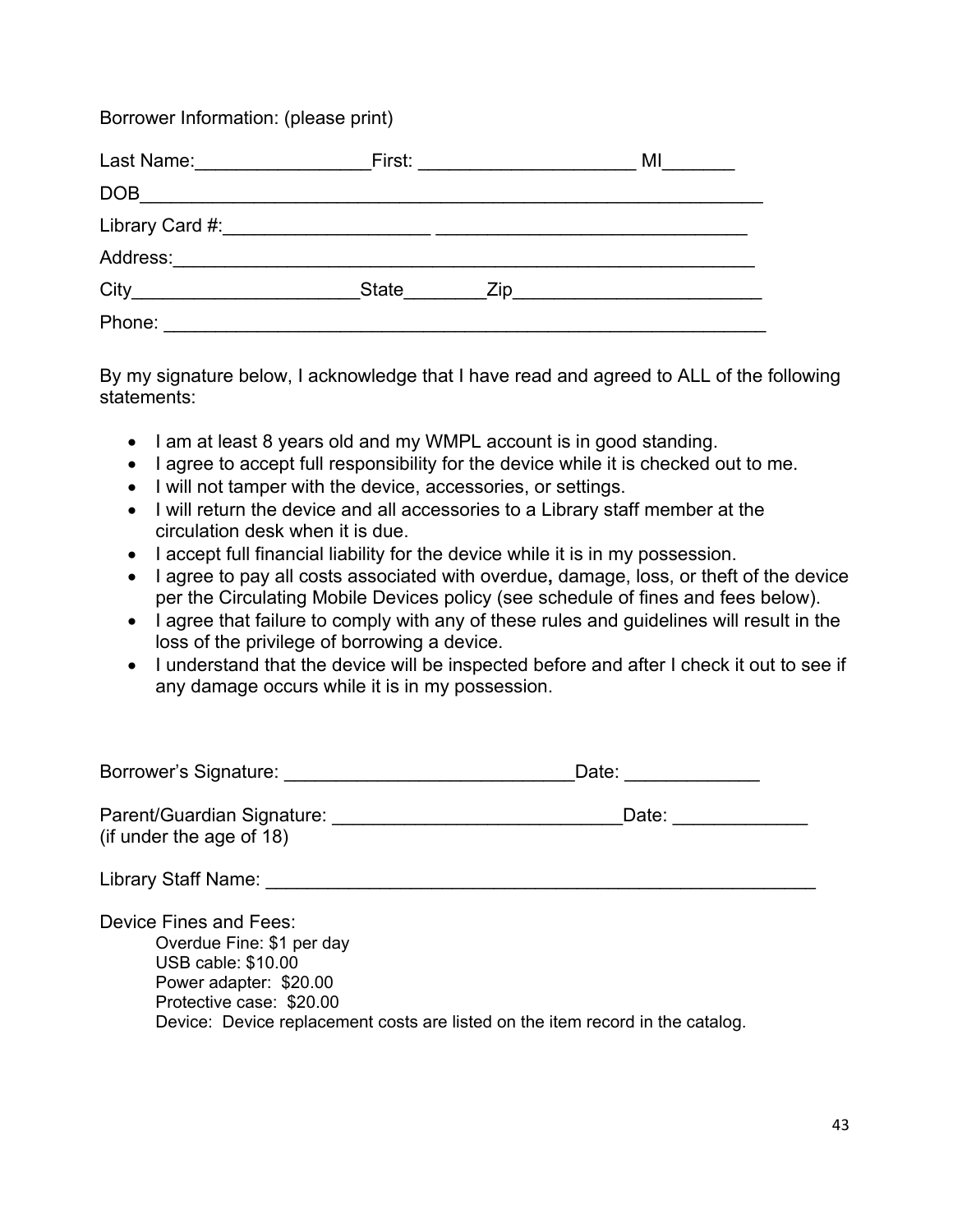Borrower Information: (please print)

Last Name:_________________First: _____________________ MI_______

DOB_____________________________________________________________

Library Card #:___________________ _____________________________

Address:________________________________________________________

City______________________State________Zip________________________

Phone: __________________________________________________________

By my signature below, I acknowledge that I have read and agreed to ALL of the following statements:

- I am at least 8 years old and my WMPL account is in good standing.
- I agree to accept full responsibility for the device while it is checked out to me.
- I will not tamper with the device, accessories, or settings.
- I will return the device and all accessories to a Library staff member at the circulation desk when it is due.
- I accept full financial liability for the device while it is in my possession.
- I agree to pay all costs associated with overdue**,** damage, loss, or theft of the device per the Circulating Mobile Devices policy (see schedule of fines and fees below).
- I agree that failure to comply with any of these rules and guidelines will result in the loss of the privilege of borrowing a device.
- I understand that the device will be inspected before and after I check it out to see if any damage occurs while it is in my possession.

Borrower's Signature: ____________________________Date: _____________

Parent/Guardian Signature: ____________________________Date: _____________
(if under the age of 18)

Library Staff Name: _______________________________________________________

Device Fines and Fees:

Overdue Fine: $1 per day
USB cable: $10.00
Power adapter: $20.00
Protective case: $20.00
Device: Device replacement costs are listed on the item record in the catalog.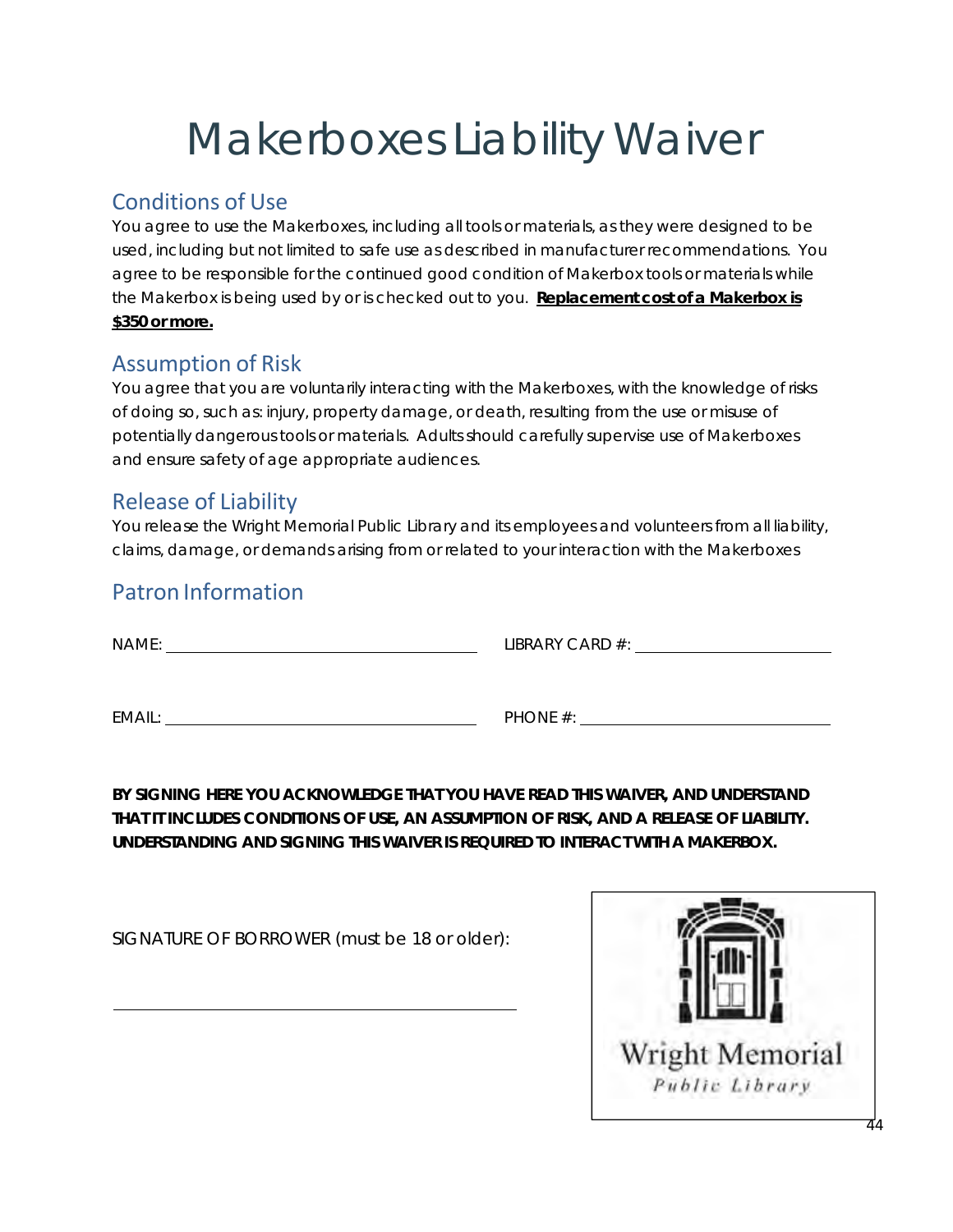# Makerboxes Liability Waiver

## Conditions of Use

You agree to use the Makerboxes, including all tools or materials, as they were designed to be used, including but not limited to safe use as described in manufacturer recommendations. You agree to be responsible for the continued good condition of Makerbox tools or materials while the Makerbox is being used by or is checked out to you. **Replacement cost of a Makerbox is $350 or more.**

## Assumption of Risk

You agree that you are voluntarily interacting with the Makerboxes, with the knowledge of risks of doing so, such as: injury, property damage, or death, resulting from the use or misuse of potentially dangerous tools or materials. Adults should carefully supervise use of Makerboxes and ensure safety of age appropriate audiences.

## Release of Liability

You release the Wright Memorial Public Library and its employees and volunteers from all liability, claims, damage, or demands arising from or related to your interaction with the Makerboxes

## Patron Information

NAME: ______________________________ LIBRARY CARD #: ____________________

EMAIL: ______________________________ PHONE #: ________________________

**BY SIGNING HERE YOU ACKNOWLEDGE THAT YOU HAVE READ THIS WAIVER, AND UNDERSTAND THAT IT INCLUDES CONDITIONS OF USE, AN ASSUMPTION OF RISK, AND A RELEASE OF LIABILITY. UNDERSTANDING AND SIGNING THIS WAIVER IS REQUIRED TO INTERACT WITH A MAKERBOX.**

SIGNATURE OF BORROWER (must be 18 or older):

______________________________________

Wright Memorial
*Public Library*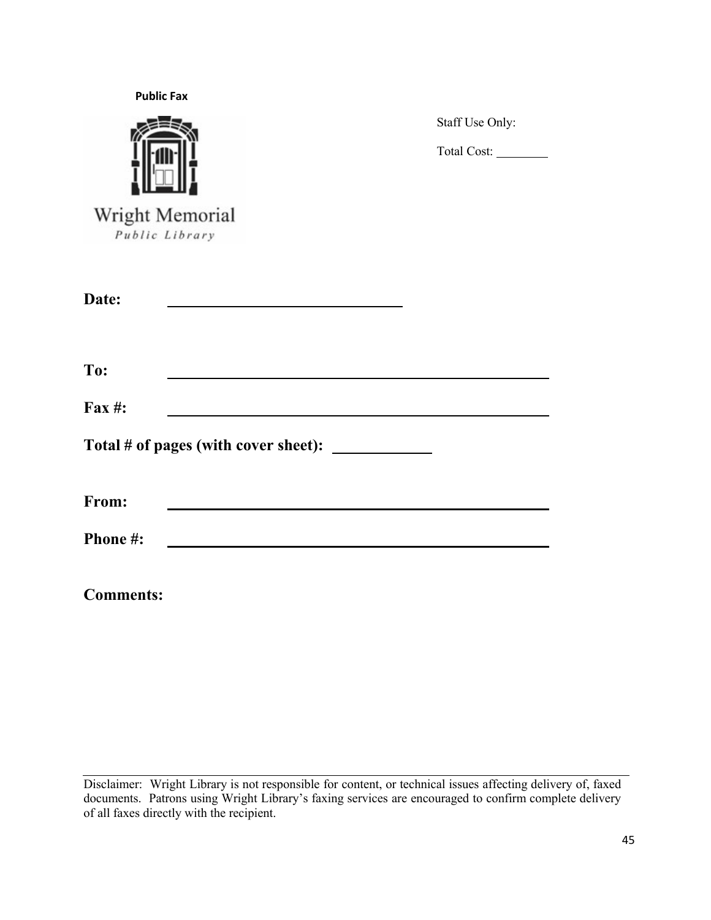**Public Fax**

Wright Memorial
*Public Library*

Staff Use Only:

Total Cost: ________

**Date:** ______________________________

**To:** ________________________________________________

**Fax #:** ________________________________________________

**Total # of pages (with cover sheet):** ____________

**From:** ________________________________________________

**Phone #:** ________________________________________________

**Comments:**

---

Disclaimer: Wright Library is not responsible for content, or technical issues affecting delivery of, faxed documents. Patrons using Wright Library's faxing services are encouraged to confirm complete delivery of all faxes directly with the recipient.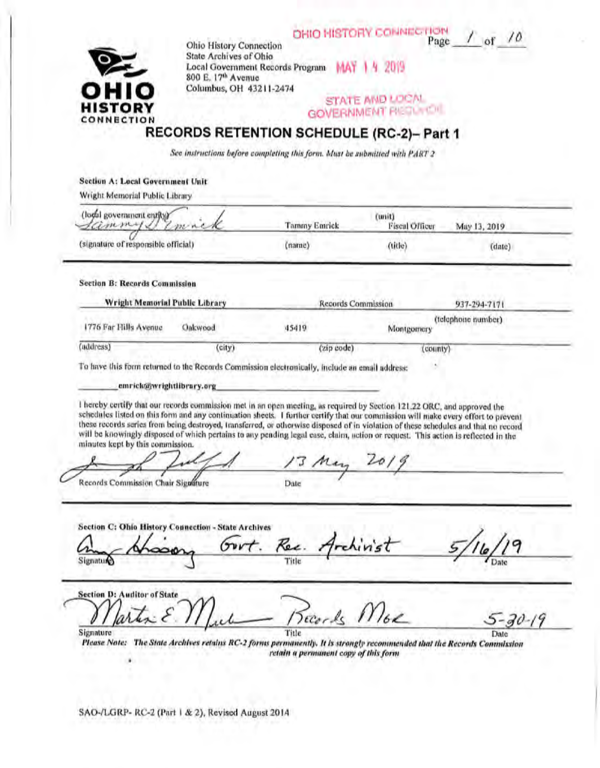Ohio History Connection
State Archives of Ohio
Local Government Records Program
800 E. 17th Avenue
Columbus, OH 43211-2474

OHIO HISTORY CONNECTION
MAY 14 2019
STATE AND LOCAL GOVERNMENT RECORDS

Page 1 of 10

# RECORDS RETENTION SCHEDULE (RC-2)– Part 1

*See instructions before completing this form. Must be submitted with PART 2*

**Section A: Local Government Unit**

Wright Memorial Public Library

| (local government entity) | | (unit) | |
|---|---|---|---|
| *Tammy S. Emrick* | Tammy Emrick | Fiscal Officer | May 13, 2019 |
| (signature of responsible official) | (name) | (title) | (date) |

**Section B: Records Commission**

| **Wright Memorial Public Library** | | Records Commission | 937-294-7171 |
|---|---|---|---|
| | | | (telephone number) |
| 1776 Far Hills Avenue | Oakwood | 45419 | Montgomery |
| (address) | (city) | (zip code) | (county) |

To have this form returned to the Records Commission electronically, include an email address:

**emrick@wrightlibrary.org**

I hereby certify that our records commission met in an open meeting, as required by Section 121.22 ORC, and approved the schedules listed on this form and any continuation sheets. I further certify that our commission will make every effort to prevent these records series from being destroyed, transferred, or otherwise disposed of in violation of these schedules and that no record will be knowingly disposed of which pertains to any pending legal case, claim, action or request. This action is reflected in the minutes kept by this commission.

| *(signature)* | 13 May 2019 |
|---|---|
| Records Commission Chair Signature | Date |

**Section C: Ohio History Connection - State Archives**

| *(signature)* | Govt. Rec. Archivist | 5/16/19 |
|---|---|---|
| Signature | Title | Date |

**Section D: Auditor of State**

| *Martin E. M...* | Records Mgr | 5-30-19 |
|---|---|---|
| Signature | Title | Date |

***Please Note: The State Archives retains RC-2 forms permanently. It is strongly recommended that the Records Commission retain a permanent copy of this form***

SAO-/LGRP- RC-2 (Part 1 & 2), Revised August 2014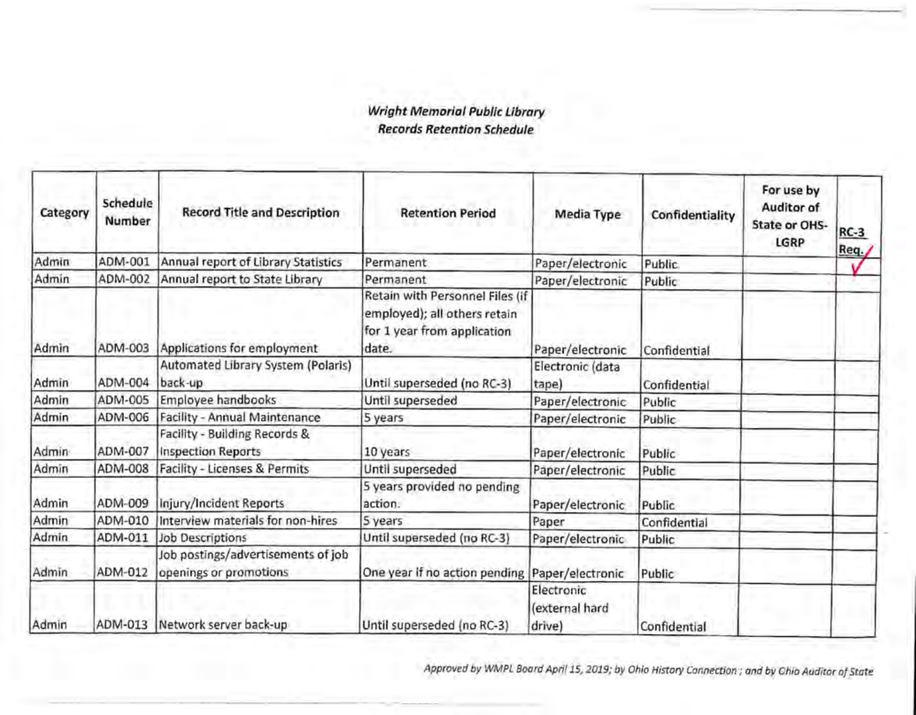*Wright Memorial Public Library*
*Records Retention Schedule*

| Category | Schedule Number | Record Title and Description | Retention Period | Media Type | Confidentiality | For use by Auditor of State or OHS-LGRP | RC-3 Req. ✓ |
|---|---|---|---|---|---|---|---|
| Admin | ADM-001 | Annual report of Library Statistics | Permanent | Paper/electronic | Public | | ✓ |
| Admin | ADM-002 | Annual report to State Library | Permanent | Paper/electronic | Public | | |
| Admin | ADM-003 | Applications for employment | Retain with Personnel Files (if employed); all others retain for 1 year from application date. | Paper/electronic | Confidential | | |
| Admin | ADM-004 | Automated Library System (Polaris) back-up | Until superseded (no RC-3) | Electronic (data tape) | Confidential | | |
| Admin | ADM-005 | Employee handbooks | Until superseded | Paper/electronic | Public | | |
| Admin | ADM-006 | Facility - Annual Maintenance | 5 years | Paper/electronic | Public | | |
| Admin | ADM-007 | Facility - Building Records & Inspection Reports | 10 years | Paper/electronic | Public | | |
| Admin | ADM-008 | Facility - Licenses & Permits | Until superseded | Paper/electronic | Public | | |
| Admin | ADM-009 | Injury/Incident Reports | 5 years provided no pending action. | Paper/electronic | Public | | |
| Admin | ADM-010 | Interview materials for non-hires | 5 years | Paper | Confidential | | |
| Admin | ADM-011 | Job Descriptions | Until superseded (no RC-3) | Paper/electronic | Public | | |
| Admin | ADM-012 | Job postings/advertisements of job openings or promotions | One year if no action pending | Paper/electronic | Public | | |
| Admin | ADM-013 | Network server back-up | Until superseded (no RC-3) | Electronic (external hard drive) | Confidential | | |

*Approved by WMPL Board April 15, 2019; by Ohio History Connection ; and by Ohio Auditor of State*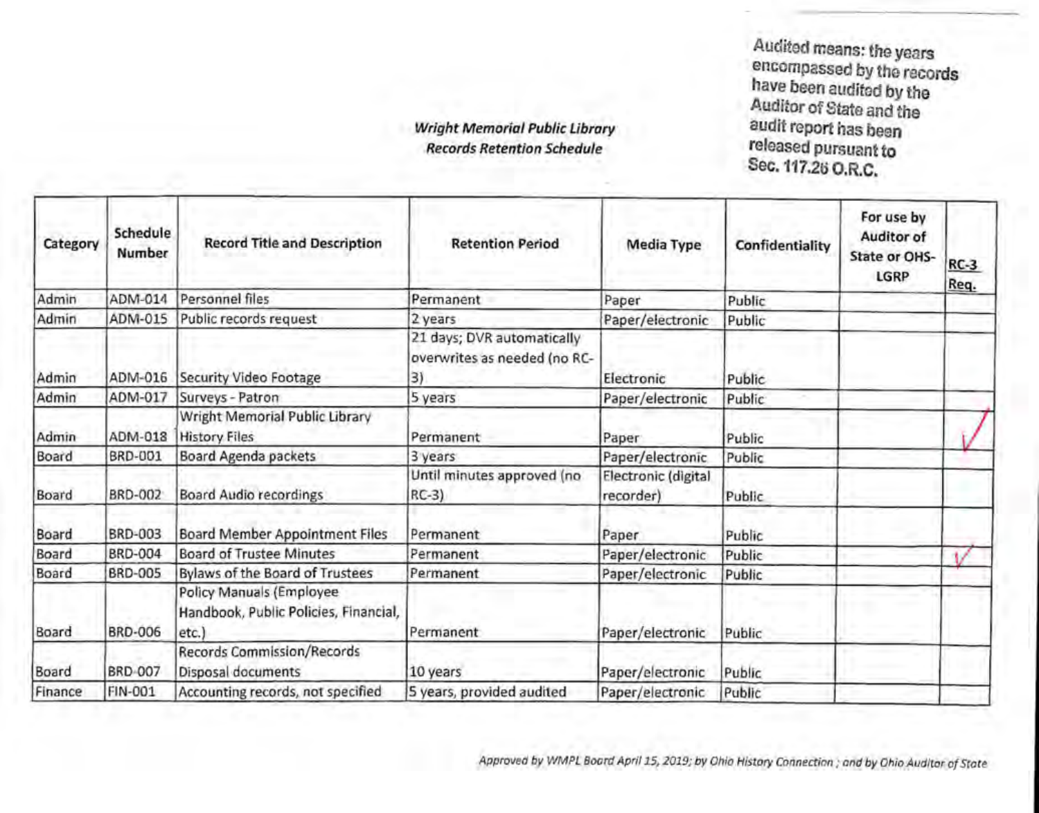Audited means: the years encompassed by the records have been audited by the Auditor of State and the audit report has been released pursuant to Sec. 117.26 O.R.C.

***Wright Memorial Public Library***
***Records Retention Schedule***

| Category | Schedule Number | Record Title and Description | Retention Period | Media Type | Confidentiality | For use by Auditor of State or OHS-LGRP | RC-3 Req. |
|---|---|---|---|---|---|---|---|
| Admin | ADM-014 | Personnel files | Permanent | Paper | Public | | |
| Admin | ADM-015 | Public records request | 2 years | Paper/electronic | Public | | |
| Admin | ADM-016 | Security Video Footage | 21 days; DVR automatically overwrites as needed (no RC-3) | Electronic | Public | | |
| Admin | ADM-017 | Surveys - Patron | 5 years | Paper/electronic | Public | | |
| Admin | ADM-018 | Wright Memorial Public Library History Files | Permanent | Paper | Public | | ✓ |
| Board | BRD-001 | Board Agenda packets | 3 years | Paper/electronic | Public | | |
| Board | BRD-002 | Board Audio recordings | Until minutes approved (no RC-3) | Electronic (digital recorder) | Public | | |
| Board | BRD-003 | Board Member Appointment Files | Permanent | Paper | Public | | |
| Board | BRD-004 | Board of Trustee Minutes | Permanent | Paper/electronic | Public | | ✓ |
| Board | BRD-005 | Bylaws of the Board of Trustees | Permanent | Paper/electronic | Public | | |
| Board | BRD-006 | Policy Manuals (Employee Handbook, Public Policies, Financial, etc.) | Permanent | Paper/electronic | Public | | |
| Board | BRD-007 | Records Commission/Records Disposal documents | 10 years | Paper/electronic | Public | | |
| Finance | FIN-001 | Accounting records, not specified | 5 years, provided audited | Paper/electronic | Public | | |

*Approved by WMPL Board April 15, 2019; by Ohio History Connection ; and by Ohio Auditor of State*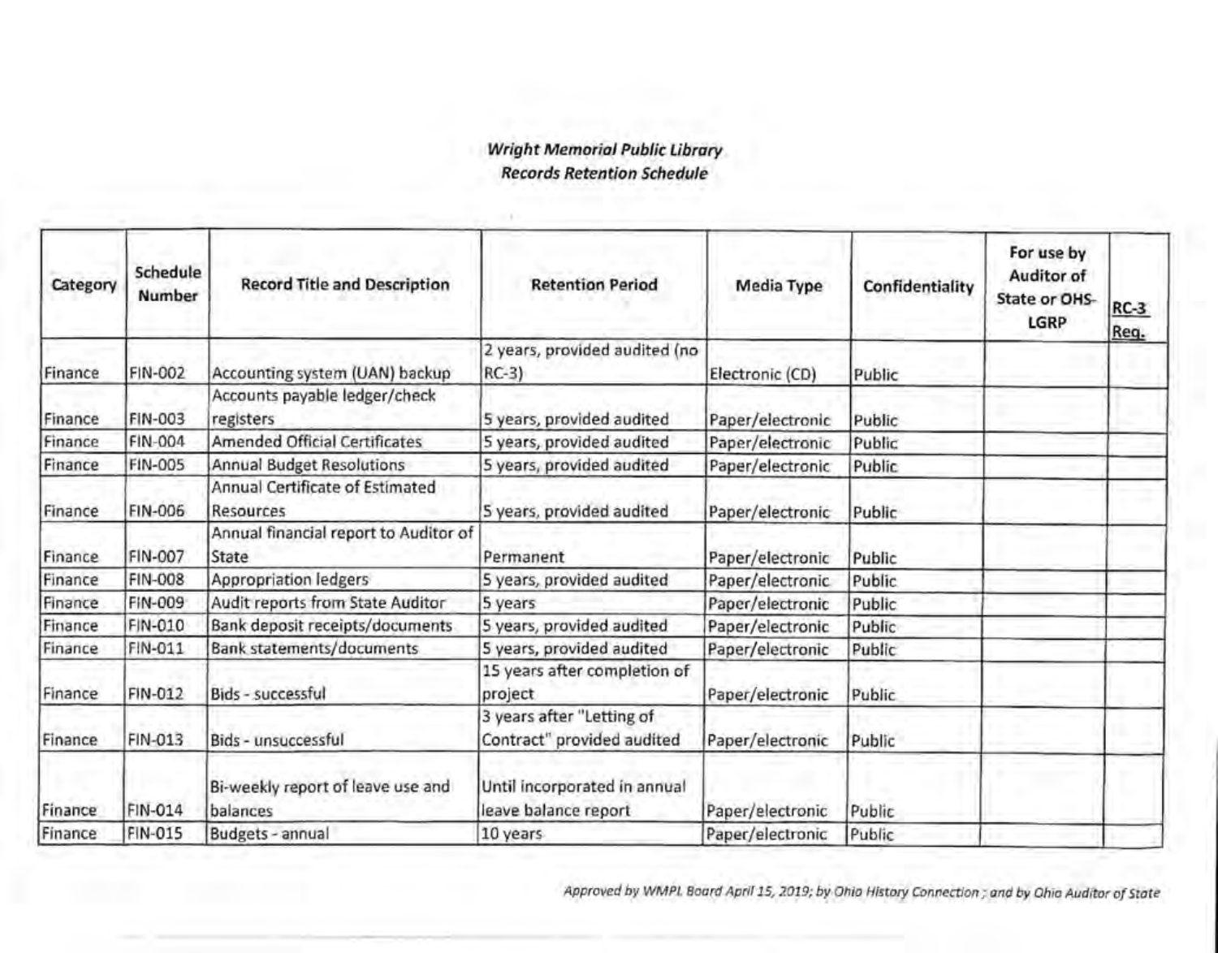*Wright Memorial Public Library*
*Records Retention Schedule*

| Category | Schedule Number | Record Title and Description | Retention Period | Media Type | Confidentiality | For use by Auditor of State or OHS-LGRP | RC-3 Req. |
|---|---|---|---|---|---|---|---|
| Finance | FIN-002 | Accounting system (UAN) backup | 2 years, provided audited (no RC-3) | Electronic (CD) | Public | | |
| Finance | FIN-003 | Accounts payable ledger/check registers | 5 years, provided audited | Paper/electronic | Public | | |
| Finance | FIN-004 | Amended Official Certificates | 5 years, provided audited | Paper/electronic | Public | | |
| Finance | FIN-005 | Annual Budget Resolutions | 5 years, provided audited | Paper/electronic | Public | | |
| Finance | FIN-006 | Annual Certificate of Estimated Resources | 5 years, provided audited | Paper/electronic | Public | | |
| Finance | FIN-007 | Annual financial report to Auditor of State | Permanent | Paper/electronic | Public | | |
| Finance | FIN-008 | Appropriation ledgers | 5 years, provided audited | Paper/electronic | Public | | |
| Finance | FIN-009 | Audit reports from State Auditor | 5 years | Paper/electronic | Public | | |
| Finance | FIN-010 | Bank deposit receipts/documents | 5 years, provided audited | Paper/electronic | Public | | |
| Finance | FIN-011 | Bank statements/documents | 5 years, provided audited | Paper/electronic | Public | | |
| Finance | FIN-012 | Bids - successful | 15 years after completion of project | Paper/electronic | Public | | |
| Finance | FIN-013 | Bids - unsuccessful | 3 years after "Letting of Contract" provided audited | Paper/electronic | Public | | |
| Finance | FIN-014 | Bi-weekly report of leave use and balances | Until incorporated in annual leave balance report | Paper/electronic | Public | | |
| Finance | FIN-015 | Budgets - annual | 10 years | Paper/electronic | Public | | |

*Approved by WMPL Board April 15, 2019; by Ohio History Connection ; and by Ohio Auditor of State*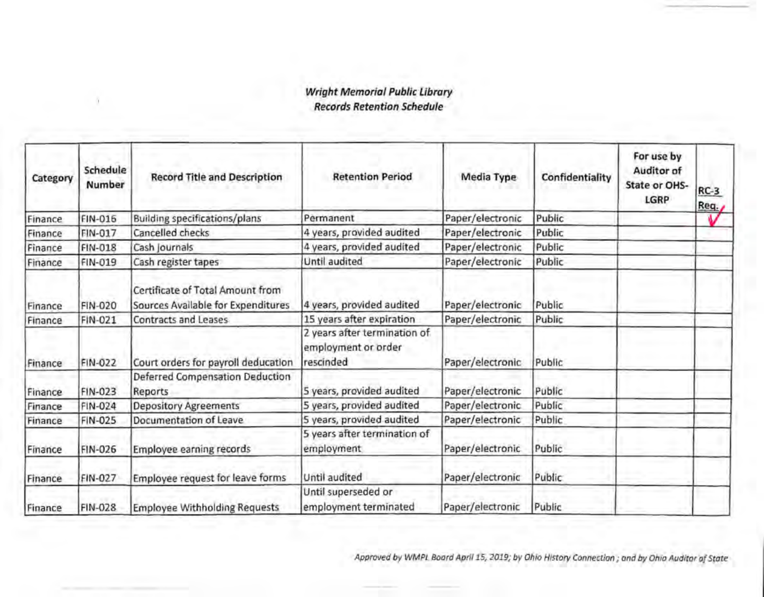*Wright Memorial Public Library*
*Records Retention Schedule*

| Category | Schedule Number | Record Title and Description | Retention Period | Media Type | Confidentiality | For use by Auditor of State or OHS-LGRP | RC-3 Req. |
|---|---|---|---|---|---|---|---|
| Finance | FIN-016 | Building specifications/plans | Permanent | Paper/electronic | Public | | ✓ |
| Finance | FIN-017 | Cancelled checks | 4 years, provided audited | Paper/electronic | Public | | |
| Finance | FIN-018 | Cash journals | 4 years, provided audited | Paper/electronic | Public | | |
| Finance | FIN-019 | Cash register tapes | Until audited | Paper/electronic | Public | | |
| Finance | FIN-020 | Certificate of Total Amount from Sources Available for Expenditures | 4 years, provided audited | Paper/electronic | Public | | |
| Finance | FIN-021 | Contracts and Leases | 15 years after expiration | Paper/electronic | Public | | |
| Finance | FIN-022 | Court orders for payroll deducation | 2 years after termination of employment or order rescinded | Paper/electronic | Public | | |
| Finance | FIN-023 | Deferred Compensation Deduction Reports | 5 years, provided audited | Paper/electronic | Public | | |
| Finance | FIN-024 | Depository Agreements | 5 years, provided audited | Paper/electronic | Public | | |
| Finance | FIN-025 | Documentation of Leave | 5 years, provided audited | Paper/electronic | Public | | |
| Finance | FIN-026 | Employee earning records | 5 years after termination of employment | Paper/electronic | Public | | |
| Finance | FIN-027 | Employee request for leave forms | Until audited | Paper/electronic | Public | | |
| Finance | FIN-028 | Employee Withholding Requests | Until superseded or employment terminated | Paper/electronic | Public | | |

*Approved by WMPL Board April 15, 2019; by Ohio History Connection ; and by Ohio Auditor of State*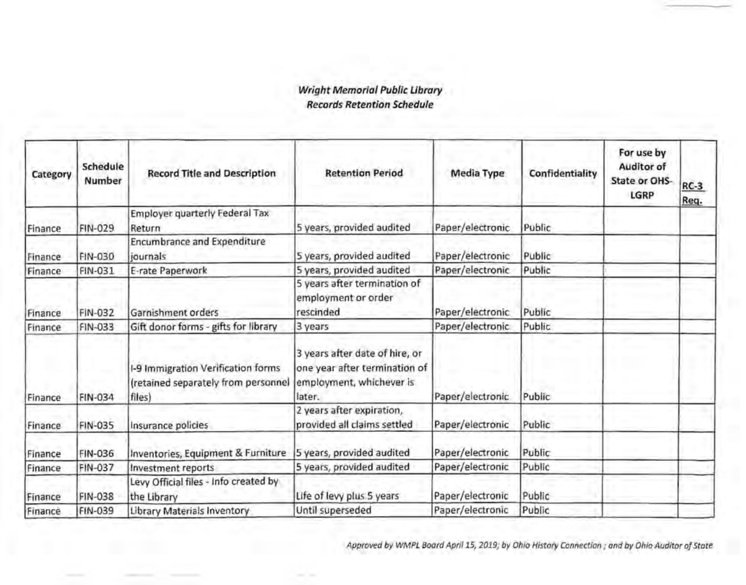*Wright Memorial Public Library*
*Records Retention Schedule*

| Category | Schedule Number | Record Title and Description | Retention Period | Media Type | Confidentiality | For use by Auditor of State or OHS-LGRP | RC-3 Req. |
|---|---|---|---|---|---|---|---|
| Finance | FIN-029 | Employer quarterly Federal Tax Return | 5 years, provided audited | Paper/electronic | Public | | |
| Finance | FIN-030 | Encumbrance and Expenditure journals | 5 years, provided audited | Paper/electronic | Public | | |
| Finance | FIN-031 | E-rate Paperwork | 5 years, provided audited | Paper/electronic | Public | | |
| Finance | FIN-032 | Garnishment orders | 5 years after termination of employment or order rescinded | Paper/electronic | Public | | |
| Finance | FIN-033 | Gift donor forms - gifts for library | 3 years | Paper/electronic | Public | | |
| Finance | FIN-034 | I-9 Immigration Verification forms (retained separately from personnel files) | 3 years after date of hire, or one year after termination of employment, whichever is later. | Paper/electronic | Public | | |
| Finance | FIN-035 | Insurance policies | 2 years after expiration, provided all claims settled | Paper/electronic | Public | | |
| Finance | FIN-036 | Inventories, Equipment & Furniture | 5 years, provided audited | Paper/electronic | Public | | |
| Finance | FIN-037 | Investment reports | 5 years, provided audited | Paper/electronic | Public | | |
| Finance | FIN-038 | Levy Official files - Info created by the Library | Life of levy plus 5 years | Paper/electronic | Public | | |
| Finance | FIN-039 | Library Materials Inventory | Until superseded | Paper/electronic | Public | | |

*Approved by WMPL Board April 15, 2019; by Ohio History Connection ; and by Ohio Auditor of State*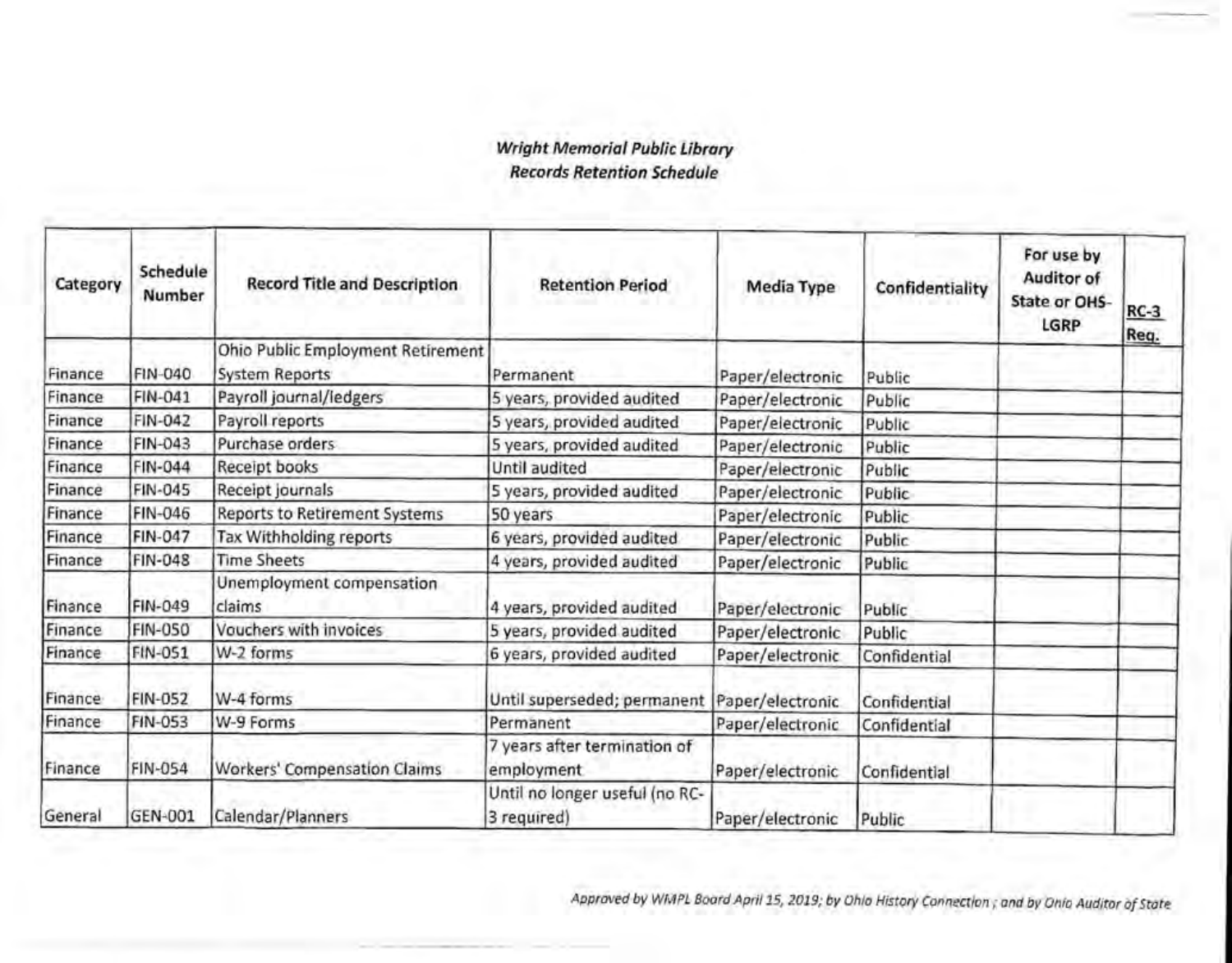***Wright Memorial Public Library***
***Records Retention Schedule***

| Category | Schedule Number | Record Title and Description | Retention Period | Media Type | Confidentiality | For use by Auditor of State or OHS-LGRP | RC-3 Req. |
|---|---|---|---|---|---|---|---|
| Finance | FIN-040 | Ohio Public Employment Retirement System Reports | Permanent | Paper/electronic | Public | | |
| Finance | FIN-041 | Payroll journal/ledgers | 5 years, provided audited | Paper/electronic | Public | | |
| Finance | FIN-042 | Payroll reports | 5 years, provided audited | Paper/electronic | Public | | |
| Finance | FIN-043 | Purchase orders | 5 years, provided audited | Paper/electronic | Public | | |
| Finance | FIN-044 | Receipt books | Until audited | Paper/electronic | Public | | |
| Finance | FIN-045 | Receipt journals | 5 years, provided audited | Paper/electronic | Public | | |
| Finance | FIN-046 | Reports to Retirement Systems | 50 years | Paper/electronic | Public | | |
| Finance | FIN-047 | Tax Withholding reports | 6 years, provided audited | Paper/electronic | Public | | |
| Finance | FIN-048 | Time Sheets | 4 years, provided audited | Paper/electronic | Public | | |
| Finance | FIN-049 | Unemployment compensation claims | 4 years, provided audited | Paper/electronic | Public | | |
| Finance | FIN-050 | Vouchers with invoices | 5 years, provided audited | Paper/electronic | Public | | |
| Finance | FIN-051 | W-2 forms | 6 years, provided audited | Paper/electronic | Confidential | | |
| Finance | FIN-052 | W-4 forms | Until superseded; permanent | Paper/electronic | Confidential | | |
| Finance | FIN-053 | W-9 Forms | Permanent | Paper/electronic | Confidential | | |
| Finance | FIN-054 | Workers' Compensation Claims | 7 years after termination of employment | Paper/electronic | Confidential | | |
| General | GEN-001 | Calendar/Planners | Until no longer useful (no RC-3 required) | Paper/electronic | Public | | |

*Approved by WMPL Board April 15, 2019; by Ohio History Connection ; and by Ohio Auditor of State*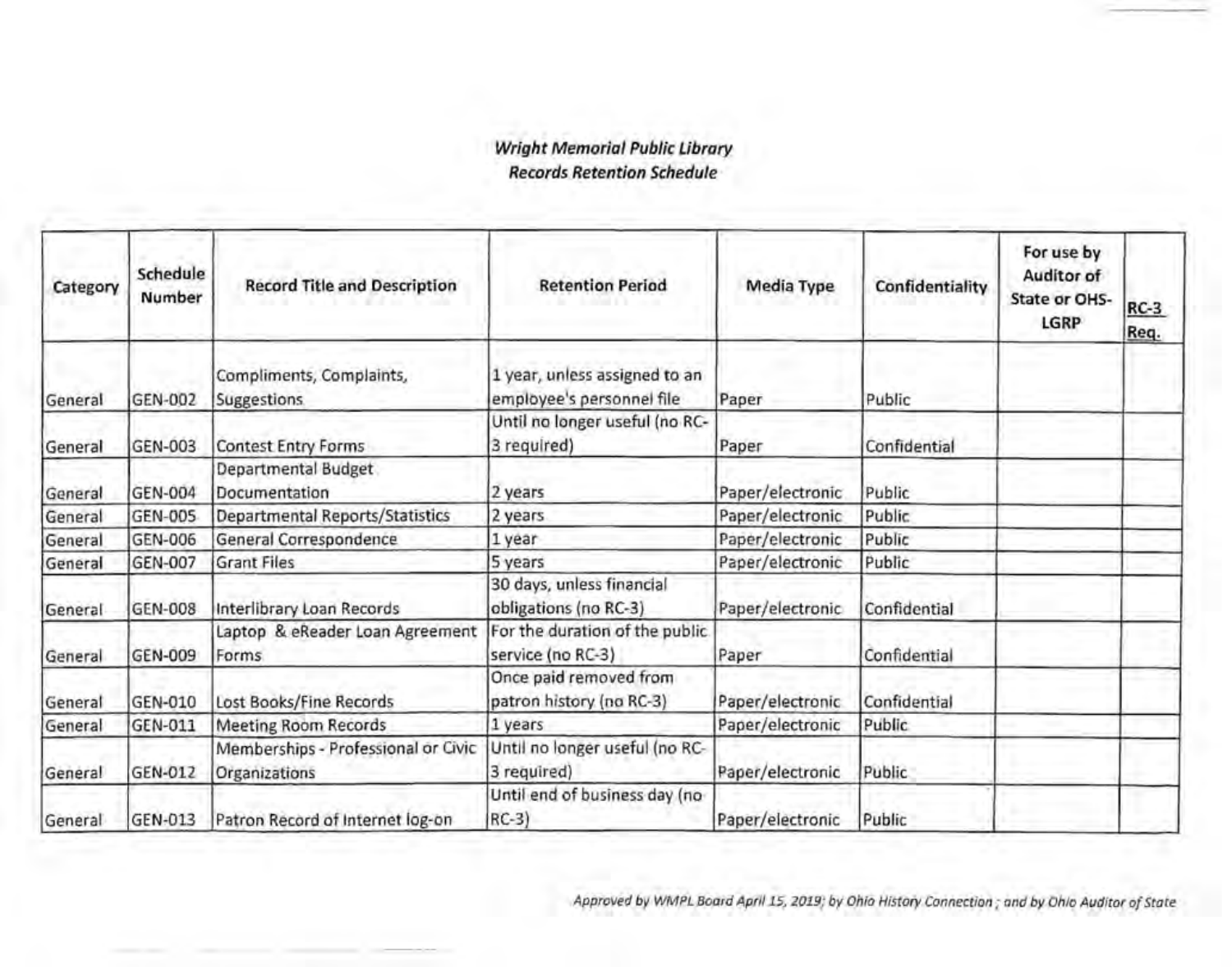***Wright Memorial Public Library***
***Records Retention Schedule***

| Category | Schedule Number | Record Title and Description | Retention Period | Media Type | Confidentiality | For use by Auditor of State or OHS-LGRP | RC-3 Req. |
|---|---|---|---|---|---|---|---|
| General | GEN-002 | Compliments, Complaints, Suggestions | 1 year, unless assigned to an employee's personnel file | Paper | Public | | |
| General | GEN-003 | Contest Entry Forms | Until no longer useful (no RC-3 required) | Paper | Confidential | | |
| General | GEN-004 | Departmental Budget Documentation | 2 years | Paper/electronic | Public | | |
| General | GEN-005 | Departmental Reports/Statistics | 2 years | Paper/electronic | Public | | |
| General | GEN-006 | General Correspondence | 1 year | Paper/electronic | Public | | |
| General | GEN-007 | Grant Files | 5 years | Paper/electronic | Public | | |
| General | GEN-008 | Interlibrary Loan Records | 30 days, unless financial obligations (no RC-3) | Paper/electronic | Confidential | | |
| General | GEN-009 | Laptop & eReader Loan Agreement Forms | For the duration of the public service (no RC-3) | Paper | Confidential | | |
| General | GEN-010 | Lost Books/Fine Records | Once paid removed from patron history (no RC-3) | Paper/electronic | Confidential | | |
| General | GEN-011 | Meeting Room Records | 1 years | Paper/electronic | Public | | |
| General | GEN-012 | Memberships - Professional or Civic Organizations | Until no longer useful (no RC-3 required) | Paper/electronic | Public | | |
| General | GEN-013 | Patron Record of Internet log-on | Until end of business day (no RC-3) | Paper/electronic | Public | | |

*Approved by WMPL Board April 15, 2019; by Ohio History Connection ; and by Ohio Auditor of State*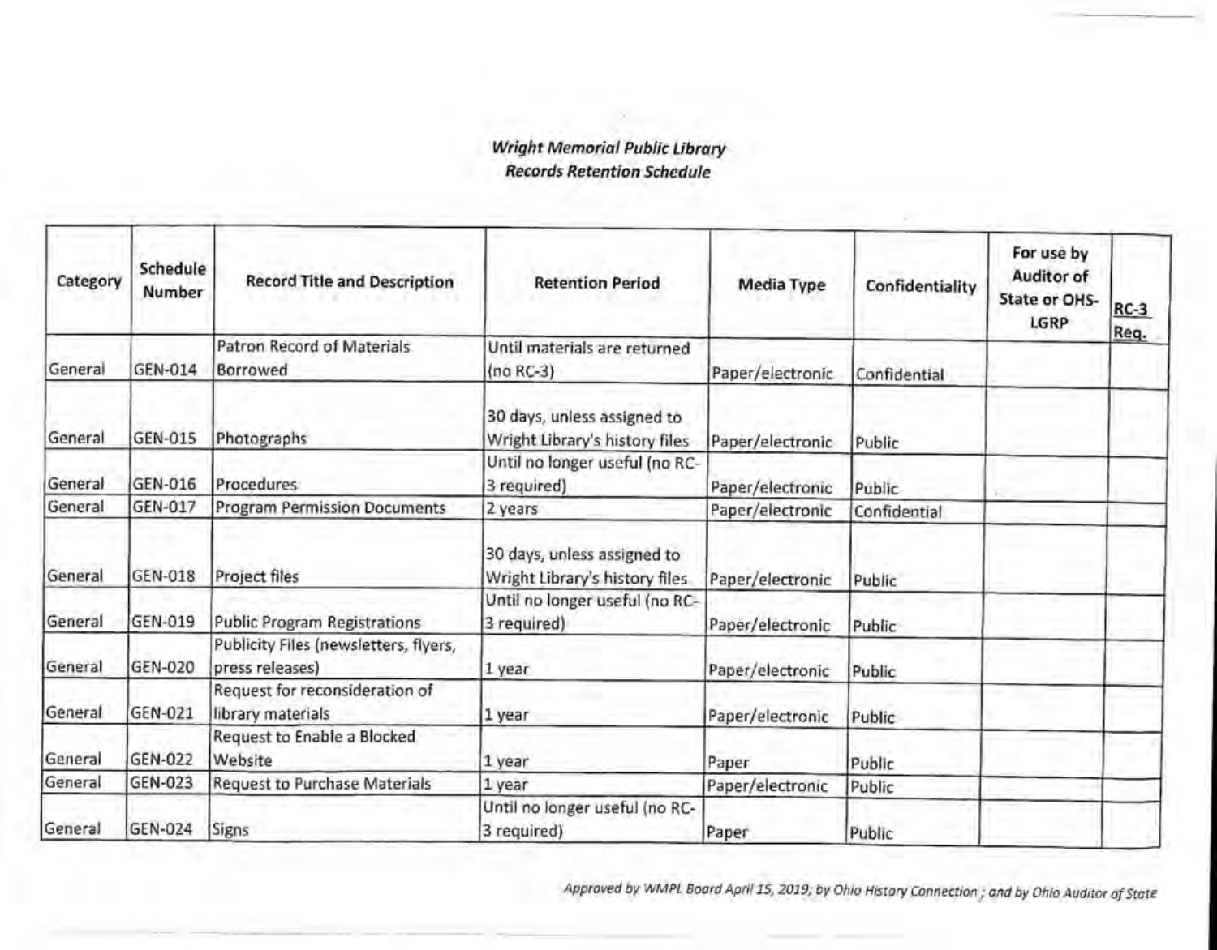*Wright Memorial Public Library*
*Records Retention Schedule*

| Category | Schedule Number | Record Title and Description | Retention Period | Media Type | Confidentiality | For use by Auditor of State or OHS-LGRP | RC-3 Req. |
|---|---|---|---|---|---|---|---|
| General | GEN-014 | Patron Record of Materials Borrowed | Until materials are returned (no RC-3) | Paper/electronic | Confidential | | |
| General | GEN-015 | Photographs | 30 days, unless assigned to Wright Library's history files | Paper/electronic | Public | | |
| General | GEN-016 | Procedures | Until no longer useful (no RC-3 required) | Paper/electronic | Public | | |
| General | GEN-017 | Program Permission Documents | 2 years | Paper/electronic | Confidential | | |
| General | GEN-018 | Project files | 30 days, unless assigned to Wright Library's history files | Paper/electronic | Public | | |
| General | GEN-019 | Public Program Registrations | Until no longer useful (no RC-3 required) | Paper/electronic | Public | | |
| General | GEN-020 | Publicity Files (newsletters, flyers, press releases) | 1 year | Paper/electronic | Public | | |
| General | GEN-021 | Request for reconsideration of library materials | 1 year | Paper/electronic | Public | | |
| General | GEN-022 | Request to Enable a Blocked Website | 1 year | Paper | Public | | |
| General | GEN-023 | Request to Purchase Materials | 1 year | Paper/electronic | Public | | |
| General | GEN-024 | Signs | Until no longer useful (no RC-3 required) | Paper | Public | | |

*Approved by WMPL Board April 15, 2019; by Ohio History Connection ; and by Ohio Auditor of State*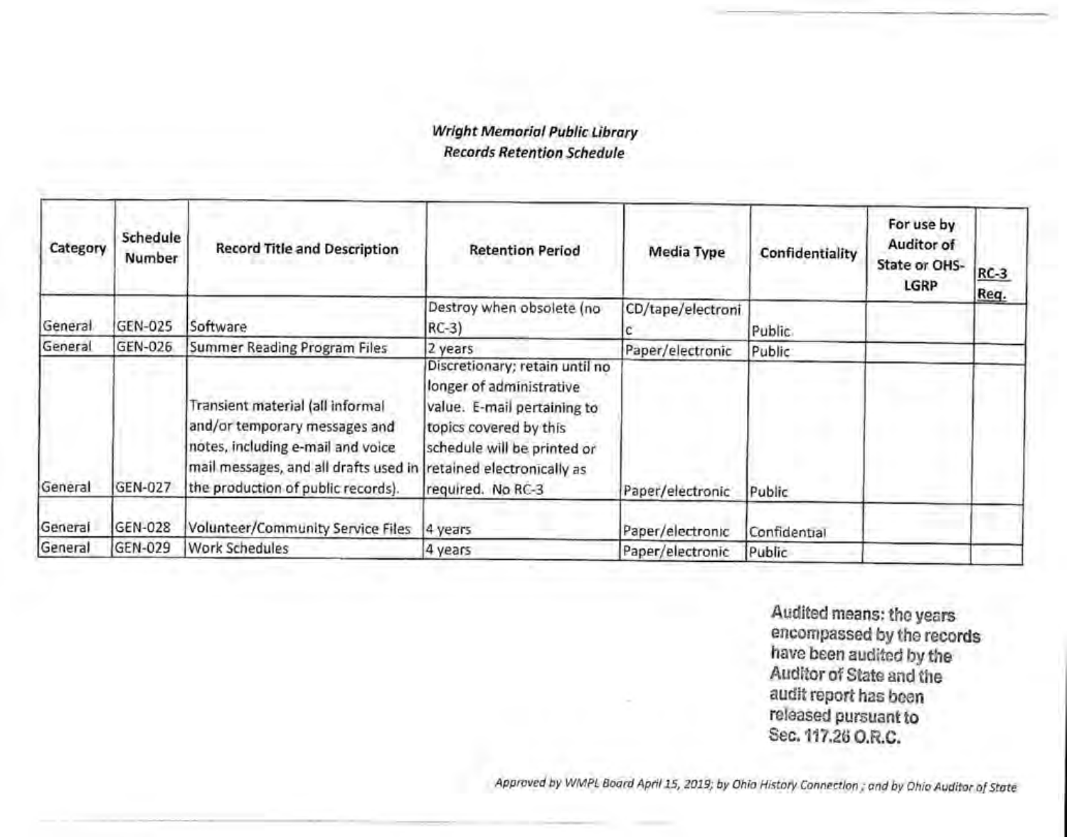***Wright Memorial Public Library***
***Records Retention Schedule***

| Category | Schedule Number | Record Title and Description | Retention Period | Media Type | Confidentiality | For use by Auditor of State or OHS-LGRP | RC-3 Req. |
|---|---|---|---|---|---|---|---|
| General | GEN-025 | Software | Destroy when obsolete (no RC-3) | CD/tape/electronic | Public | | |
| General | GEN-026 | Summer Reading Program Files | 2 years | Paper/electronic | Public | | |
| General | GEN-027 | Transient material (all informal and/or temporary messages and notes, including e-mail and voice mail messages, and all drafts used in the production of public records). | Discretionary; retain until no longer of administrative value. E-mail pertaining to topics covered by this schedule will be printed or retained electronically as required. No RC-3 | Paper/electronic | Public | | |
| General | GEN-028 | Volunteer/Community Service Files | 4 years | Paper/electronic | Confidential | | |
| General | GEN-029 | Work Schedules | 4 years | Paper/electronic | Public | | |

Audited means: the years encompassed by the records have been audited by the Auditor of State and the audit report has been released pursuant to Sec. 117.26 O.R.C.

*Approved by WMPL Board April 15, 2019; by Ohio History Connection ; and by Ohio Auditor of State*